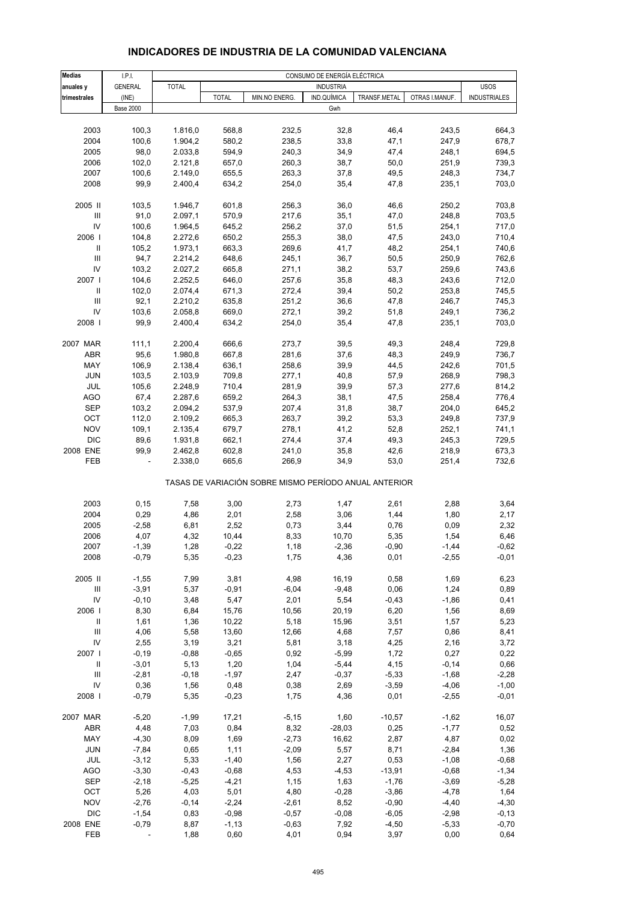# INDICADORES DE INDUSTRIA DE LA COMUNIDAD VALENCIANA

| Medias anuales y trimestrales | I.P.I. GENERAL (INE) Base 2000 | CONSUMO DE ENERGÍA ELÉCTRICA Gwh | | | | | | |
|---|---|---|---|---|---|---|---|---|
| | | TOTAL | INDUSTRIA | | | | | USOS INDUSTRIALES |
| | | | TOTAL | MIN.NO ENERG. | IND.QUÍMICA | TRANSF.METAL | OTRAS I.MANUF. | |
| 2003 | 100,3 | 1.816,0 | 568,8 | 232,5 | 32,8 | 46,4 | 243,5 | 664,3 |
| 2004 | 100,6 | 1.904,2 | 580,2 | 238,5 | 33,8 | 47,1 | 247,9 | 678,7 |
| 2005 | 98,0 | 2.033,8 | 594,9 | 240,3 | 34,9 | 47,4 | 248,1 | 694,5 |
| 2006 | 102,0 | 2.121,8 | 657,0 | 260,3 | 38,7 | 50,0 | 251,9 | 739,3 |
| 2007 | 100,6 | 2.149,0 | 655,5 | 263,3 | 37,8 | 49,5 | 248,3 | 734,7 |
| 2008 | 99,9 | 2.400,4 | 634,2 | 254,0 | 35,4 | 47,8 | 235,1 | 703,0 |
| 2005 II | 103,5 | 1.946,7 | 601,8 | 256,3 | 36,0 | 46,6 | 250,2 | 703,8 |
| III | 91,0 | 2.097,1 | 570,9 | 217,6 | 35,1 | 47,0 | 248,8 | 703,5 |
| IV | 100,6 | 1.964,5 | 645,2 | 256,2 | 37,0 | 51,5 | 254,1 | 717,0 |
| 2006 I | 104,8 | 2.272,6 | 650,2 | 255,3 | 38,0 | 47,5 | 243,0 | 710,4 |
| II | 105,2 | 1.973,1 | 663,3 | 269,6 | 41,7 | 48,2 | 254,1 | 740,6 |
| III | 94,7 | 2.214,2 | 648,6 | 245,1 | 36,7 | 50,5 | 250,9 | 762,6 |
| IV | 103,2 | 2.027,2 | 665,8 | 271,1 | 38,2 | 53,7 | 259,6 | 743,6 |
| 2007 I | 104,6 | 2.252,5 | 646,0 | 257,6 | 35,8 | 48,3 | 243,6 | 712,0 |
| II | 102,0 | 2.074,4 | 671,3 | 272,4 | 39,4 | 50,2 | 253,8 | 745,5 |
| III | 92,1 | 2.210,2 | 635,8 | 251,2 | 36,6 | 47,8 | 246,7 | 745,3 |
| IV | 103,6 | 2.058,8 | 669,0 | 272,1 | 39,2 | 51,8 | 249,1 | 736,2 |
| 2008 I | 99,9 | 2.400,4 | 634,2 | 254,0 | 35,4 | 47,8 | 235,1 | 703,0 |
| 2007 MAR | 111,1 | 2.200,4 | 666,6 | 273,7 | 39,5 | 49,3 | 248,4 | 729,8 |
| ABR | 95,6 | 1.980,8 | 667,8 | 281,6 | 37,6 | 48,3 | 249,9 | 736,7 |
| MAY | 106,9 | 2.138,4 | 636,1 | 258,6 | 39,9 | 44,5 | 242,6 | 701,5 |
| JUN | 103,5 | 2.103,9 | 709,8 | 277,1 | 40,8 | 57,9 | 268,9 | 798,3 |
| JUL | 105,6 | 2.248,9 | 710,4 | 281,9 | 39,9 | 57,3 | 277,6 | 814,2 |
| AGO | 67,4 | 2.287,6 | 659,2 | 264,3 | 38,1 | 47,5 | 258,4 | 776,4 |
| SEP | 103,2 | 2.094,2 | 537,9 | 207,4 | 31,8 | 38,7 | 204,0 | 645,2 |
| OCT | 112,0 | 2.109,2 | 665,3 | 263,7 | 39,2 | 53,3 | 249,8 | 737,9 |
| NOV | 109,1 | 2.135,4 | 679,7 | 278,1 | 41,2 | 52,8 | 252,1 | 741,1 |
| DIC | 89,6 | 1.931,8 | 662,1 | 274,4 | 37,4 | 49,3 | 245,3 | 729,5 |
| 2008 ENE | 99,9 | 2.462,8 | 602,8 | 241,0 | 35,8 | 42,6 | 218,9 | 673,3 |
| FEB | - | 2.338,0 | 665,6 | 266,9 | 34,9 | 53,0 | 251,4 | 732,6 |
| TASAS DE VARIACIÓN SOBRE MISMO PERÍODO ANUAL ANTERIOR | | | | | | | | |
| 2003 | 0,15 | 7,58 | 3,00 | 2,73 | 1,47 | 2,61 | 2,88 | 3,64 |
| 2004 | 0,29 | 4,86 | 2,01 | 2,58 | 3,06 | 1,44 | 1,80 | 2,17 |
| 2005 | -2,58 | 6,81 | 2,52 | 0,73 | 3,44 | 0,76 | 0,09 | 2,32 |
| 2006 | 4,07 | 4,32 | 10,44 | 8,33 | 10,70 | 5,35 | 1,54 | 6,46 |
| 2007 | -1,39 | 1,28 | -0,22 | 1,18 | -2,36 | -0,90 | -1,44 | -0,62 |
| 2008 | -0,79 | 5,35 | -0,23 | 1,75 | 4,36 | 0,01 | -2,55 | -0,01 |
| 2005 II | -1,55 | 7,99 | 3,81 | 4,98 | 16,19 | 0,58 | 1,69 | 6,23 |
| III | -3,91 | 5,37 | -0,91 | -6,04 | -9,48 | 0,06 | 1,24 | 0,89 |
| IV | -0,10 | 3,48 | 5,47 | 2,01 | 5,54 | -0,43 | -1,86 | 0,41 |
| 2006 I | 8,30 | 6,84 | 15,76 | 10,56 | 20,19 | 6,20 | 1,56 | 8,69 |
| II | 1,61 | 1,36 | 10,22 | 5,18 | 15,96 | 3,51 | 1,57 | 5,23 |
| III | 4,06 | 5,58 | 13,60 | 12,66 | 4,68 | 7,57 | 0,86 | 8,41 |
| IV | 2,55 | 3,19 | 3,21 | 5,81 | 3,18 | 4,25 | 2,16 | 3,72 |
| 2007 I | -0,19 | -0,88 | -0,65 | 0,92 | -5,99 | 1,72 | 0,27 | 0,22 |
| II | -3,01 | 5,13 | 1,20 | 1,04 | -5,44 | 4,15 | -0,14 | 0,66 |
| III | -2,81 | -0,18 | -1,97 | 2,47 | -0,37 | -5,33 | -1,68 | -2,28 |
| IV | 0,36 | 1,56 | 0,48 | 0,38 | 2,69 | -3,59 | -4,06 | -1,00 |
| 2008 I | -0,79 | 5,35 | -0,23 | 1,75 | 4,36 | 0,01 | -2,55 | -0,01 |
| 2007 MAR | -5,20 | -1,99 | 17,21 | -5,15 | 1,60 | -10,57 | -1,62 | 16,07 |
| ABR | 4,48 | 7,03 | 0,84 | 8,32 | -28,03 | 0,25 | -1,77 | 0,52 |
| MAY | -4,30 | 8,09 | 1,69 | -2,73 | 16,62 | 2,87 | 4,87 | 0,02 |
| JUN | -7,84 | 0,65 | 1,11 | -2,09 | 5,57 | 8,71 | -2,84 | 1,36 |
| JUL | -3,12 | 5,33 | -1,40 | 1,56 | 2,27 | 0,53 | -1,08 | -0,68 |
| AGO | -3,30 | -0,43 | -0,68 | 4,53 | -4,53 | -13,91 | -0,68 | -1,34 |
| SEP | -2,18 | -5,25 | -4,21 | 1,15 | 1,63 | -1,76 | -3,69 | -5,28 |
| OCT | 5,26 | 4,03 | 5,01 | 4,80 | -0,28 | -3,86 | -4,78 | 1,64 |
| NOV | -2,76 | -0,14 | -2,24 | -2,61 | 8,52 | -0,90 | -4,40 | -4,30 |
| DIC | -1,54 | 0,83 | -0,98 | -0,57 | -0,08 | -6,05 | -2,98 | -0,13 |
| 2008 ENE | -0,79 | 8,87 | -1,13 | -0,63 | 7,92 | -4,50 | -5,33 | -0,70 |
| FEB | - | 1,88 | 0,60 | 4,01 | 0,94 | 3,97 | 0,00 | 0,64 |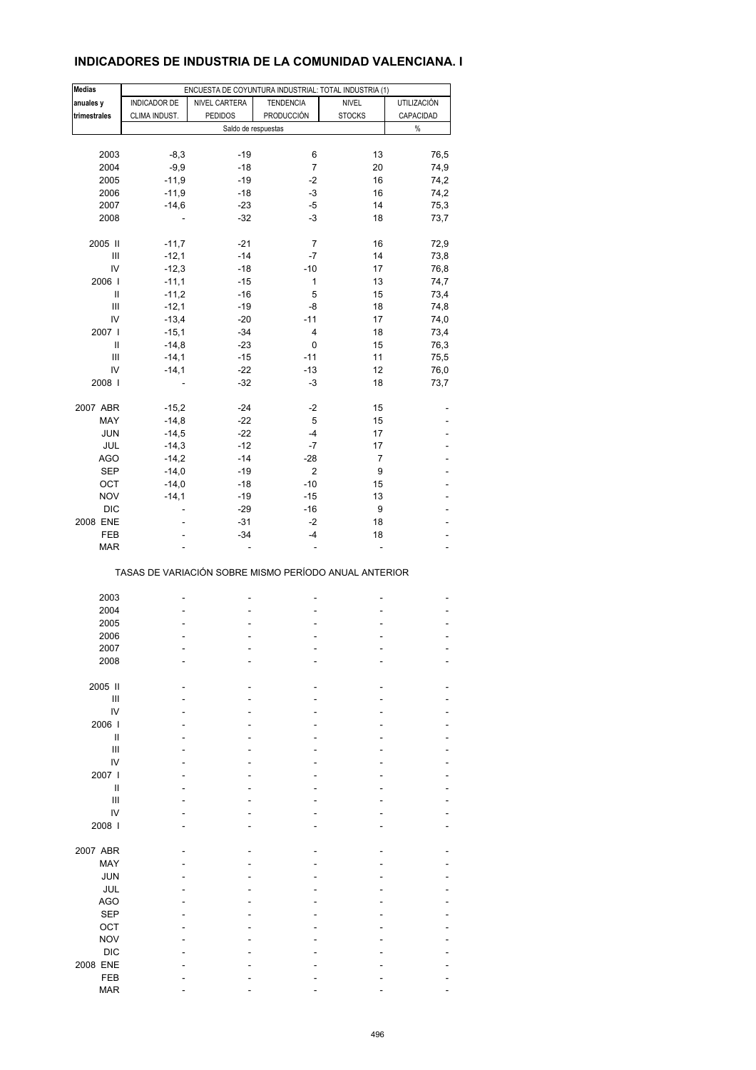## INDICADORES DE INDUSTRIA DE LA COMUNIDAD VALENCIANA. I

| Medias anuales y trimestrales | ENCUESTA DE COYUNTURA INDUSTRIAL: TOTAL INDUSTRIA (1) | | | | |
|---|---|---|---|---|---|
| | INDICADOR DE CLIMA INDUST. | NIVEL CARTERA PEDIDOS | TENDENCIA PRODUCCIÓN | NIVEL STOCKS | UTILIZACIÓN CAPACIDAD |
| | Saldo de respuestas | | | | % |
| 2003 | -8,3 | -19 | 6 | 13 | 76,5 |
| 2004 | -9,9 | -18 | 7 | 20 | 74,9 |
| 2005 | -11,9 | -19 | -2 | 16 | 74,2 |
| 2006 | -11,9 | -18 | -3 | 16 | 74,2 |
| 2007 | -14,6 | -23 | -5 | 14 | 75,3 |
| 2008 | - | -32 | -3 | 18 | 73,7 |
| 2005 II | -11,7 | -21 | 7 | 16 | 72,9 |
| III | -12,1 | -14 | -7 | 14 | 73,8 |
| IV | -12,3 | -18 | -10 | 17 | 76,8 |
| 2006 I | -11,1 | -15 | 1 | 13 | 74,7 |
| II | -11,2 | -16 | 5 | 15 | 73,4 |
| III | -12,1 | -19 | -8 | 18 | 74,8 |
| IV | -13,4 | -20 | -11 | 17 | 74,0 |
| 2007 I | -15,1 | -34 | 4 | 18 | 73,4 |
| II | -14,8 | -23 | 0 | 15 | 76,3 |
| III | -14,1 | -15 | -11 | 11 | 75,5 |
| IV | -14,1 | -22 | -13 | 12 | 76,0 |
| 2008 I | - | -32 | -3 | 18 | 73,7 |
| 2007 ABR | -15,2 | -24 | -2 | 15 | - |
| MAY | -14,8 | -22 | 5 | 15 | - |
| JUN | -14,5 | -22 | -4 | 17 | - |
| JUL | -14,3 | -12 | -7 | 17 | - |
| AGO | -14,2 | -14 | -28 | 7 | - |
| SEP | -14,0 | -19 | 2 | 9 | - |
| OCT | -14,0 | -18 | -10 | 15 | - |
| NOV | -14,1 | -19 | -15 | 13 | - |
| DIC | - | -29 | -16 | 9 | - |
| 2008 ENE | - | -31 | -2 | 18 | - |
| FEB | - | -34 | -4 | 18 | - |
| MAR | - | - | - | - | - |

TASAS DE VARIACIÓN SOBRE MISMO PERÍODO ANUAL ANTERIOR

| Medias anuales y trimestrales | INDICADOR DE CLIMA INDUST. | NIVEL CARTERA PEDIDOS | TENDENCIA PRODUCCIÓN | NIVEL STOCKS | UTILIZACIÓN CAPACIDAD |
|---|---|---|---|---|---|
| 2003 | - | - | - | - | - |
| 2004 | - | - | - | - | - |
| 2005 | - | - | - | - | - |
| 2006 | - | - | - | - | - |
| 2007 | - | - | - | - | - |
| 2008 | - | - | - | - | - |
| 2005 II | - | - | - | - | - |
| III | - | - | - | - | - |
| IV | - | - | - | - | - |
| 2006 I | - | - | - | - | - |
| II | - | - | - | - | - |
| III | - | - | - | - | - |
| IV | - | - | - | - | - |
| 2007 I | - | - | - | - | - |
| II | - | - | - | - | - |
| III | - | - | - | - | - |
| IV | - | - | - | - | - |
| 2008 I | - | - | - | - | - |
| 2007 ABR | - | - | - | - | - |
| MAY | - | - | - | - | - |
| JUN | - | - | - | - | - |
| JUL | - | - | - | - | - |
| AGO | - | - | - | - | - |
| SEP | - | - | - | - | - |
| OCT | - | - | - | - | - |
| NOV | - | - | - | - | - |
| DIC | - | - | - | - | - |
| 2008 ENE | - | - | - | - | - |
| FEB | - | - | - | - | - |
| MAR | - | - | - | - | - |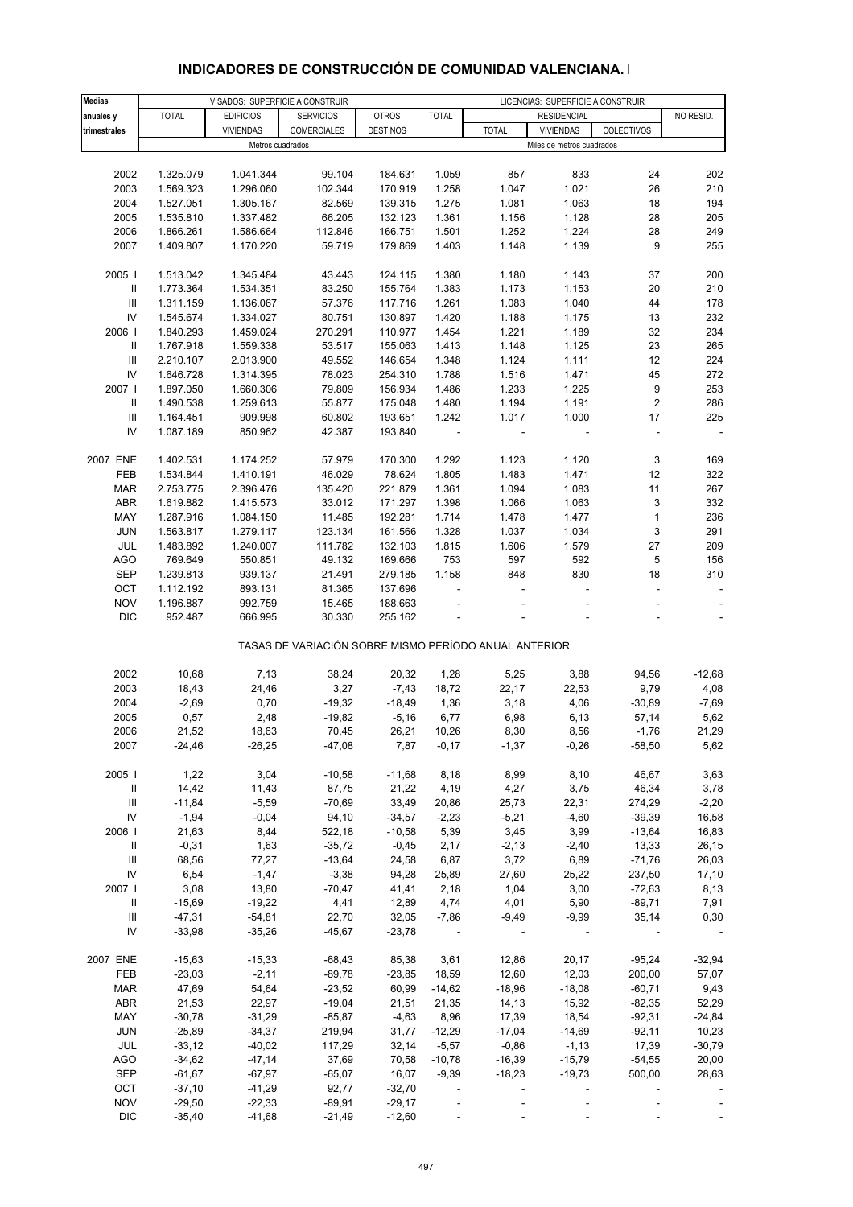# INDICADORES DE CONSTRUCCIÓN DE COMUNIDAD VALENCIANA.

| Medias anuales y trimestrales | VISADOS: SUPERFICIE A CONSTRUIR | | | | LICENCIAS: SUPERFICIE A CONSTRUIR | | | | |
|---|---|---|---|---|---|---|---|---|---|
| | TOTAL | EDIFICIOS VIVIENDAS | SERVICIOS COMERCIALES | OTROS DESTINOS | TOTAL | RESIDENCIAL | | | NO RESID. |
| | | | | | | TOTAL | VIVIENDAS | COLECTIVOS | |
| | Metros cuadrados | | | | Miles de metros cuadrados | | | | |
| 2002 | 1.325.079 | 1.041.344 | 99.104 | 184.631 | 1.059 | 857 | 833 | 24 | 202 |
| 2003 | 1.569.323 | 1.296.060 | 102.344 | 170.919 | 1.258 | 1.047 | 1.021 | 26 | 210 |
| 2004 | 1.527.051 | 1.305.167 | 82.569 | 139.315 | 1.275 | 1.081 | 1.063 | 18 | 194 |
| 2005 | 1.535.810 | 1.337.482 | 66.205 | 132.123 | 1.361 | 1.156 | 1.128 | 28 | 205 |
| 2006 | 1.866.261 | 1.586.664 | 112.846 | 166.751 | 1.501 | 1.252 | 1.224 | 28 | 249 |
| 2007 | 1.409.807 | 1.170.220 | 59.719 | 179.869 | 1.403 | 1.148 | 1.139 | 9 | 255 |
| 2005 I | 1.513.042 | 1.345.484 | 43.443 | 124.115 | 1.380 | 1.180 | 1.143 | 37 | 200 |
| II | 1.773.364 | 1.534.351 | 83.250 | 155.764 | 1.383 | 1.173 | 1.153 | 20 | 210 |
| III | 1.311.159 | 1.136.067 | 57.376 | 117.716 | 1.261 | 1.083 | 1.040 | 44 | 178 |
| IV | 1.545.674 | 1.334.027 | 80.751 | 130.897 | 1.420 | 1.188 | 1.175 | 13 | 232 |
| 2006 I | 1.840.293 | 1.459.024 | 270.291 | 110.977 | 1.454 | 1.221 | 1.189 | 32 | 234 |
| II | 1.767.918 | 1.559.338 | 53.517 | 155.063 | 1.413 | 1.148 | 1.125 | 23 | 265 |
| III | 2.210.107 | 2.013.900 | 49.552 | 146.654 | 1.348 | 1.124 | 1.111 | 12 | 224 |
| IV | 1.646.728 | 1.314.395 | 78.023 | 254.310 | 1.788 | 1.516 | 1.471 | 45 | 272 |
| 2007 I | 1.897.050 | 1.660.306 | 79.809 | 156.934 | 1.486 | 1.233 | 1.225 | 9 | 253 |
| II | 1.490.538 | 1.259.613 | 55.877 | 175.048 | 1.480 | 1.194 | 1.191 | 2 | 286 |
| III | 1.164.451 | 909.998 | 60.802 | 193.651 | 1.242 | 1.017 | 1.000 | 17 | 225 |
| IV | 1.087.189 | 850.962 | 42.387 | 193.840 | - | - | - | - | - |
| 2007 ENE | 1.402.531 | 1.174.252 | 57.979 | 170.300 | 1.292 | 1.123 | 1.120 | 3 | 169 |
| FEB | 1.534.844 | 1.410.191 | 46.029 | 78.624 | 1.805 | 1.483 | 1.471 | 12 | 322 |
| MAR | 2.753.775 | 2.396.476 | 135.420 | 221.879 | 1.361 | 1.094 | 1.083 | 11 | 267 |
| ABR | 1.619.882 | 1.415.573 | 33.012 | 171.297 | 1.398 | 1.066 | 1.063 | 3 | 332 |
| MAY | 1.287.916 | 1.084.150 | 11.485 | 192.281 | 1.714 | 1.478 | 1.477 | 1 | 236 |
| JUN | 1.563.817 | 1.279.117 | 123.134 | 161.566 | 1.328 | 1.037 | 1.034 | 3 | 291 |
| JUL | 1.483.892 | 1.240.007 | 111.782 | 132.103 | 1.815 | 1.606 | 1.579 | 27 | 209 |
| AGO | 769.649 | 550.851 | 49.132 | 169.666 | 753 | 597 | 592 | 5 | 156 |
| SEP | 1.239.813 | 939.137 | 21.491 | 279.185 | 1.158 | 848 | 830 | 18 | 310 |
| OCT | 1.112.192 | 893.131 | 81.365 | 137.696 | - | - | - | - | - |
| NOV | 1.196.887 | 992.759 | 15.465 | 188.663 | - | - | - | - | - |
| DIC | 952.487 | 666.995 | 30.330 | 255.162 | - | - | - | - | - |
| | TASAS DE VARIACIÓN SOBRE MISMO PERÍODO ANUAL ANTERIOR | | | | | | | | |
| 2002 | 10,68 | 7,13 | 38,24 | 20,32 | 1,28 | 5,25 | 3,88 | 94,56 | -12,68 |
| 2003 | 18,43 | 24,46 | 3,27 | -7,43 | 18,72 | 22,17 | 22,53 | 9,79 | 4,08 |
| 2004 | -2,69 | 0,70 | -19,32 | -18,49 | 1,36 | 3,18 | 4,06 | -30,89 | -7,69 |
| 2005 | 0,57 | 2,48 | -19,82 | -5,16 | 6,77 | 6,98 | 6,13 | 57,14 | 5,62 |
| 2006 | 21,52 | 18,63 | 70,45 | 26,21 | 10,26 | 8,30 | 8,56 | -1,76 | 21,29 |
| 2007 | -24,46 | -26,25 | -47,08 | 7,87 | -0,17 | -1,37 | -0,26 | -58,50 | 5,62 |
| 2005 I | 1,22 | 3,04 | -10,58 | -11,68 | 8,18 | 8,99 | 8,10 | 46,67 | 3,63 |
| II | 14,42 | 11,43 | 87,75 | 21,22 | 4,19 | 4,27 | 3,75 | 46,34 | 3,78 |
| III | -11,84 | -5,59 | -70,69 | 33,49 | 20,86 | 25,73 | 22,31 | 274,29 | -2,20 |
| IV | -1,94 | -0,04 | 94,10 | -34,57 | -2,23 | -5,21 | -4,60 | -39,39 | 16,58 |
| 2006 I | 21,63 | 8,44 | 522,18 | -10,58 | 5,39 | 3,45 | 3,99 | -13,64 | 16,83 |
| II | -0,31 | 1,63 | -35,72 | -0,45 | 2,17 | -2,13 | -2,40 | 13,33 | 26,15 |
| III | 68,56 | 77,27 | -13,64 | 24,58 | 6,87 | 3,72 | 6,89 | -71,76 | 26,03 |
| IV | 6,54 | -1,47 | -3,38 | 94,28 | 25,89 | 27,60 | 25,22 | 237,50 | 17,10 |
| 2007 I | 3,08 | 13,80 | -70,47 | 41,41 | 2,18 | 1,04 | 3,00 | -72,63 | 8,13 |
| II | -15,69 | -19,22 | 4,41 | 12,89 | 4,74 | 4,01 | 5,90 | -89,71 | 7,91 |
| III | -47,31 | -54,81 | 22,70 | 32,05 | -7,86 | -9,49 | -9,99 | 35,14 | 0,30 |
| IV | -33,98 | -35,26 | -45,67 | -23,78 | - | - | - | - | - |
| 2007 ENE | -15,63 | -15,33 | -68,43 | 85,38 | 3,61 | 12,86 | 20,17 | -95,24 | -32,94 |
| FEB | -23,03 | -2,11 | -89,78 | -23,85 | 18,59 | 12,60 | 12,03 | 200,00 | 57,07 |
| MAR | 47,69 | 54,64 | -23,52 | 60,99 | -14,62 | -18,96 | -18,08 | -60,71 | 9,43 |
| ABR | 21,53 | 22,97 | -19,04 | 21,51 | 21,35 | 14,13 | 15,92 | -82,35 | 52,29 |
| MAY | -30,78 | -31,29 | -85,87 | -4,63 | 8,96 | 17,39 | 18,54 | -92,31 | -24,84 |
| JUN | -25,89 | -34,37 | 219,94 | 31,77 | -12,29 | -17,04 | -14,69 | -92,11 | 10,23 |
| JUL | -33,12 | -40,02 | 117,29 | 32,14 | -5,57 | -0,86 | -1,13 | 17,39 | -30,79 |
| AGO | -34,62 | -47,14 | 37,69 | 70,58 | -10,78 | -16,39 | -15,79 | -54,55 | 20,00 |
| SEP | -61,67 | -67,97 | -65,07 | 16,07 | -9,39 | -18,23 | -19,73 | 500,00 | 28,63 |
| OCT | -37,10 | -41,29 | 92,77 | -32,70 | - | - | - | - | - |
| NOV | -29,50 | -22,33 | -89,91 | -29,17 | - | - | - | - | - |
| DIC | -35,40 | -41,68 | -21,49 | -12,60 | - | - | - | - | - |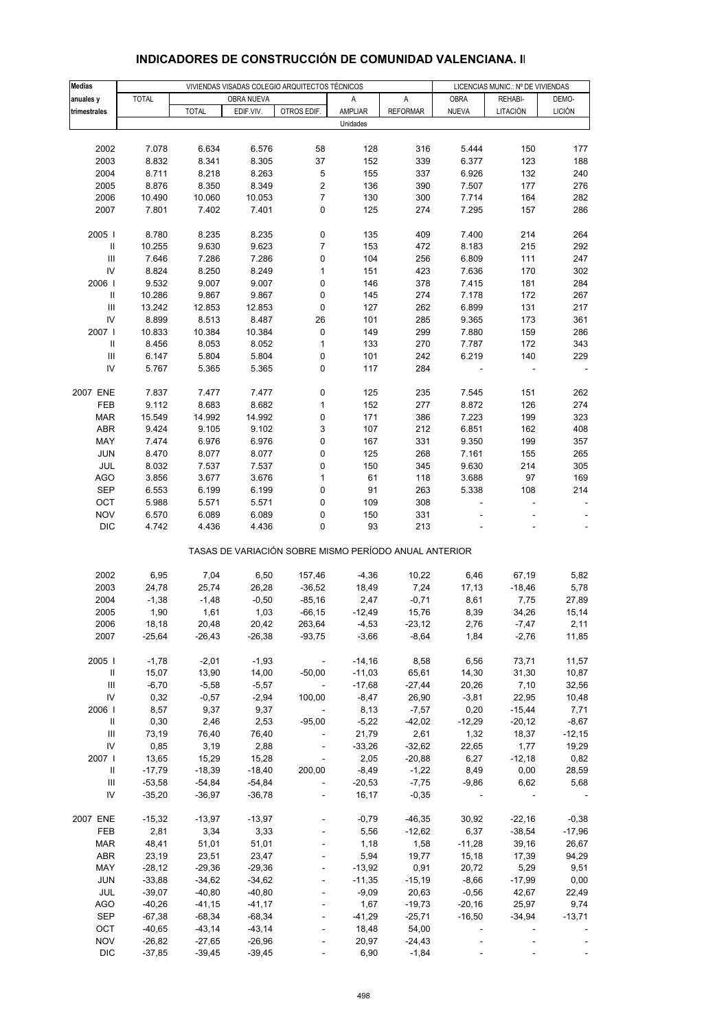## INDICADORES DE CONSTRUCCIÓN DE COMUNIDAD VALENCIANA. I

| Medias anuales y trimestrales | VIVIENDAS VISADAS COLEGIO ARQUITECTOS TÉCNICOS | | | | | | LICENCIAS MUNIC.: Nº DE VIVIENDAS | | |
|---|---|---|---|---|---|---|---|---|---|
| | TOTAL | OBRA NUEVA | | | A AMPLIAR | A REFORMAR | OBRA NUEVA | REHABI-LITACIÓN | DEMO-LICIÓN |
| | | TOTAL | EDIF.VIV. | OTROS EDIF. | | | | | |
| | Unidades | | | | | | | | |
| 2002 | 7.078 | 6.634 | 6.576 | 58 | 128 | 316 | 5.444 | 150 | 177 |
| 2003 | 8.832 | 8.341 | 8.305 | 37 | 152 | 339 | 6.377 | 123 | 188 |
| 2004 | 8.711 | 8.218 | 8.263 | 5 | 155 | 337 | 6.926 | 132 | 240 |
| 2005 | 8.876 | 8.350 | 8.349 | 2 | 136 | 390 | 7.507 | 177 | 276 |
| 2006 | 10.490 | 10.060 | 10.053 | 7 | 130 | 300 | 7.714 | 164 | 282 |
| 2007 | 7.801 | 7.402 | 7.401 | 0 | 125 | 274 | 7.295 | 157 | 286 |
| 2005 I | 8.780 | 8.235 | 8.235 | 0 | 135 | 409 | 7.400 | 214 | 264 |
| II | 10.255 | 9.630 | 9.623 | 7 | 153 | 472 | 8.183 | 215 | 292 |
| III | 7.646 | 7.286 | 7.286 | 0 | 104 | 256 | 6.809 | 111 | 247 |
| IV | 8.824 | 8.250 | 8.249 | 1 | 151 | 423 | 7.636 | 170 | 302 |
| 2006 I | 9.532 | 9.007 | 9.007 | 0 | 146 | 378 | 7.415 | 181 | 284 |
| II | 10.286 | 9.867 | 9.867 | 0 | 145 | 274 | 7.178 | 172 | 267 |
| III | 13.242 | 12.853 | 12.853 | 0 | 127 | 262 | 6.899 | 131 | 217 |
| IV | 8.899 | 8.513 | 8.487 | 26 | 101 | 285 | 9.365 | 173 | 361 |
| 2007 I | 10.833 | 10.384 | 10.384 | 0 | 149 | 299 | 7.880 | 159 | 286 |
| II | 8.456 | 8.053 | 8.052 | 1 | 133 | 270 | 7.787 | 172 | 343 |
| III | 6.147 | 5.804 | 5.804 | 0 | 101 | 242 | 6.219 | 140 | 229 |
| IV | 5.767 | 5.365 | 5.365 | 0 | 117 | 284 | - | - | - |
| 2007 ENE | 7.837 | 7.477 | 7.477 | 0 | 125 | 235 | 7.545 | 151 | 262 |
| FEB | 9.112 | 8.683 | 8.682 | 1 | 152 | 277 | 8.872 | 126 | 274 |
| MAR | 15.549 | 14.992 | 14.992 | 0 | 171 | 386 | 7.223 | 199 | 323 |
| ABR | 9.424 | 9.105 | 9.102 | 3 | 107 | 212 | 6.851 | 162 | 408 |
| MAY | 7.474 | 6.976 | 6.976 | 0 | 167 | 331 | 9.350 | 199 | 357 |
| JUN | 8.470 | 8.077 | 8.077 | 0 | 125 | 268 | 7.161 | 155 | 265 |
| JUL | 8.032 | 7.537 | 7.537 | 0 | 150 | 345 | 9.630 | 214 | 305 |
| AGO | 3.856 | 3.677 | 3.676 | 1 | 61 | 118 | 3.688 | 97 | 169 |
| SEP | 6.553 | 6.199 | 6.199 | 0 | 91 | 263 | 5.338 | 108 | 214 |
| OCT | 5.988 | 5.571 | 5.571 | 0 | 109 | 308 | - | - | - |
| NOV | 6.570 | 6.089 | 6.089 | 0 | 150 | 331 | - | - | - |
| DIC | 4.742 | 4.436 | 4.436 | 0 | 93 | 213 | - | - | - |
| | TASAS DE VARIACIÓN SOBRE MISMO PERÍODO ANUAL ANTERIOR | | | | | | | | |
| 2002 | 6,95 | 7,04 | 6,50 | 157,46 | -4,36 | 10,22 | 6,46 | 67,19 | 5,82 |
| 2003 | 24,78 | 25,74 | 26,28 | -36,52 | 18,49 | 7,24 | 17,13 | -18,46 | 5,78 |
| 2004 | -1,38 | -1,48 | -0,50 | -85,16 | 2,47 | -0,71 | 8,61 | 7,75 | 27,89 |
| 2005 | 1,90 | 1,61 | 1,03 | -66,15 | -12,49 | 15,76 | 8,39 | 34,26 | 15,14 |
| 2006 | 18,18 | 20,48 | 20,42 | 263,64 | -4,53 | -23,12 | 2,76 | -7,47 | 2,11 |
| 2007 | -25,64 | -26,43 | -26,38 | -93,75 | -3,66 | -8,64 | 1,84 | -2,76 | 11,85 |
| 2005 I | -1,78 | -2,01 | -1,93 | - | -14,16 | 8,58 | 6,56 | 73,71 | 11,57 |
| II | 15,07 | 13,90 | 14,00 | -50,00 | -11,03 | 65,61 | 14,30 | 31,30 | 10,87 |
| III | -6,70 | -5,58 | -5,57 | - | -17,68 | -27,44 | 20,26 | 7,10 | 32,56 |
| IV | 0,32 | -0,57 | -2,94 | 100,00 | -8,47 | 26,90 | -3,81 | 22,95 | 10,48 |
| 2006 I | 8,57 | 9,37 | 9,37 | - | 8,13 | -7,57 | 0,20 | -15,44 | 7,71 |
| II | 0,30 | 2,46 | 2,53 | -95,00 | -5,22 | -42,02 | -12,29 | -20,12 | -8,67 |
| III | 73,19 | 76,40 | 76,40 | - | 21,79 | 2,61 | 1,32 | 18,37 | -12,15 |
| IV | 0,85 | 3,19 | 2,88 | - | -33,26 | -32,62 | 22,65 | 1,77 | 19,29 |
| 2007 I | 13,65 | 15,29 | 15,28 | - | 2,05 | -20,88 | 6,27 | -12,18 | 0,82 |
| II | -17,79 | -18,39 | -18,40 | 200,00 | -8,49 | -1,22 | 8,49 | 0,00 | 28,59 |
| III | -53,58 | -54,84 | -54,84 | - | -20,53 | -7,75 | -9,86 | 6,62 | 5,68 |
| IV | -35,20 | -36,97 | -36,78 | - | 16,17 | -0,35 | - | - | - |
| 2007 ENE | -15,32 | -13,97 | -13,97 | - | -0,79 | -46,35 | 30,92 | -22,16 | -0,38 |
| FEB | 2,81 | 3,34 | 3,33 | - | 5,56 | -12,62 | 6,37 | -38,54 | -17,96 |
| MAR | 48,41 | 51,01 | 51,01 | - | 1,18 | 1,58 | -11,28 | 39,16 | 26,67 |
| ABR | 23,19 | 23,51 | 23,47 | - | 5,94 | 19,77 | 15,18 | 17,39 | 94,29 |
| MAY | -28,12 | -29,36 | -29,36 | - | -13,92 | 0,91 | 20,72 | 5,29 | 9,51 |
| JUN | -33,88 | -34,62 | -34,62 | - | -11,35 | -15,19 | -8,66 | -17,99 | 0,00 |
| JUL | -39,07 | -40,80 | -40,80 | - | -9,09 | 20,63 | -0,56 | 42,67 | 22,49 |
| AGO | -40,26 | -41,15 | -41,17 | - | 1,67 | -19,73 | -20,16 | 25,97 | 9,74 |
| SEP | -67,38 | -68,34 | -68,34 | - | -41,29 | -25,71 | -16,50 | -34,94 | -13,71 |
| OCT | -40,65 | -43,14 | -43,14 | - | 18,48 | 54,00 | - | - | - |
| NOV | -26,82 | -27,65 | -26,96 | - | 20,97 | -24,43 | - | - | - |
| DIC | -37,85 | -39,45 | -39,45 | - | 6,90 | -1,84 | - | - | - |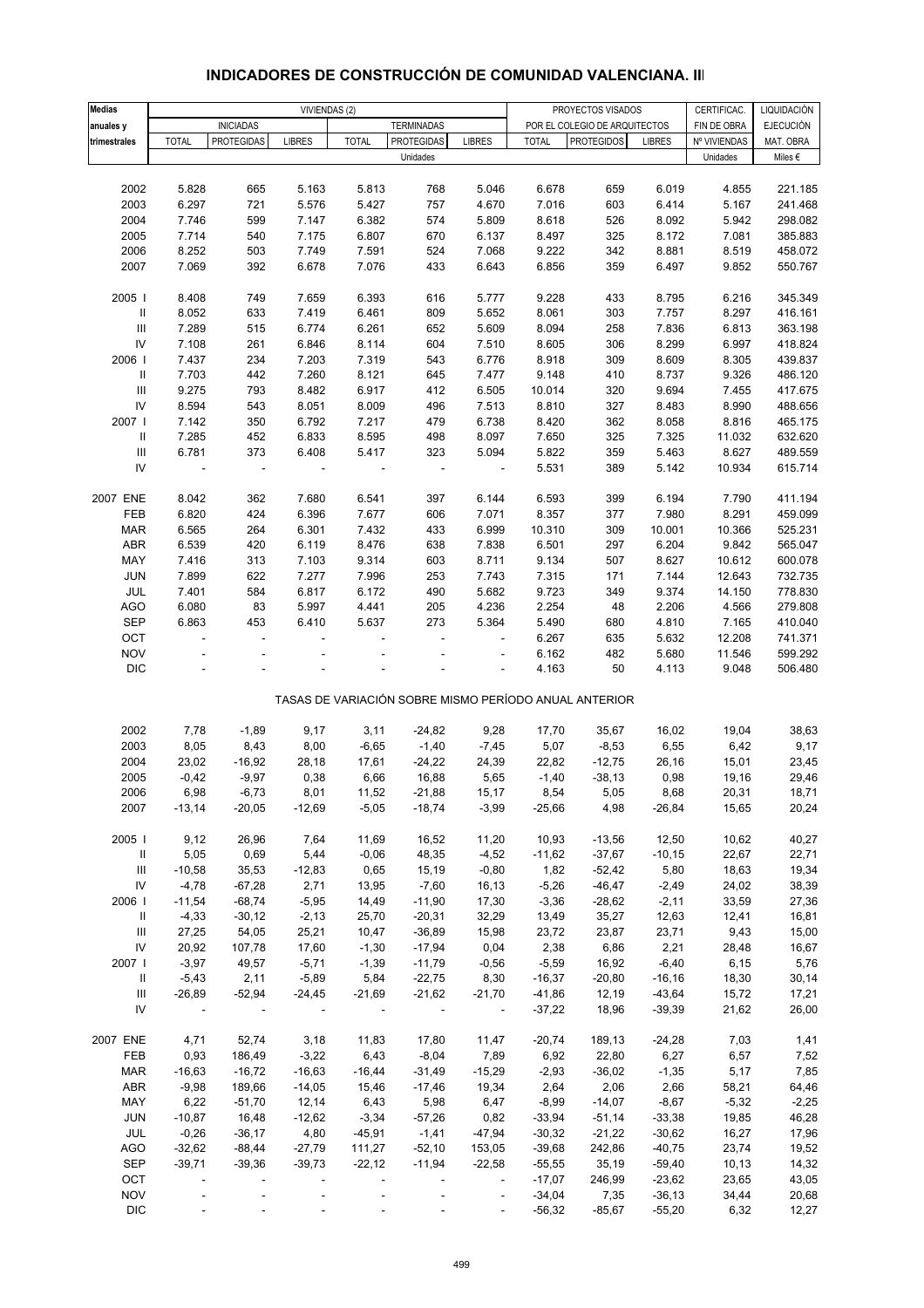## INDICADORES DE CONSTRUCCIÓN DE COMUNIDAD VALENCIANA. III

| Medias anuales y trimestrales | VIVIENDAS (2) | | | | | | PROYECTOS VISADOS POR EL COLEGIO DE ARQUITECTOS | | | CERTIFICAC. FIN DE OBRA | LIQUIDACIÓN EJECUCIÓN MAT. OBRA |
|---|---|---|---|---|---|---|---|---|---|---|---|
| | INICIADAS | | | TERMINADAS | | | | | | | |
| | TOTAL | PROTEGIDAS | LIBRES | TOTAL | PROTEGIDAS | LIBRES | TOTAL | PROTEGIDOS | LIBRES | Nº VIVIENDAS | |
| | Unidades | | | | | | | | | Unidades | Miles € |
| 2002 | 5.828 | 665 | 5.163 | 5.813 | 768 | 5.046 | 6.678 | 659 | 6.019 | 4.855 | 221.185 |
| 2003 | 6.297 | 721 | 5.576 | 5.427 | 757 | 4.670 | 7.016 | 603 | 6.414 | 5.167 | 241.468 |
| 2004 | 7.746 | 599 | 7.147 | 6.382 | 574 | 5.809 | 8.618 | 526 | 8.092 | 5.942 | 298.082 |
| 2005 | 7.714 | 540 | 7.175 | 6.807 | 670 | 6.137 | 8.497 | 325 | 8.172 | 7.081 | 385.883 |
| 2006 | 8.252 | 503 | 7.749 | 7.591 | 524 | 7.068 | 9.222 | 342 | 8.881 | 8.519 | 458.072 |
| 2007 | 7.069 | 392 | 6.678 | 7.076 | 433 | 6.643 | 6.856 | 359 | 6.497 | 9.852 | 550.767 |
| 2005 I | 8.408 | 749 | 7.659 | 6.393 | 616 | 5.777 | 9.228 | 433 | 8.795 | 6.216 | 345.349 |
| II | 8.052 | 633 | 7.419 | 6.461 | 809 | 5.652 | 8.061 | 303 | 7.757 | 8.297 | 416.161 |
| III | 7.289 | 515 | 6.774 | 6.261 | 652 | 5.609 | 8.094 | 258 | 7.836 | 6.813 | 363.198 |
| IV | 7.108 | 261 | 6.846 | 8.114 | 604 | 7.510 | 8.605 | 306 | 8.299 | 6.997 | 418.824 |
| 2006 I | 7.437 | 234 | 7.203 | 7.319 | 543 | 6.776 | 8.918 | 309 | 8.609 | 8.305 | 439.837 |
| II | 7.703 | 442 | 7.260 | 8.121 | 645 | 7.477 | 9.148 | 410 | 8.737 | 9.326 | 486.120 |
| III | 9.275 | 793 | 8.482 | 6.917 | 412 | 6.505 | 10.014 | 320 | 9.694 | 7.455 | 417.675 |
| IV | 8.594 | 543 | 8.051 | 8.009 | 496 | 7.513 | 8.810 | 327 | 8.483 | 8.990 | 488.656 |
| 2007 I | 7.142 | 350 | 6.792 | 7.217 | 479 | 6.738 | 8.420 | 362 | 8.058 | 8.816 | 465.175 |
| II | 7.285 | 452 | 6.833 | 8.595 | 498 | 8.097 | 7.650 | 325 | 7.325 | 11.032 | 632.620 |
| III | 6.781 | 373 | 6.408 | 5.417 | 323 | 5.094 | 5.822 | 359 | 5.463 | 8.627 | 489.559 |
| IV | - | - | - | - | - | - | 5.531 | 389 | 5.142 | 10.934 | 615.714 |
| 2007 ENE | 8.042 | 362 | 7.680 | 6.541 | 397 | 6.144 | 6.593 | 399 | 6.194 | 7.790 | 411.194 |
| FEB | 6.820 | 424 | 6.396 | 7.677 | 606 | 7.071 | 8.357 | 377 | 7.980 | 8.291 | 459.099 |
| MAR | 6.565 | 264 | 6.301 | 7.432 | 433 | 6.999 | 10.310 | 309 | 10.001 | 10.366 | 525.231 |
| ABR | 6.539 | 420 | 6.119 | 8.476 | 638 | 7.838 | 6.501 | 297 | 6.204 | 9.842 | 565.047 |
| MAY | 7.416 | 313 | 7.103 | 9.314 | 603 | 8.711 | 9.134 | 507 | 8.627 | 10.612 | 600.078 |
| JUN | 7.899 | 622 | 7.277 | 7.996 | 253 | 7.743 | 7.315 | 171 | 7.144 | 12.643 | 732.735 |
| JUL | 7.401 | 584 | 6.817 | 6.172 | 490 | 5.682 | 9.723 | 349 | 9.374 | 14.150 | 778.830 |
| AGO | 6.080 | 83 | 5.997 | 4.441 | 205 | 4.236 | 2.254 | 48 | 2.206 | 4.566 | 279.808 |
| SEP | 6.863 | 453 | 6.410 | 5.637 | 273 | 5.364 | 5.490 | 680 | 4.810 | 7.165 | 410.040 |
| OCT | - | - | - | - | - | - | 6.267 | 635 | 5.632 | 12.208 | 741.371 |
| NOV | - | - | - | - | - | - | 6.162 | 482 | 5.680 | 11.546 | 599.292 |
| DIC | - | - | - | - | - | - | 4.163 | 50 | 4.113 | 9.048 | 506.480 |
| | TASAS DE VARIACIÓN SOBRE MISMO PERÍODO ANUAL ANTERIOR | | | | | | | | | | |
| 2002 | 7,78 | -1,89 | 9,17 | 3,11 | -24,82 | 9,28 | 17,70 | 35,67 | 16,02 | 19,04 | 38,63 |
| 2003 | 8,05 | 8,43 | 8,00 | -6,65 | -1,40 | -7,45 | 5,07 | -8,53 | 6,55 | 6,42 | 9,17 |
| 2004 | 23,02 | -16,92 | 28,18 | 17,61 | -24,22 | 24,39 | 22,82 | -12,75 | 26,16 | 15,01 | 23,45 |
| 2005 | -0,42 | -9,97 | 0,38 | 6,66 | 16,88 | 5,65 | -1,40 | -38,13 | 0,98 | 19,16 | 29,46 |
| 2006 | 6,98 | -6,73 | 8,01 | 11,52 | -21,88 | 15,17 | 8,54 | 5,05 | 8,68 | 20,31 | 18,71 |
| 2007 | -13,14 | -20,05 | -12,69 | -5,05 | -18,74 | -3,99 | -25,66 | 4,98 | -26,84 | 15,65 | 20,24 |
| 2005 I | 9,12 | 26,96 | 7,64 | 11,69 | 16,52 | 11,20 | 10,93 | -13,56 | 12,50 | 10,62 | 40,27 |
| II | 5,05 | 0,69 | 5,44 | -0,06 | 48,35 | -4,52 | -11,62 | -37,67 | -10,15 | 22,67 | 22,71 |
| III | -10,58 | 35,53 | -12,83 | 0,65 | 15,19 | -0,80 | 1,82 | -52,42 | 5,80 | 18,63 | 19,34 |
| IV | -4,78 | -67,28 | 2,71 | 13,95 | -7,60 | 16,13 | -5,26 | -46,47 | -2,49 | 24,02 | 38,39 |
| 2006 I | -11,54 | -68,74 | -5,95 | 14,49 | -11,90 | 17,30 | -3,36 | -28,62 | -2,11 | 33,59 | 27,36 |
| II | -4,33 | -30,12 | -2,13 | 25,70 | -20,31 | 32,29 | 13,49 | 35,27 | 12,63 | 12,41 | 16,81 |
| III | 27,25 | 54,05 | 25,21 | 10,47 | -36,89 | 15,98 | 23,72 | 23,87 | 23,71 | 9,43 | 15,00 |
| IV | 20,92 | 107,78 | 17,60 | -1,30 | -17,94 | 0,04 | 2,38 | 6,86 | 2,21 | 28,48 | 16,67 |
| 2007 I | -3,97 | 49,57 | -5,71 | -1,39 | -11,79 | -0,56 | -5,59 | 16,92 | -6,40 | 6,15 | 5,76 |
| II | -5,43 | 2,11 | -5,89 | 5,84 | -22,75 | 8,30 | -16,37 | -20,80 | -16,16 | 18,30 | 30,14 |
| III | -26,89 | -52,94 | -24,45 | -21,69 | -21,62 | -21,70 | -41,86 | 12,19 | -43,64 | 15,72 | 17,21 |
| IV | - | - | - | - | - | - | -37,22 | 18,96 | -39,39 | 21,62 | 26,00 |
| 2007 ENE | 4,71 | 52,74 | 3,18 | 11,83 | 17,80 | 11,47 | -20,74 | 189,13 | -24,28 | 7,03 | 1,41 |
| FEB | 0,93 | 186,49 | -3,22 | 6,43 | -8,04 | 7,89 | 6,92 | 22,80 | 6,27 | 6,57 | 7,52 |
| MAR | -16,63 | -16,72 | -16,63 | -16,44 | -31,49 | -15,29 | -2,93 | -36,02 | -1,35 | 5,17 | 7,85 |
| ABR | -9,98 | 189,66 | -14,05 | 15,46 | -17,46 | 19,34 | 2,64 | 2,06 | 2,66 | 58,21 | 64,46 |
| MAY | 6,22 | -51,70 | 12,14 | 6,43 | 5,98 | 6,47 | -8,99 | -14,07 | -8,67 | -5,32 | -2,25 |
| JUN | -10,87 | 16,48 | -12,62 | -3,34 | -57,26 | 0,82 | -33,94 | -51,14 | -33,38 | 19,85 | 46,28 |
| JUL | -0,26 | -36,17 | 4,80 | -45,91 | -1,41 | -47,94 | -30,32 | -21,22 | -30,62 | 16,27 | 17,96 |
| AGO | -32,62 | -88,44 | -27,79 | 111,27 | -52,10 | 153,05 | -39,68 | 242,86 | -40,75 | 23,74 | 19,52 |
| SEP | -39,71 | -39,36 | -39,73 | -22,12 | -11,94 | -22,58 | -55,55 | 35,19 | -59,40 | 10,13 | 14,32 |
| OCT | - | - | - | - | - | - | -17,07 | 246,99 | -23,62 | 23,65 | 43,05 |
| NOV | - | - | - | - | - | - | -34,04 | 7,35 | -36,13 | 34,44 | 20,68 |
| DIC | - | - | - | - | - | - | -56,32 | -85,67 | -55,20 | 6,32 | 12,27 |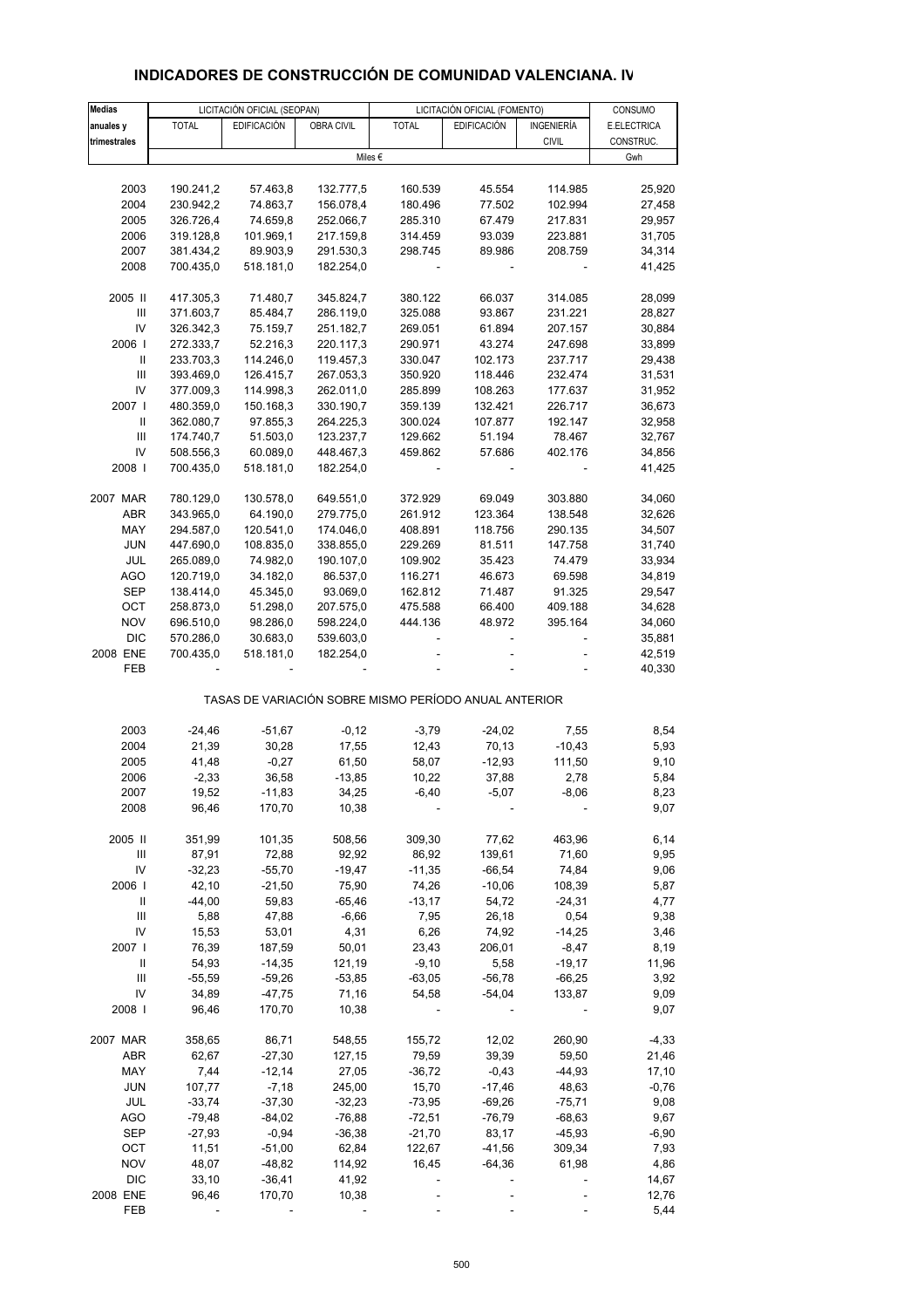# INDICADORES DE CONSTRUCCIÓN DE COMUNIDAD VALENCIANA. IV

| Medias anuales y trimestrales | LICITACIÓN OFICIAL (SEOPAN) | | | LICITACIÓN OFICIAL (FOMENTO) | | | CONSUMO |
|---|---|---|---|---|---|---|---|
| | TOTAL | EDIFICACIÓN | OBRA CIVIL | TOTAL | EDIFICACIÓN | INGENIERÍA CIVIL | E.ELECTRICA CONSTRUC. |
| | Miles € | | | | | | Gwh |
| 2003 | 190.241,2 | 57.463,8 | 132.777,5 | 160.539 | 45.554 | 114.985 | 25,920 |
| 2004 | 230.942,2 | 74.863,7 | 156.078,4 | 180.496 | 77.502 | 102.994 | 27,458 |
| 2005 | 326.726,4 | 74.659,8 | 252.066,7 | 285.310 | 67.479 | 217.831 | 29,957 |
| 2006 | 319.128,8 | 101.969,1 | 217.159,8 | 314.459 | 93.039 | 223.881 | 31,705 |
| 2007 | 381.434,2 | 89.903,9 | 291.530,3 | 298.745 | 89.986 | 208.759 | 34,314 |
| 2008 | 700.435,0 | 518.181,0 | 182.254,0 | - | - | - | 41,425 |
| 2005 II | 417.305,3 | 71.480,7 | 345.824,7 | 380.122 | 66.037 | 314.085 | 28,099 |
| III | 371.603,7 | 85.484,7 | 286.119,0 | 325.088 | 93.867 | 231.221 | 28,827 |
| IV | 326.342,3 | 75.159,7 | 251.182,7 | 269.051 | 61.894 | 207.157 | 30,884 |
| 2006 I | 272.333,7 | 52.216,3 | 220.117,3 | 290.971 | 43.274 | 247.698 | 33,899 |
| II | 233.703,3 | 114.246,0 | 119.457,3 | 330.047 | 102.173 | 237.717 | 29,438 |
| III | 393.469,0 | 126.415,7 | 267.053,3 | 350.920 | 118.446 | 232.474 | 31,531 |
| IV | 377.009,3 | 114.998,3 | 262.011,0 | 285.899 | 108.263 | 177.637 | 31,952 |
| 2007 I | 480.359,0 | 150.168,3 | 330.190,7 | 359.139 | 132.421 | 226.717 | 36,673 |
| II | 362.080,7 | 97.855,3 | 264.225,3 | 300.024 | 107.877 | 192.147 | 32,958 |
| III | 174.740,7 | 51.503,0 | 123.237,7 | 129.662 | 51.194 | 78.467 | 32,767 |
| IV | 508.556,3 | 60.089,0 | 448.467,3 | 459.862 | 57.686 | 402.176 | 34,856 |
| 2008 I | 700.435,0 | 518.181,0 | 182.254,0 | - | - | - | 41,425 |
| 2007 MAR | 780.129,0 | 130.578,0 | 649.551,0 | 372.929 | 69.049 | 303.880 | 34,060 |
| ABR | 343.965,0 | 64.190,0 | 279.775,0 | 261.912 | 123.364 | 138.548 | 32,626 |
| MAY | 294.587,0 | 120.541,0 | 174.046,0 | 408.891 | 118.756 | 290.135 | 34,507 |
| JUN | 447.690,0 | 108.835,0 | 338.855,0 | 229.269 | 81.511 | 147.758 | 31,740 |
| JUL | 265.089,0 | 74.982,0 | 190.107,0 | 109.902 | 35.423 | 74.479 | 33,934 |
| AGO | 120.719,0 | 34.182,0 | 86.537,0 | 116.271 | 46.673 | 69.598 | 34,819 |
| SEP | 138.414,0 | 45.345,0 | 93.069,0 | 162.812 | 71.487 | 91.325 | 29,547 |
| OCT | 258.873,0 | 51.298,0 | 207.575,0 | 475.588 | 66.400 | 409.188 | 34,628 |
| NOV | 696.510,0 | 98.286,0 | 598.224,0 | 444.136 | 48.972 | 395.164 | 34,060 |
| DIC | 570.286,0 | 30.683,0 | 539.603,0 | - | - | - | 35,881 |
| 2008 ENE | 700.435,0 | 518.181,0 | 182.254,0 | - | - | - | 42,519 |
| FEB | - | - | - | - | - | - | 40,330 |

TASAS DE VARIACIÓN SOBRE MISMO PERÍODO ANUAL ANTERIOR

| | TOTAL | EDIFICACIÓN | OBRA CIVIL | TOTAL | EDIFICACIÓN | INGENIERÍA CIVIL | E.ELECTRICA CONSTRUC. |
|---|---|---|---|---|---|---|---|
| 2003 | -24,46 | -51,67 | -0,12 | -3,79 | -24,02 | 7,55 | 8,54 |
| 2004 | 21,39 | 30,28 | 17,55 | 12,43 | 70,13 | -10,43 | 5,93 |
| 2005 | 41,48 | -0,27 | 61,50 | 58,07 | -12,93 | 111,50 | 9,10 |
| 2006 | -2,33 | 36,58 | -13,85 | 10,22 | 37,88 | 2,78 | 5,84 |
| 2007 | 19,52 | -11,83 | 34,25 | -6,40 | -5,07 | -8,06 | 8,23 |
| 2008 | 96,46 | 170,70 | 10,38 | - | - | - | 9,07 |
| 2005 II | 351,99 | 101,35 | 508,56 | 309,30 | 77,62 | 463,96 | 6,14 |
| III | 87,91 | 72,88 | 92,92 | 86,92 | 139,61 | 71,60 | 9,95 |
| IV | -32,23 | -55,70 | -19,47 | -11,35 | -66,54 | 74,84 | 9,06 |
| 2006 I | 42,10 | -21,50 | 75,90 | 74,26 | -10,06 | 108,39 | 5,87 |
| II | -44,00 | 59,83 | -65,46 | -13,17 | 54,72 | -24,31 | 4,77 |
| III | 5,88 | 47,88 | -6,66 | 7,95 | 26,18 | 0,54 | 9,38 |
| IV | 15,53 | 53,01 | 4,31 | 6,26 | 74,92 | -14,25 | 3,46 |
| 2007 I | 76,39 | 187,59 | 50,01 | 23,43 | 206,01 | -8,47 | 8,19 |
| II | 54,93 | -14,35 | 121,19 | -9,10 | 5,58 | -19,17 | 11,96 |
| III | -55,59 | -59,26 | -53,85 | -63,05 | -56,78 | -66,25 | 3,92 |
| IV | 34,89 | -47,75 | 71,16 | 54,58 | -54,04 | 133,87 | 9,09 |
| 2008 I | 96,46 | 170,70 | 10,38 | - | - | - | 9,07 |
| 2007 MAR | 358,65 | 86,71 | 548,55 | 155,72 | 12,02 | 260,90 | -4,33 |
| ABR | 62,67 | -27,30 | 127,15 | 79,59 | 39,39 | 59,50 | 21,46 |
| MAY | 7,44 | -12,14 | 27,05 | -36,72 | -0,43 | -44,93 | 17,10 |
| JUN | 107,77 | -7,18 | 245,00 | 15,70 | -17,46 | 48,63 | -0,76 |
| JUL | -33,74 | -37,30 | -32,23 | -73,95 | -69,26 | -75,71 | 9,08 |
| AGO | -79,48 | -84,02 | -76,88 | -72,51 | -76,79 | -68,63 | 9,67 |
| SEP | -27,93 | -0,94 | -36,38 | -21,70 | 83,17 | -45,93 | -6,90 |
| OCT | 11,51 | -51,00 | 62,84 | 122,67 | -41,56 | 309,34 | 7,93 |
| NOV | 48,07 | -48,82 | 114,92 | 16,45 | -64,36 | 61,98 | 4,86 |
| DIC | 33,10 | -36,41 | 41,92 | - | - | - | 14,67 |
| 2008 ENE | 96,46 | 170,70 | 10,38 | - | - | - | 12,76 |
| FEB | - | - | - | - | - | - | 5,44 |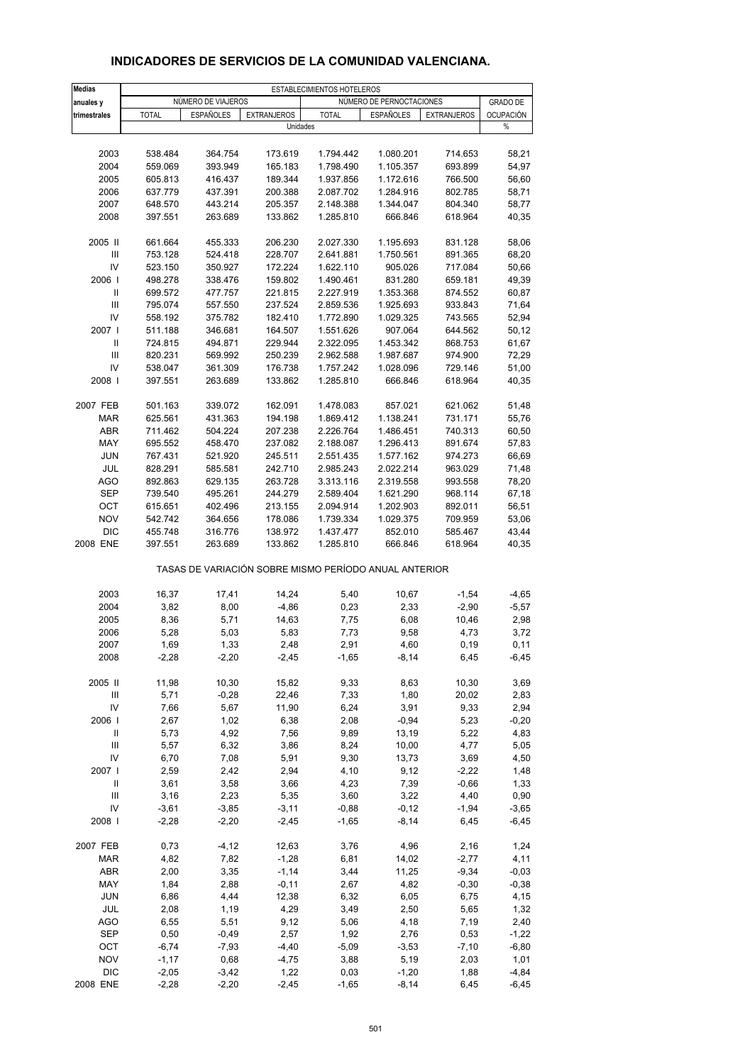## INDICADORES DE SERVICIOS DE LA COMUNIDAD VALENCIANA.

| Medias anuales y trimestrales | ESTABLECIMIENTOS HOTELEROS | | | | | | |
|---|---|---|---|---|---|---|---|
| | NÚMERO DE VIAJEROS | | | NÚMERO DE PERNOCTACIONES | | | GRADO DE OCUPACIÓN |
| | TOTAL | ESPAÑOLES | EXTRANJEROS | TOTAL | ESPAÑOLES | EXTRANJEROS | |
| | Unidades | | | | | | % |
| 2003 | 538.484 | 364.754 | 173.619 | 1.794.442 | 1.080.201 | 714.653 | 58,21 |
| 2004 | 559.069 | 393.949 | 165.183 | 1.798.490 | 1.105.357 | 693.899 | 54,97 |
| 2005 | 605.813 | 416.437 | 189.344 | 1.937.856 | 1.172.616 | 766.500 | 56,60 |
| 2006 | 637.779 | 437.391 | 200.388 | 2.087.702 | 1.284.916 | 802.785 | 58,71 |
| 2007 | 648.570 | 443.214 | 205.357 | 2.148.388 | 1.344.047 | 804.340 | 58,77 |
| 2008 | 397.551 | 263.689 | 133.862 | 1.285.810 | 666.846 | 618.964 | 40,35 |
| 2005 II | 661.664 | 455.333 | 206.230 | 2.027.330 | 1.195.693 | 831.128 | 58,06 |
| III | 753.128 | 524.418 | 228.707 | 2.641.881 | 1.750.561 | 891.365 | 68,20 |
| IV | 523.150 | 350.927 | 172.224 | 1.622.110 | 905.026 | 717.084 | 50,66 |
| 2006 I | 498.278 | 338.476 | 159.802 | 1.490.461 | 831.280 | 659.181 | 49,39 |
| II | 699.572 | 477.757 | 221.815 | 2.227.919 | 1.353.368 | 874.552 | 60,87 |
| III | 795.074 | 557.550 | 237.524 | 2.859.536 | 1.925.693 | 933.843 | 71,64 |
| IV | 558.192 | 375.782 | 182.410 | 1.772.890 | 1.029.325 | 743.565 | 52,94 |
| 2007 I | 511.188 | 346.681 | 164.507 | 1.551.626 | 907.064 | 644.562 | 50,12 |
| II | 724.815 | 494.871 | 229.944 | 2.322.095 | 1.453.342 | 868.753 | 61,67 |
| III | 820.231 | 569.992 | 250.239 | 2.962.588 | 1.987.687 | 974.900 | 72,29 |
| IV | 538.047 | 361.309 | 176.738 | 1.757.242 | 1.028.096 | 729.146 | 51,00 |
| 2008 I | 397.551 | 263.689 | 133.862 | 1.285.810 | 666.846 | 618.964 | 40,35 |
| 2007 FEB | 501.163 | 339.072 | 162.091 | 1.478.083 | 857.021 | 621.062 | 51,48 |
| MAR | 625.561 | 431.363 | 194.198 | 1.869.412 | 1.138.241 | 731.171 | 55,76 |
| ABR | 711.462 | 504.224 | 207.238 | 2.226.764 | 1.486.451 | 740.313 | 60,50 |
| MAY | 695.552 | 458.470 | 237.082 | 2.188.087 | 1.296.413 | 891.674 | 57,83 |
| JUN | 767.431 | 521.920 | 245.511 | 2.551.435 | 1.577.162 | 974.273 | 66,69 |
| JUL | 828.291 | 585.581 | 242.710 | 2.985.243 | 2.022.214 | 963.029 | 71,48 |
| AGO | 892.863 | 629.135 | 263.728 | 3.313.116 | 2.319.558 | 993.558 | 78,20 |
| SEP | 739.540 | 495.261 | 244.279 | 2.589.404 | 1.621.290 | 968.114 | 67,18 |
| OCT | 615.651 | 402.496 | 213.155 | 2.094.914 | 1.202.903 | 892.011 | 56,51 |
| NOV | 542.742 | 364.656 | 178.086 | 1.739.334 | 1.029.375 | 709.959 | 53,06 |
| DIC | 455.748 | 316.776 | 138.972 | 1.437.477 | 852.010 | 585.467 | 43,44 |
| 2008 ENE | 397.551 | 263.689 | 133.862 | 1.285.810 | 666.846 | 618.964 | 40,35 |
| | TASAS DE VARIACIÓN SOBRE MISMO PERÍODO ANUAL ANTERIOR | | | | | | |
| 2003 | 16,37 | 17,41 | 14,24 | 5,40 | 10,67 | -1,54 | -4,65 |
| 2004 | 3,82 | 8,00 | -4,86 | 0,23 | 2,33 | -2,90 | -5,57 |
| 2005 | 8,36 | 5,71 | 14,63 | 7,75 | 6,08 | 10,46 | 2,98 |
| 2006 | 5,28 | 5,03 | 5,83 | 7,73 | 9,58 | 4,73 | 3,72 |
| 2007 | 1,69 | 1,33 | 2,48 | 2,91 | 4,60 | 0,19 | 0,11 |
| 2008 | -2,28 | -2,20 | -2,45 | -1,65 | -8,14 | 6,45 | -6,45 |
| 2005 II | 11,98 | 10,30 | 15,82 | 9,33 | 8,63 | 10,30 | 3,69 |
| III | 5,71 | -0,28 | 22,46 | 7,33 | 1,80 | 20,02 | 2,83 |
| IV | 7,66 | 5,67 | 11,90 | 6,24 | 3,91 | 9,33 | 2,94 |
| 2006 I | 2,67 | 1,02 | 6,38 | 2,08 | -0,94 | 5,23 | -0,20 |
| II | 5,73 | 4,92 | 7,56 | 9,89 | 13,19 | 5,22 | 4,83 |
| III | 5,57 | 6,32 | 3,86 | 8,24 | 10,00 | 4,77 | 5,05 |
| IV | 6,70 | 7,08 | 5,91 | 9,30 | 13,73 | 3,69 | 4,50 |
| 2007 I | 2,59 | 2,42 | 2,94 | 4,10 | 9,12 | -2,22 | 1,48 |
| II | 3,61 | 3,58 | 3,66 | 4,23 | 7,39 | -0,66 | 1,33 |
| III | 3,16 | 2,23 | 5,35 | 3,60 | 3,22 | 4,40 | 0,90 |
| IV | -3,61 | -3,85 | -3,11 | -0,88 | -0,12 | -1,94 | -3,65 |
| 2008 I | -2,28 | -2,20 | -2,45 | -1,65 | -8,14 | 6,45 | -6,45 |
| 2007 FEB | 0,73 | -4,12 | 12,63 | 3,76 | 4,96 | 2,16 | 1,24 |
| MAR | 4,82 | 7,82 | -1,28 | 6,81 | 14,02 | -2,77 | 4,11 |
| ABR | 2,00 | 3,35 | -1,14 | 3,44 | 11,25 | -9,34 | -0,03 |
| MAY | 1,84 | 2,88 | -0,11 | 2,67 | 4,82 | -0,30 | -0,38 |
| JUN | 6,86 | 4,44 | 12,38 | 6,32 | 6,05 | 6,75 | 4,15 |
| JUL | 2,08 | 1,19 | 4,29 | 3,49 | 2,50 | 5,65 | 1,32 |
| AGO | 6,55 | 5,51 | 9,12 | 5,06 | 4,18 | 7,19 | 2,40 |
| SEP | 0,50 | -0,49 | 2,57 | 1,92 | 2,76 | 0,53 | -1,22 |
| OCT | -6,74 | -7,93 | -4,40 | -5,09 | -3,53 | -7,10 | -6,80 |
| NOV | -1,17 | 0,68 | -4,75 | 3,88 | 5,19 | 2,03 | 1,01 |
| DIC | -2,05 | -3,42 | 1,22 | 0,03 | -1,20 | 1,88 | -4,84 |
| 2008 ENE | -2,28 | -2,20 | -2,45 | -1,65 | -8,14 | 6,45 | -6,45 |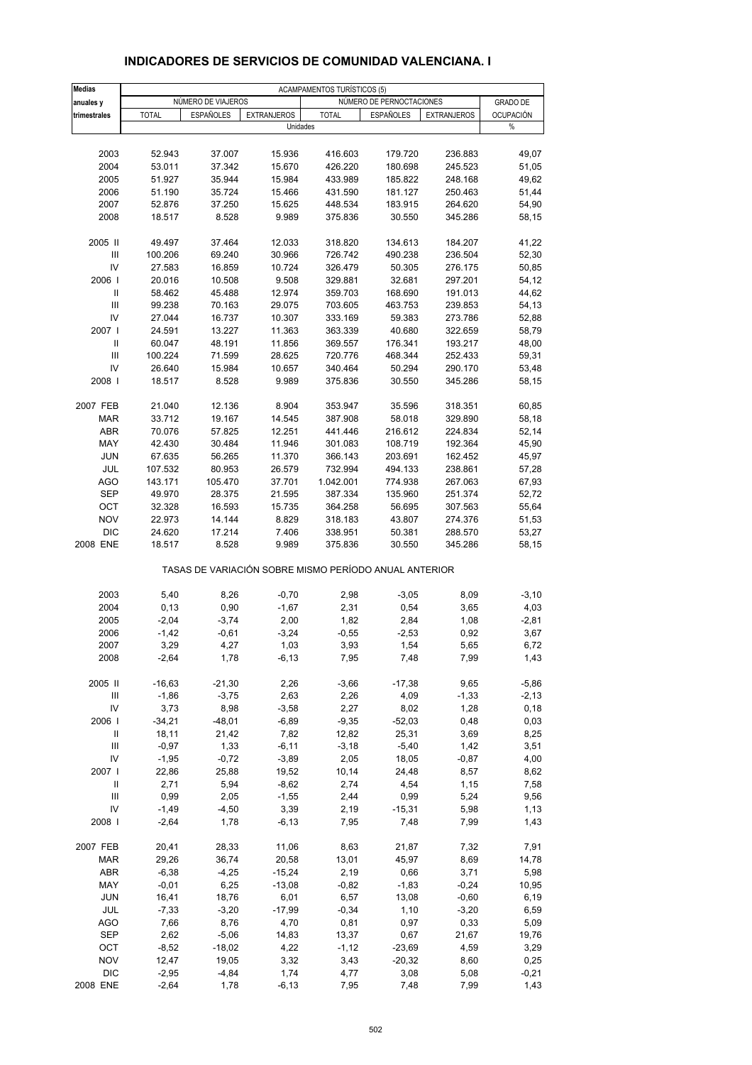## INDICADORES DE SERVICIOS DE COMUNIDAD VALENCIANA. I

| Medias anuales y trimestrales | ACAMPAMENTOS TURÍSTICOS (5) | | | | | | |
|---|---|---|---|---|---|---|---|
| | NÚMERO DE VIAJEROS | | | NÚMERO DE PERNOCTACIONES | | | GRADO DE OCUPACIÓN |
| | TOTAL | ESPAÑOLES | EXTRANJEROS | TOTAL | ESPAÑOLES | EXTRANJEROS | |
| | Unidades | | | | | | % |
| 2003 | 52.943 | 37.007 | 15.936 | 416.603 | 179.720 | 236.883 | 49,07 |
| 2004 | 53.011 | 37.342 | 15.670 | 426.220 | 180.698 | 245.523 | 51,05 |
| 2005 | 51.927 | 35.944 | 15.984 | 433.989 | 185.822 | 248.168 | 49,62 |
| 2006 | 51.190 | 35.724 | 15.466 | 431.590 | 181.127 | 250.463 | 51,44 |
| 2007 | 52.876 | 37.250 | 15.625 | 448.534 | 183.915 | 264.620 | 54,90 |
| 2008 | 18.517 | 8.528 | 9.989 | 375.836 | 30.550 | 345.286 | 58,15 |
| 2005 II | 49.497 | 37.464 | 12.033 | 318.820 | 134.613 | 184.207 | 41,22 |
| III | 100.206 | 69.240 | 30.966 | 726.742 | 490.238 | 236.504 | 52,30 |
| IV | 27.583 | 16.859 | 10.724 | 326.479 | 50.305 | 276.175 | 50,85 |
| 2006 I | 20.016 | 10.508 | 9.508 | 329.881 | 32.681 | 297.201 | 54,12 |
| II | 58.462 | 45.488 | 12.974 | 359.703 | 168.690 | 191.013 | 44,62 |
| III | 99.238 | 70.163 | 29.075 | 703.605 | 463.753 | 239.853 | 54,13 |
| IV | 27.044 | 16.737 | 10.307 | 333.169 | 59.383 | 273.786 | 52,88 |
| 2007 I | 24.591 | 13.227 | 11.363 | 363.339 | 40.680 | 322.659 | 58,79 |
| II | 60.047 | 48.191 | 11.856 | 369.557 | 176.341 | 193.217 | 48,00 |
| III | 100.224 | 71.599 | 28.625 | 720.776 | 468.344 | 252.433 | 59,31 |
| IV | 26.640 | 15.984 | 10.657 | 340.464 | 50.294 | 290.170 | 53,48 |
| 2008 I | 18.517 | 8.528 | 9.989 | 375.836 | 30.550 | 345.286 | 58,15 |
| 2007 FEB | 21.040 | 12.136 | 8.904 | 353.947 | 35.596 | 318.351 | 60,85 |
| MAR | 33.712 | 19.167 | 14.545 | 387.908 | 58.018 | 329.890 | 58,18 |
| ABR | 70.076 | 57.825 | 12.251 | 441.446 | 216.612 | 224.834 | 52,14 |
| MAY | 42.430 | 30.484 | 11.946 | 301.083 | 108.719 | 192.364 | 45,90 |
| JUN | 67.635 | 56.265 | 11.370 | 366.143 | 203.691 | 162.452 | 45,97 |
| JUL | 107.532 | 80.953 | 26.579 | 732.994 | 494.133 | 238.861 | 57,28 |
| AGO | 143.171 | 105.470 | 37.701 | 1.042.001 | 774.938 | 267.063 | 67,93 |
| SEP | 49.970 | 28.375 | 21.595 | 387.334 | 135.960 | 251.374 | 52,72 |
| OCT | 32.328 | 16.593 | 15.735 | 364.258 | 56.695 | 307.563 | 55,64 |
| NOV | 22.973 | 14.144 | 8.829 | 318.183 | 43.807 | 274.376 | 51,53 |
| DIC | 24.620 | 17.214 | 7.406 | 338.951 | 50.381 | 288.570 | 53,27 |
| 2008 ENE | 18.517 | 8.528 | 9.989 | 375.836 | 30.550 | 345.286 | 58,15 |
| | TASAS DE VARIACIÓN SOBRE MISMO PERÍODO ANUAL ANTERIOR | | | | | | |
| 2003 | 5,40 | 8,26 | -0,70 | 2,98 | -3,05 | 8,09 | -3,10 |
| 2004 | 0,13 | 0,90 | -1,67 | 2,31 | 0,54 | 3,65 | 4,03 |
| 2005 | -2,04 | -3,74 | 2,00 | 1,82 | 2,84 | 1,08 | -2,81 |
| 2006 | -1,42 | -0,61 | -3,24 | -0,55 | -2,53 | 0,92 | 3,67 |
| 2007 | 3,29 | 4,27 | 1,03 | 3,93 | 1,54 | 5,65 | 6,72 |
| 2008 | -2,64 | 1,78 | -6,13 | 7,95 | 7,48 | 7,99 | 1,43 |
| 2005 II | -16,63 | -21,30 | 2,26 | -3,66 | -17,38 | 9,65 | -5,86 |
| III | -1,86 | -3,75 | 2,63 | 2,26 | 4,09 | -1,33 | -2,13 |
| IV | 3,73 | 8,98 | -3,58 | 2,27 | 8,02 | 1,28 | 0,18 |
| 2006 I | -34,21 | -48,01 | -6,89 | -9,35 | -52,03 | 0,48 | 0,03 |
| II | 18,11 | 21,42 | 7,82 | 12,82 | 25,31 | 3,69 | 8,25 |
| III | -0,97 | 1,33 | -6,11 | -3,18 | -5,40 | 1,42 | 3,51 |
| IV | -1,95 | -0,72 | -3,89 | 2,05 | 18,05 | -0,87 | 4,00 |
| 2007 I | 22,86 | 25,88 | 19,52 | 10,14 | 24,48 | 8,57 | 8,62 |
| II | 2,71 | 5,94 | -8,62 | 2,74 | 4,54 | 1,15 | 7,58 |
| III | 0,99 | 2,05 | -1,55 | 2,44 | 0,99 | 5,24 | 9,56 |
| IV | -1,49 | -4,50 | 3,39 | 2,19 | -15,31 | 5,98 | 1,13 |
| 2008 I | -2,64 | 1,78 | -6,13 | 7,95 | 7,48 | 7,99 | 1,43 |
| 2007 FEB | 20,41 | 28,33 | 11,06 | 8,63 | 21,87 | 7,32 | 7,91 |
| MAR | 29,26 | 36,74 | 20,58 | 13,01 | 45,97 | 8,69 | 14,78 |
| ABR | -6,38 | -4,25 | -15,24 | 2,19 | 0,66 | 3,71 | 5,98 |
| MAY | -0,01 | 6,25 | -13,08 | -0,82 | -1,83 | -0,24 | 10,95 |
| JUN | 16,41 | 18,76 | 6,01 | 6,57 | 13,08 | -0,60 | 6,19 |
| JUL | -7,33 | -3,20 | -17,99 | -0,34 | 1,10 | -3,20 | 6,59 |
| AGO | 7,66 | 8,76 | 4,70 | 0,81 | 0,97 | 0,33 | 5,09 |
| SEP | 2,62 | -5,06 | 14,83 | 13,37 | 0,67 | 21,67 | 19,76 |
| OCT | -8,52 | -18,02 | 4,22 | -1,12 | -23,69 | 4,59 | 3,29 |
| NOV | 12,47 | 19,05 | 3,32 | 3,43 | -20,32 | 8,60 | 0,25 |
| DIC | -2,95 | -4,84 | 1,74 | 4,77 | 3,08 | 5,08 | -0,21 |
| 2008 ENE | -2,64 | 1,78 | -6,13 | 7,95 | 7,48 | 7,99 | 1,43 |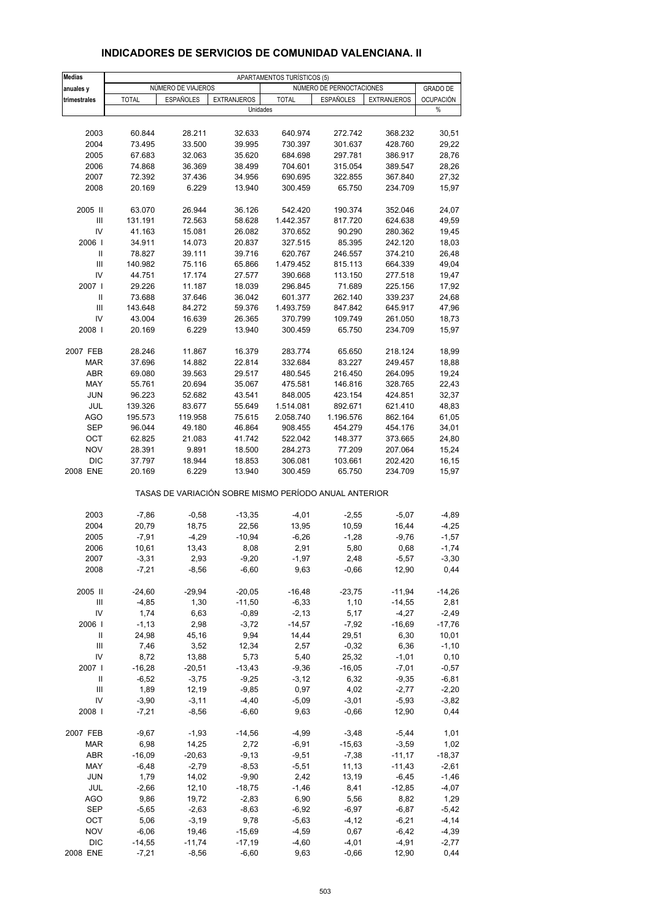## INDICADORES DE SERVICIOS DE COMUNIDAD VALENCIANA. II

| Medias anuales y trimestrales | APARTAMENTOS TURÍSTICOS (5) | | | | | | |
|---|---|---|---|---|---|---|---|
| | NÚMERO DE VIAJEROS | | | NÚMERO DE PERNOCTACIONES | | | GRADO DE OCUPACIÓN |
| | TOTAL | ESPAÑOLES | EXTRANJEROS | TOTAL | ESPAÑOLES | EXTRANJEROS | |
| | Unidades | | | | | | % |
| 2003 | 60.844 | 28.211 | 32.633 | 640.974 | 272.742 | 368.232 | 30,51 |
| 2004 | 73.495 | 33.500 | 39.995 | 730.397 | 301.637 | 428.760 | 29,22 |
| 2005 | 67.683 | 32.063 | 35.620 | 684.698 | 297.781 | 386.917 | 28,76 |
| 2006 | 74.868 | 36.369 | 38.499 | 704.601 | 315.054 | 389.547 | 28,26 |
| 2007 | 72.392 | 37.436 | 34.956 | 690.695 | 322.855 | 367.840 | 27,32 |
| 2008 | 20.169 | 6.229 | 13.940 | 300.459 | 65.750 | 234.709 | 15,97 |
| 2005 II | 63.070 | 26.944 | 36.126 | 542.420 | 190.374 | 352.046 | 24,07 |
| III | 131.191 | 72.563 | 58.628 | 1.442.357 | 817.720 | 624.638 | 49,59 |
| IV | 41.163 | 15.081 | 26.082 | 370.652 | 90.290 | 280.362 | 19,45 |
| 2006 I | 34.911 | 14.073 | 20.837 | 327.515 | 85.395 | 242.120 | 18,03 |
| II | 78.827 | 39.111 | 39.716 | 620.767 | 246.557 | 374.210 | 26,48 |
| III | 140.982 | 75.116 | 65.866 | 1.479.452 | 815.113 | 664.339 | 49,04 |
| IV | 44.751 | 17.174 | 27.577 | 390.668 | 113.150 | 277.518 | 19,47 |
| 2007 I | 29.226 | 11.187 | 18.039 | 296.845 | 71.689 | 225.156 | 17,92 |
| II | 73.688 | 37.646 | 36.042 | 601.377 | 262.140 | 339.237 | 24,68 |
| III | 143.648 | 84.272 | 59.376 | 1.493.759 | 847.842 | 645.917 | 47,96 |
| IV | 43.004 | 16.639 | 26.365 | 370.799 | 109.749 | 261.050 | 18,73 |
| 2008 I | 20.169 | 6.229 | 13.940 | 300.459 | 65.750 | 234.709 | 15,97 |
| 2007 FEB | 28.246 | 11.867 | 16.379 | 283.774 | 65.650 | 218.124 | 18,99 |
| MAR | 37.696 | 14.882 | 22.814 | 332.684 | 83.227 | 249.457 | 18,88 |
| ABR | 69.080 | 39.563 | 29.517 | 480.545 | 216.450 | 264.095 | 19,24 |
| MAY | 55.761 | 20.694 | 35.067 | 475.581 | 146.816 | 328.765 | 22,43 |
| JUN | 96.223 | 52.682 | 43.541 | 848.005 | 423.154 | 424.851 | 32,37 |
| JUL | 139.326 | 83.677 | 55.649 | 1.514.081 | 892.671 | 621.410 | 48,83 |
| AGO | 195.573 | 119.958 | 75.615 | 2.058.740 | 1.196.576 | 862.164 | 61,05 |
| SEP | 96.044 | 49.180 | 46.864 | 908.455 | 454.279 | 454.176 | 34,01 |
| OCT | 62.825 | 21.083 | 41.742 | 522.042 | 148.377 | 373.665 | 24,80 |
| NOV | 28.391 | 9.891 | 18.500 | 284.273 | 77.209 | 207.064 | 15,24 |
| DIC | 37.797 | 18.944 | 18.853 | 306.081 | 103.661 | 202.420 | 16,15 |
| 2008 ENE | 20.169 | 6.229 | 13.940 | 300.459 | 65.750 | 234.709 | 15,97 |
| | TASAS DE VARIACIÓN SOBRE MISMO PERÍODO ANUAL ANTERIOR | | | | | | |
| 2003 | -7,86 | -0,58 | -13,35 | -4,01 | -2,55 | -5,07 | -4,89 |
| 2004 | 20,79 | 18,75 | 22,56 | 13,95 | 10,59 | 16,44 | -4,25 |
| 2005 | -7,91 | -4,29 | -10,94 | -6,26 | -1,28 | -9,76 | -1,57 |
| 2006 | 10,61 | 13,43 | 8,08 | 2,91 | 5,80 | 0,68 | -1,74 |
| 2007 | -3,31 | 2,93 | -9,20 | -1,97 | 2,48 | -5,57 | -3,30 |
| 2008 | -7,21 | -8,56 | -6,60 | 9,63 | -0,66 | 12,90 | 0,44 |
| 2005 II | -24,60 | -29,94 | -20,05 | -16,48 | -23,75 | -11,94 | -14,26 |
| III | -4,85 | 1,30 | -11,50 | -6,33 | 1,10 | -14,55 | 2,81 |
| IV | 1,74 | 6,63 | -0,89 | -2,13 | 5,17 | -4,27 | -2,49 |
| 2006 I | -1,13 | 2,98 | -3,72 | -14,57 | -7,92 | -16,69 | -17,76 |
| II | 24,98 | 45,16 | 9,94 | 14,44 | 29,51 | 6,30 | 10,01 |
| III | 7,46 | 3,52 | 12,34 | 2,57 | -0,32 | 6,36 | -1,10 |
| IV | 8,72 | 13,88 | 5,73 | 5,40 | 25,32 | -1,01 | 0,10 |
| 2007 I | -16,28 | -20,51 | -13,43 | -9,36 | -16,05 | -7,01 | -0,57 |
| II | -6,52 | -3,75 | -9,25 | -3,12 | 6,32 | -9,35 | -6,81 |
| III | 1,89 | 12,19 | -9,85 | 0,97 | 4,02 | -2,77 | -2,20 |
| IV | -3,90 | -3,11 | -4,40 | -5,09 | -3,01 | -5,93 | -3,82 |
| 2008 I | -7,21 | -8,56 | -6,60 | 9,63 | -0,66 | 12,90 | 0,44 |
| 2007 FEB | -9,67 | -1,93 | -14,56 | -4,99 | -3,48 | -5,44 | 1,01 |
| MAR | 6,98 | 14,25 | 2,72 | -6,91 | -15,63 | -3,59 | 1,02 |
| ABR | -16,09 | -20,63 | -9,13 | -9,51 | -7,38 | -11,17 | -18,37 |
| MAY | -6,48 | -2,79 | -8,53 | -5,51 | 11,13 | -11,43 | -2,61 |
| JUN | 1,79 | 14,02 | -9,90 | 2,42 | 13,19 | -6,45 | -1,46 |
| JUL | -2,66 | 12,10 | -18,75 | -1,46 | 8,41 | -12,85 | -4,07 |
| AGO | 9,86 | 19,72 | -2,83 | 6,90 | 5,56 | 8,82 | 1,29 |
| SEP | -5,65 | -2,63 | -8,63 | -6,92 | -6,97 | -6,87 | -5,42 |
| OCT | 5,06 | -3,19 | 9,78 | -5,63 | -4,12 | -6,21 | -4,14 |
| NOV | -6,06 | 19,46 | -15,69 | -4,59 | 0,67 | -6,42 | -4,39 |
| DIC | -14,55 | -11,74 | -17,19 | -4,60 | -4,01 | -4,91 | -2,77 |
| 2008 ENE | -7,21 | -8,56 | -6,60 | 9,63 | -0,66 | 12,90 | 0,44 |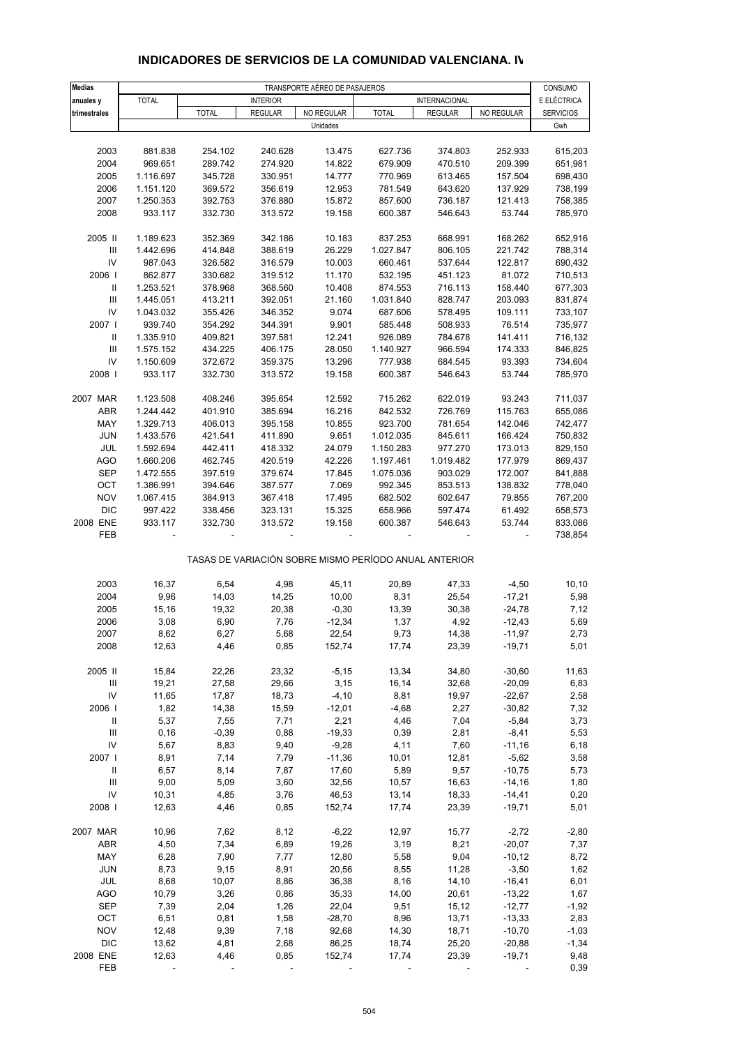## INDICADORES DE SERVICIOS DE LA COMUNIDAD VALENCIANA. IV

| Medias anuales y trimestrales | TRANSPORTE AÉREO DE PASAJEROS | | | | | | | CONSUMO E.ELÉCTRICA |
|---|---|---|---|---|---|---|---|---|
| | TOTAL | INTERIOR | | | INTERNACIONAL | | | SERVICIOS |
| | | TOTAL | REGULAR | NO REGULAR | TOTAL | REGULAR | NO REGULAR | |
| | Unidades | | | | | | | Gwh |
| 2003 | 881.838 | 254.102 | 240.628 | 13.475 | 627.736 | 374.803 | 252.933 | 615,203 |
| 2004 | 969.651 | 289.742 | 274.920 | 14.822 | 679.909 | 470.510 | 209.399 | 651,981 |
| 2005 | 1.116.697 | 345.728 | 330.951 | 14.777 | 770.969 | 613.465 | 157.504 | 698,430 |
| 2006 | 1.151.120 | 369.572 | 356.619 | 12.953 | 781.549 | 643.620 | 137.929 | 738,199 |
| 2007 | 1.250.353 | 392.753 | 376.880 | 15.872 | 857.600 | 736.187 | 121.413 | 758,385 |
| 2008 | 933.117 | 332.730 | 313.572 | 19.158 | 600.387 | 546.643 | 53.744 | 785,970 |
| 2005 II | 1.189.623 | 352.369 | 342.186 | 10.183 | 837.253 | 668.991 | 168.262 | 652,916 |
| III | 1.442.696 | 414.848 | 388.619 | 26.229 | 1.027.847 | 806.105 | 221.742 | 788,314 |
| IV | 987.043 | 326.582 | 316.579 | 10.003 | 660.461 | 537.644 | 122.817 | 690,432 |
| 2006 I | 862.877 | 330.682 | 319.512 | 11.170 | 532.195 | 451.123 | 81.072 | 710,513 |
| II | 1.253.521 | 378.968 | 368.560 | 10.408 | 874.553 | 716.113 | 158.440 | 677,303 |
| III | 1.445.051 | 413.211 | 392.051 | 21.160 | 1.031.840 | 828.747 | 203.093 | 831,874 |
| IV | 1.043.032 | 355.426 | 346.352 | 9.074 | 687.606 | 578.495 | 109.111 | 733,107 |
| 2007 I | 939.740 | 354.292 | 344.391 | 9.901 | 585.448 | 508.933 | 76.514 | 735,977 |
| II | 1.335.910 | 409.821 | 397.581 | 12.241 | 926.089 | 784.678 | 141.411 | 716,132 |
| III | 1.575.152 | 434.225 | 406.175 | 28.050 | 1.140.927 | 966.594 | 174.333 | 846,825 |
| IV | 1.150.609 | 372.672 | 359.375 | 13.296 | 777.938 | 684.545 | 93.393 | 734,604 |
| 2008 I | 933.117 | 332.730 | 313.572 | 19.158 | 600.387 | 546.643 | 53.744 | 785,970 |
| 2007 MAR | 1.123.508 | 408.246 | 395.654 | 12.592 | 715.262 | 622.019 | 93.243 | 711,037 |
| ABR | 1.244.442 | 401.910 | 385.694 | 16.216 | 842.532 | 726.769 | 115.763 | 655,086 |
| MAY | 1.329.713 | 406.013 | 395.158 | 10.855 | 923.700 | 781.654 | 142.046 | 742,477 |
| JUN | 1.433.576 | 421.541 | 411.890 | 9.651 | 1.012.035 | 845.611 | 166.424 | 750,832 |
| JUL | 1.592.694 | 442.411 | 418.332 | 24.079 | 1.150.283 | 977.270 | 173.013 | 829,150 |
| AGO | 1.660.206 | 462.745 | 420.519 | 42.226 | 1.197.461 | 1.019.482 | 177.979 | 869,437 |
| SEP | 1.472.555 | 397.519 | 379.674 | 17.845 | 1.075.036 | 903.029 | 172.007 | 841,888 |
| OCT | 1.386.991 | 394.646 | 387.577 | 7.069 | 992.345 | 853.513 | 138.832 | 778,040 |
| NOV | 1.067.415 | 384.913 | 367.418 | 17.495 | 682.502 | 602.647 | 79.855 | 767,200 |
| DIC | 997.422 | 338.456 | 323.131 | 15.325 | 658.966 | 597.474 | 61.492 | 658,573 |
| 2008 ENE | 933.117 | 332.730 | 313.572 | 19.158 | 600.387 | 546.643 | 53.744 | 833,086 |
| FEB | - | - | - | - | - | - | - | 738,854 |
| | TASAS DE VARIACIÓN SOBRE MISMO PERÍODO ANUAL ANTERIOR | | | | | | | |
| 2003 | 16,37 | 6,54 | 4,98 | 45,11 | 20,89 | 47,33 | -4,50 | 10,10 |
| 2004 | 9,96 | 14,03 | 14,25 | 10,00 | 8,31 | 25,54 | -17,21 | 5,98 |
| 2005 | 15,16 | 19,32 | 20,38 | -0,30 | 13,39 | 30,38 | -24,78 | 7,12 |
| 2006 | 3,08 | 6,90 | 7,76 | -12,34 | 1,37 | 4,92 | -12,43 | 5,69 |
| 2007 | 8,62 | 6,27 | 5,68 | 22,54 | 9,73 | 14,38 | -11,97 | 2,73 |
| 2008 | 12,63 | 4,46 | 0,85 | 152,74 | 17,74 | 23,39 | -19,71 | 5,01 |
| 2005 II | 15,84 | 22,26 | 23,32 | -5,15 | 13,34 | 34,80 | -30,60 | 11,63 |
| III | 19,21 | 27,58 | 29,66 | 3,15 | 16,14 | 32,68 | -20,09 | 6,83 |
| IV | 11,65 | 17,87 | 18,73 | -4,10 | 8,81 | 19,97 | -22,67 | 2,58 |
| 2006 I | 1,82 | 14,38 | 15,59 | -12,01 | -4,68 | 2,27 | -30,82 | 7,32 |
| II | 5,37 | 7,55 | 7,71 | 2,21 | 4,46 | 7,04 | -5,84 | 3,73 |
| III | 0,16 | -0,39 | 0,88 | -19,33 | 0,39 | 2,81 | -8,41 | 5,53 |
| IV | 5,67 | 8,83 | 9,40 | -9,28 | 4,11 | 7,60 | -11,16 | 6,18 |
| 2007 I | 8,91 | 7,14 | 7,79 | -11,36 | 10,01 | 12,81 | -5,62 | 3,58 |
| II | 6,57 | 8,14 | 7,87 | 17,60 | 5,89 | 9,57 | -10,75 | 5,73 |
| III | 9,00 | 5,09 | 3,60 | 32,56 | 10,57 | 16,63 | -14,16 | 1,80 |
| IV | 10,31 | 4,85 | 3,76 | 46,53 | 13,14 | 18,33 | -14,41 | 0,20 |
| 2008 I | 12,63 | 4,46 | 0,85 | 152,74 | 17,74 | 23,39 | -19,71 | 5,01 |
| 2007 MAR | 10,96 | 7,62 | 8,12 | -6,22 | 12,97 | 15,77 | -2,72 | -2,80 |
| ABR | 4,50 | 7,34 | 6,89 | 19,26 | 3,19 | 8,21 | -20,07 | 7,37 |
| MAY | 6,28 | 7,90 | 7,77 | 12,80 | 5,58 | 9,04 | -10,12 | 8,72 |
| JUN | 8,73 | 9,15 | 8,91 | 20,56 | 8,55 | 11,28 | -3,50 | 1,62 |
| JUL | 8,68 | 10,07 | 8,86 | 36,38 | 8,16 | 14,10 | -16,41 | 6,01 |
| AGO | 10,79 | 3,26 | 0,86 | 35,33 | 14,00 | 20,61 | -13,22 | 1,67 |
| SEP | 7,39 | 2,04 | 1,26 | 22,04 | 9,51 | 15,12 | -12,77 | -1,92 |
| OCT | 6,51 | 0,81 | 1,58 | -28,70 | 8,96 | 13,71 | -13,33 | 2,83 |
| NOV | 12,48 | 9,39 | 7,18 | 92,68 | 14,30 | 18,71 | -10,70 | -1,03 |
| DIC | 13,62 | 4,81 | 2,68 | 86,25 | 18,74 | 25,20 | -20,88 | -1,34 |
| 2008 ENE | 12,63 | 4,46 | 0,85 | 152,74 | 17,74 | 23,39 | -19,71 | 9,48 |
| FEB | - | - | - | - | - | - | - | 0,39 |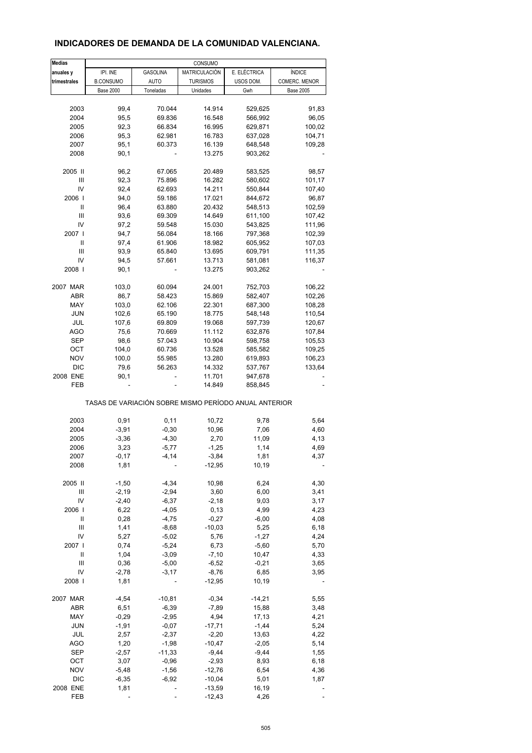## INDICADORES DE DEMANDA DE LA COMUNIDAD VALENCIANA.

| Medias anuales y trimestrales | CONSUMO | | | | |
|---|---|---|---|---|---|
| | IPI. INE B.CONSUMO | GASOLINA AUTO | MATRICULACIÓN TURISMOS | E. ELÉCTRICA USOS DOM. | ÍNDICE COMERC. MENOR |
| | Base 2000 | Toneladas | Unidades | Gwh | Base 2005 |
| 2003 | 99,4 | 70.044 | 14.914 | 529,625 | 91,83 |
| 2004 | 95,5 | 69.836 | 16.548 | 566,992 | 96,05 |
| 2005 | 92,3 | 66.834 | 16.995 | 629,871 | 100,02 |
| 2006 | 95,3 | 62.981 | 16.783 | 637,028 | 104,71 |
| 2007 | 95,1 | 60.373 | 16.139 | 648,548 | 109,28 |
| 2008 | 90,1 | - | 13.275 | 903,262 | - |
| 2005 II | 96,2 | 67.065 | 20.489 | 583,525 | 98,57 |
| III | 92,3 | 75.896 | 16.282 | 580,602 | 101,17 |
| IV | 92,4 | 62.693 | 14.211 | 550,844 | 107,40 |
| 2006 I | 94,0 | 59.186 | 17.021 | 844,672 | 96,87 |
| II | 96,4 | 63.880 | 20.432 | 548,513 | 102,59 |
| III | 93,6 | 69.309 | 14.649 | 611,100 | 107,42 |
| IV | 97,2 | 59.548 | 15.030 | 543,825 | 111,96 |
| 2007 I | 94,7 | 56.084 | 18.166 | 797,368 | 102,39 |
| II | 97,4 | 61.906 | 18.982 | 605,952 | 107,03 |
| III | 93,9 | 65.840 | 13.695 | 609,791 | 111,35 |
| IV | 94,5 | 57.661 | 13.713 | 581,081 | 116,37 |
| 2008 I | 90,1 | - | 13.275 | 903,262 | - |
| 2007 MAR | 103,0 | 60.094 | 24.001 | 752,703 | 106,22 |
| ABR | 86,7 | 58.423 | 15.869 | 582,407 | 102,26 |
| MAY | 103,0 | 62.106 | 22.301 | 687,300 | 108,28 |
| JUN | 102,6 | 65.190 | 18.775 | 548,148 | 110,54 |
| JUL | 107,6 | 69.809 | 19.068 | 597,739 | 120,67 |
| AGO | 75,6 | 70.669 | 11.112 | 632,876 | 107,84 |
| SEP | 98,6 | 57.043 | 10.904 | 598,758 | 105,53 |
| OCT | 104,0 | 60.736 | 13.528 | 585,582 | 109,25 |
| NOV | 100,0 | 55.985 | 13.280 | 619,893 | 106,23 |
| DIC | 79,6 | 56.263 | 14.332 | 537,767 | 133,64 |
| 2008 ENE | 90,1 | - | 11.701 | 947,678 | - |
| FEB | - | - | 14.849 | 858,845 | - |
| TASAS DE VARIACIÓN SOBRE MISMO PERÍODO ANUAL ANTERIOR | | | | | |
| 2003 | 0,91 | 0,11 | 10,72 | 9,78 | 5,64 |
| 2004 | -3,91 | -0,30 | 10,96 | 7,06 | 4,60 |
| 2005 | -3,36 | -4,30 | 2,70 | 11,09 | 4,13 |
| 2006 | 3,23 | -5,77 | -1,25 | 1,14 | 4,69 |
| 2007 | -0,17 | -4,14 | -3,84 | 1,81 | 4,37 |
| 2008 | 1,81 | - | -12,95 | 10,19 | - |
| 2005 II | -1,50 | -4,34 | 10,98 | 6,24 | 4,30 |
| III | -2,19 | -2,94 | 3,60 | 6,00 | 3,41 |
| IV | -2,40 | -6,37 | -2,18 | 9,03 | 3,17 |
| 2006 I | 6,22 | -4,05 | 0,13 | 4,99 | 4,23 |
| II | 0,28 | -4,75 | -0,27 | -6,00 | 4,08 |
| III | 1,41 | -8,68 | -10,03 | 5,25 | 6,18 |
| IV | 5,27 | -5,02 | 5,76 | -1,27 | 4,24 |
| 2007 I | 0,74 | -5,24 | 6,73 | -5,60 | 5,70 |
| II | 1,04 | -3,09 | -7,10 | 10,47 | 4,33 |
| III | 0,36 | -5,00 | -6,52 | -0,21 | 3,65 |
| IV | -2,78 | -3,17 | -8,76 | 6,85 | 3,95 |
| 2008 I | 1,81 | - | -12,95 | 10,19 | - |
| 2007 MAR | -4,54 | -10,81 | -0,34 | -14,21 | 5,55 |
| ABR | 6,51 | -6,39 | -7,89 | 15,88 | 3,48 |
| MAY | -0,29 | -2,95 | 4,94 | 17,13 | 4,21 |
| JUN | -1,91 | -0,07 | -17,71 | -1,44 | 5,24 |
| JUL | 2,57 | -2,37 | -2,20 | 13,63 | 4,22 |
| AGO | 1,20 | -1,98 | -10,47 | -2,05 | 5,14 |
| SEP | -2,57 | -11,33 | -9,44 | -9,44 | 1,55 |
| OCT | 3,07 | -0,96 | -2,93 | 8,93 | 6,18 |
| NOV | -5,48 | -1,56 | -12,76 | 6,54 | 4,36 |
| DIC | -6,35 | -6,92 | -10,04 | 5,01 | 1,87 |
| 2008 ENE | 1,81 | - | -13,59 | 16,19 | - |
| FEB | - | - | -12,43 | 4,26 | - |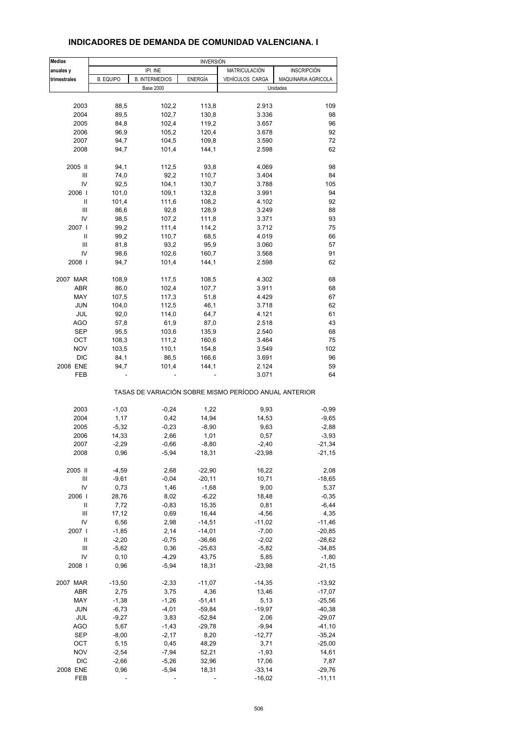## INDICADORES DE DEMANDA DE COMUNIDAD VALENCIANA. I

| Medias anuales y trimestrales | INVERSIÓN | | | | |
|---|---|---|---|---|---|
| | IPI. INE | | | MATRICULACIÓN | INSCRIPCIÓN |
| | B. EQUIPO | B. INTERMEDIOS | ENERGÍA | VEHÍCULOS CARGA | MAQUINARIA AGRICOLA |
| | Base 2000 | | | Unidades | |
| 2003 | 88,5 | 102,2 | 113,8 | 2.913 | 109 |
| 2004 | 89,5 | 102,7 | 130,8 | 3.336 | 98 |
| 2005 | 84,8 | 102,4 | 119,2 | 3.657 | 96 |
| 2006 | 96,9 | 105,2 | 120,4 | 3.678 | 92 |
| 2007 | 94,7 | 104,5 | 109,8 | 3.590 | 72 |
| 2008 | 94,7 | 101,4 | 144,1 | 2.598 | 62 |
| 2005 II | 94,1 | 112,5 | 93,8 | 4.069 | 98 |
| III | 74,0 | 92,2 | 110,7 | 3.404 | 84 |
| IV | 92,5 | 104,1 | 130,7 | 3.788 | 105 |
| 2006 I | 101,0 | 109,1 | 132,8 | 3.991 | 94 |
| II | 101,4 | 111,6 | 108,2 | 4.102 | 92 |
| III | 86,6 | 92,8 | 128,9 | 3.249 | 88 |
| IV | 98,5 | 107,2 | 111,8 | 3.371 | 93 |
| 2007 I | 99,2 | 111,4 | 114,2 | 3.712 | 75 |
| II | 99,2 | 110,7 | 68,5 | 4.019 | 66 |
| III | 81,8 | 93,2 | 95,9 | 3.060 | 57 |
| IV | 98,6 | 102,6 | 160,7 | 3.568 | 91 |
| 2008 I | 94,7 | 101,4 | 144,1 | 2.598 | 62 |
| 2007 MAR | 108,9 | 117,5 | 108,5 | 4.302 | 68 |
| ABR | 86,0 | 102,4 | 107,7 | 3.911 | 68 |
| MAY | 107,5 | 117,3 | 51,8 | 4.429 | 67 |
| JUN | 104,0 | 112,5 | 46,1 | 3.718 | 62 |
| JUL | 92,0 | 114,0 | 64,7 | 4.121 | 61 |
| AGO | 57,8 | 61,9 | 87,0 | 2.518 | 43 |
| SEP | 95,5 | 103,6 | 135,9 | 2.540 | 68 |
| OCT | 108,3 | 111,2 | 160,6 | 3.464 | 75 |
| NOV | 103,5 | 110,1 | 154,8 | 3.549 | 102 |
| DIC | 84,1 | 86,5 | 166,6 | 3.691 | 96 |
| 2008 ENE | 94,7 | 101,4 | 144,1 | 2.124 | 59 |
| FEB | - | - | - | 3.071 | 64 |
| | TASAS DE VARIACIÓN SOBRE MISMO PERÍODO ANUAL ANTERIOR | | | | |
| 2003 | -1,03 | -0,24 | 1,22 | 9,93 | -0,99 |
| 2004 | 1,17 | 0,42 | 14,94 | 14,53 | -9,65 |
| 2005 | -5,32 | -0,23 | -8,90 | 9,63 | -2,88 |
| 2006 | 14,33 | 2,66 | 1,01 | 0,57 | -3,93 |
| 2007 | -2,29 | -0,66 | -8,80 | -2,40 | -21,34 |
| 2008 | 0,96 | -5,94 | 18,31 | -23,98 | -21,15 |
| 2005 II | -4,59 | 2,68 | -22,90 | 16,22 | 2,08 |
| III | -9,61 | -0,04 | -20,11 | 10,71 | -18,65 |
| IV | 0,73 | 1,46 | -1,68 | 9,00 | 5,37 |
| 2006 I | 28,76 | 8,02 | -6,22 | 18,48 | -0,35 |
| II | 7,72 | -0,83 | 15,35 | 0,81 | -6,44 |
| III | 17,12 | 0,69 | 16,44 | -4,56 | 4,35 |
| IV | 6,56 | 2,98 | -14,51 | -11,02 | -11,46 |
| 2007 I | -1,85 | 2,14 | -14,01 | -7,00 | -20,85 |
| II | -2,20 | -0,75 | -36,66 | -2,02 | -28,62 |
| III | -5,62 | 0,36 | -25,63 | -5,82 | -34,85 |
| IV | 0,10 | -4,29 | 43,75 | 5,85 | -1,80 |
| 2008 I | 0,96 | -5,94 | 18,31 | -23,98 | -21,15 |
| 2007 MAR | -13,50 | -2,33 | -11,07 | -14,35 | -13,92 |
| ABR | 2,75 | 3,75 | 4,36 | 13,46 | -17,07 |
| MAY | -1,38 | -1,26 | -51,41 | 5,13 | -25,56 |
| JUN | -6,73 | -4,01 | -59,84 | -19,97 | -40,38 |
| JUL | -9,27 | 3,83 | -52,84 | 2,06 | -29,07 |
| AGO | 5,67 | -1,43 | -29,78 | -9,94 | -41,10 |
| SEP | -8,00 | -2,17 | 8,20 | -12,77 | -35,24 |
| OCT | 5,15 | 0,45 | 48,29 | 3,71 | -25,00 |
| NOV | -2,54 | -7,94 | 52,21 | -1,93 | 14,61 |
| DIC | -2,66 | -5,26 | 32,96 | 17,06 | 7,87 |
| 2008 ENE | 0,96 | -5,94 | 18,31 | -33,14 | -29,76 |
| FEB | - | - | - | -16,02 | -11,11 |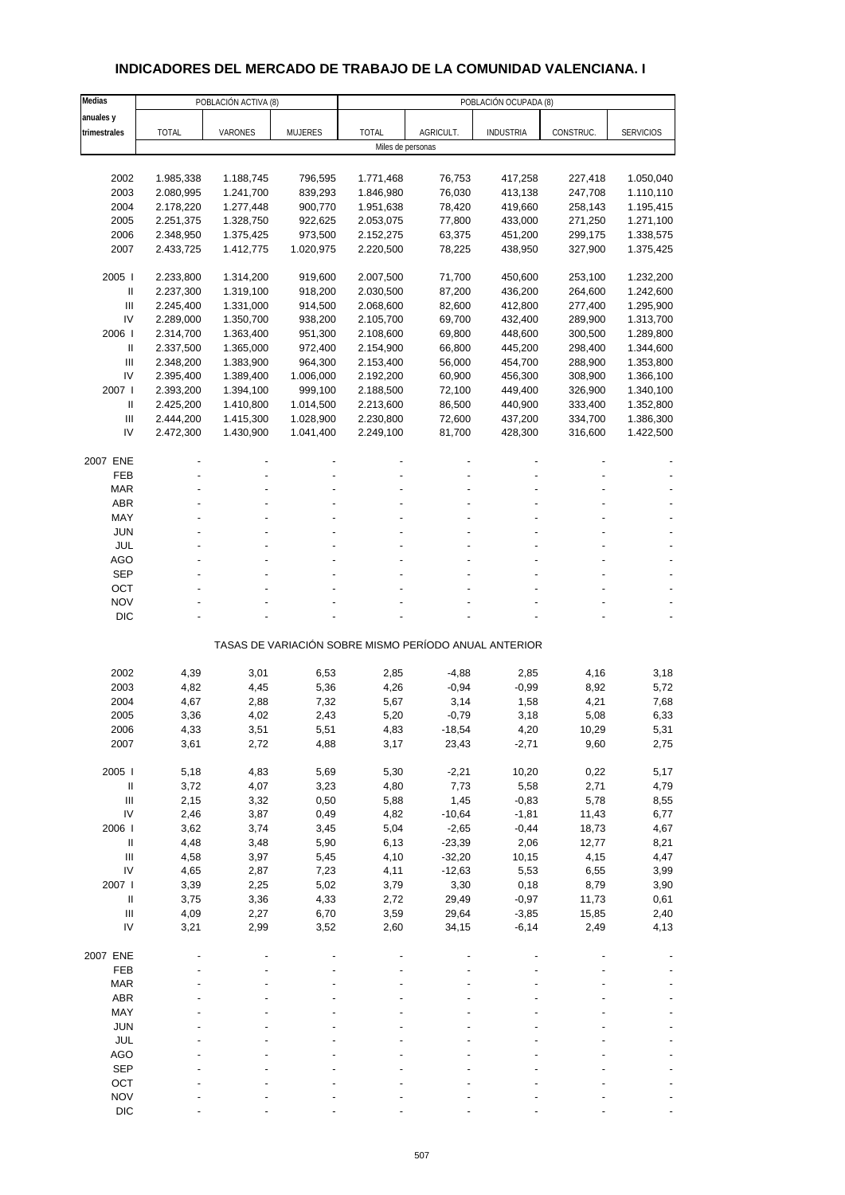# INDICADORES DEL MERCADO DE TRABAJO DE LA COMUNIDAD VALENCIANA. I

| Medias anuales y trimestrales | POBLACIÓN ACTIVA (8) | | | POBLACIÓN OCUPADA (8) | | | | |
|---|---|---|---|---|---|---|---|---|
| | TOTAL | VARONES | MUJERES | TOTAL | AGRICULT. | INDUSTRIA | CONSTRUC. | SERVICIOS |
| | Miles de personas | | | | | | | |
| 2002 | 1.985,338 | 1.188,745 | 796,595 | 1.771,468 | 76,753 | 417,258 | 227,418 | 1.050,040 |
| 2003 | 2.080,995 | 1.241,700 | 839,293 | 1.846,980 | 76,030 | 413,138 | 247,708 | 1.110,110 |
| 2004 | 2.178,220 | 1.277,448 | 900,770 | 1.951,638 | 78,420 | 419,660 | 258,143 | 1.195,415 |
| 2005 | 2.251,375 | 1.328,750 | 922,625 | 2.053,075 | 77,800 | 433,000 | 271,250 | 1.271,100 |
| 2006 | 2.348,950 | 1.375,425 | 973,500 | 2.152,275 | 63,375 | 451,200 | 299,175 | 1.338,575 |
| 2007 | 2.433,725 | 1.412,775 | 1.020,975 | 2.220,500 | 78,225 | 438,950 | 327,900 | 1.375,425 |
| 2005 I | 2.233,800 | 1.314,200 | 919,600 | 2.007,500 | 71,700 | 450,600 | 253,100 | 1.232,200 |
| II | 2.237,300 | 1.319,100 | 918,200 | 2.030,500 | 87,200 | 436,200 | 264,600 | 1.242,600 |
| III | 2.245,400 | 1.331,000 | 914,500 | 2.068,600 | 82,600 | 412,800 | 277,400 | 1.295,900 |
| IV | 2.289,000 | 1.350,700 | 938,200 | 2.105,700 | 69,700 | 432,400 | 289,900 | 1.313,700 |
| 2006 I | 2.314,700 | 1.363,400 | 951,300 | 2.108,600 | 69,800 | 448,600 | 300,500 | 1.289,800 |
| II | 2.337,500 | 1.365,000 | 972,400 | 2.154,900 | 66,800 | 445,200 | 298,400 | 1.344,600 |
| III | 2.348,200 | 1.383,900 | 964,300 | 2.153,400 | 56,000 | 454,700 | 288,900 | 1.353,800 |
| IV | 2.395,400 | 1.389,400 | 1.006,000 | 2.192,200 | 60,900 | 456,300 | 308,900 | 1.366,100 |
| 2007 I | 2.393,200 | 1.394,100 | 999,100 | 2.188,500 | 72,100 | 449,400 | 326,900 | 1.340,100 |
| II | 2.425,200 | 1.410,800 | 1.014,500 | 2.213,600 | 86,500 | 440,900 | 333,400 | 1.352,800 |
| III | 2.444,200 | 1.415,300 | 1.028,900 | 2.230,800 | 72,600 | 437,200 | 334,700 | 1.386,300 |
| IV | 2.472,300 | 1.430,900 | 1.041,400 | 2.249,100 | 81,700 | 428,300 | 316,600 | 1.422,500 |
| 2007 ENE | - | - | - | - | - | - | - | - |
| FEB | - | - | - | - | - | - | - | - |
| MAR | - | - | - | - | - | - | - | - |
| ABR | - | - | - | - | - | - | - | - |
| MAY | - | - | - | - | - | - | - | - |
| JUN | - | - | - | - | - | - | - | - |
| JUL | - | - | - | - | - | - | - | - |
| AGO | - | - | - | - | - | - | - | - |
| SEP | - | - | - | - | - | - | - | - |
| OCT | - | - | - | - | - | - | - | - |
| NOV | - | - | - | - | - | - | - | - |
| DIC | - | - | - | - | - | - | - | - |
| | TASAS DE VARIACIÓN SOBRE MISMO PERÍODO ANUAL ANTERIOR | | | | | | | |
| 2002 | 4,39 | 3,01 | 6,53 | 2,85 | -4,88 | 2,85 | 4,16 | 3,18 |
| 2003 | 4,82 | 4,45 | 5,36 | 4,26 | -0,94 | -0,99 | 8,92 | 5,72 |
| 2004 | 4,67 | 2,88 | 7,32 | 5,67 | 3,14 | 1,58 | 4,21 | 7,68 |
| 2005 | 3,36 | 4,02 | 2,43 | 5,20 | -0,79 | 3,18 | 5,08 | 6,33 |
| 2006 | 4,33 | 3,51 | 5,51 | 4,83 | -18,54 | 4,20 | 10,29 | 5,31 |
| 2007 | 3,61 | 2,72 | 4,88 | 3,17 | 23,43 | -2,71 | 9,60 | 2,75 |
| 2005 I | 5,18 | 4,83 | 5,69 | 5,30 | -2,21 | 10,20 | 0,22 | 5,17 |
| II | 3,72 | 4,07 | 3,23 | 4,80 | 7,73 | 5,58 | 2,71 | 4,79 |
| III | 2,15 | 3,32 | 0,50 | 5,88 | 1,45 | -0,83 | 5,78 | 8,55 |
| IV | 2,46 | 3,87 | 0,49 | 4,82 | -10,64 | -1,81 | 11,43 | 6,77 |
| 2006 I | 3,62 | 3,74 | 3,45 | 5,04 | -2,65 | -0,44 | 18,73 | 4,67 |
| II | 4,48 | 3,48 | 5,90 | 6,13 | -23,39 | 2,06 | 12,77 | 8,21 |
| III | 4,58 | 3,97 | 5,45 | 4,10 | -32,20 | 10,15 | 4,15 | 4,47 |
| IV | 4,65 | 2,87 | 7,23 | 4,11 | -12,63 | 5,53 | 6,55 | 3,99 |
| 2007 I | 3,39 | 2,25 | 5,02 | 3,79 | 3,30 | 0,18 | 8,79 | 3,90 |
| II | 3,75 | 3,36 | 4,33 | 2,72 | 29,49 | -0,97 | 11,73 | 0,61 |
| III | 4,09 | 2,27 | 6,70 | 3,59 | 29,64 | -3,85 | 15,85 | 2,40 |
| IV | 3,21 | 2,99 | 3,52 | 2,60 | 34,15 | -6,14 | 2,49 | 4,13 |
| 2007 ENE | - | - | - | - | - | - | - | - |
| FEB | - | - | - | - | - | - | - | - |
| MAR | - | - | - | - | - | - | - | - |
| ABR | - | - | - | - | - | - | - | - |
| MAY | - | - | - | - | - | - | - | - |
| JUN | - | - | - | - | - | - | - | - |
| JUL | - | - | - | - | - | - | - | - |
| AGO | - | - | - | - | - | - | - | - |
| SEP | - | - | - | - | - | - | - | - |
| OCT | - | - | - | - | - | - | - | - |
| NOV | - | - | - | - | - | - | - | - |
| DIC | - | - | - | - | - | - | - | - |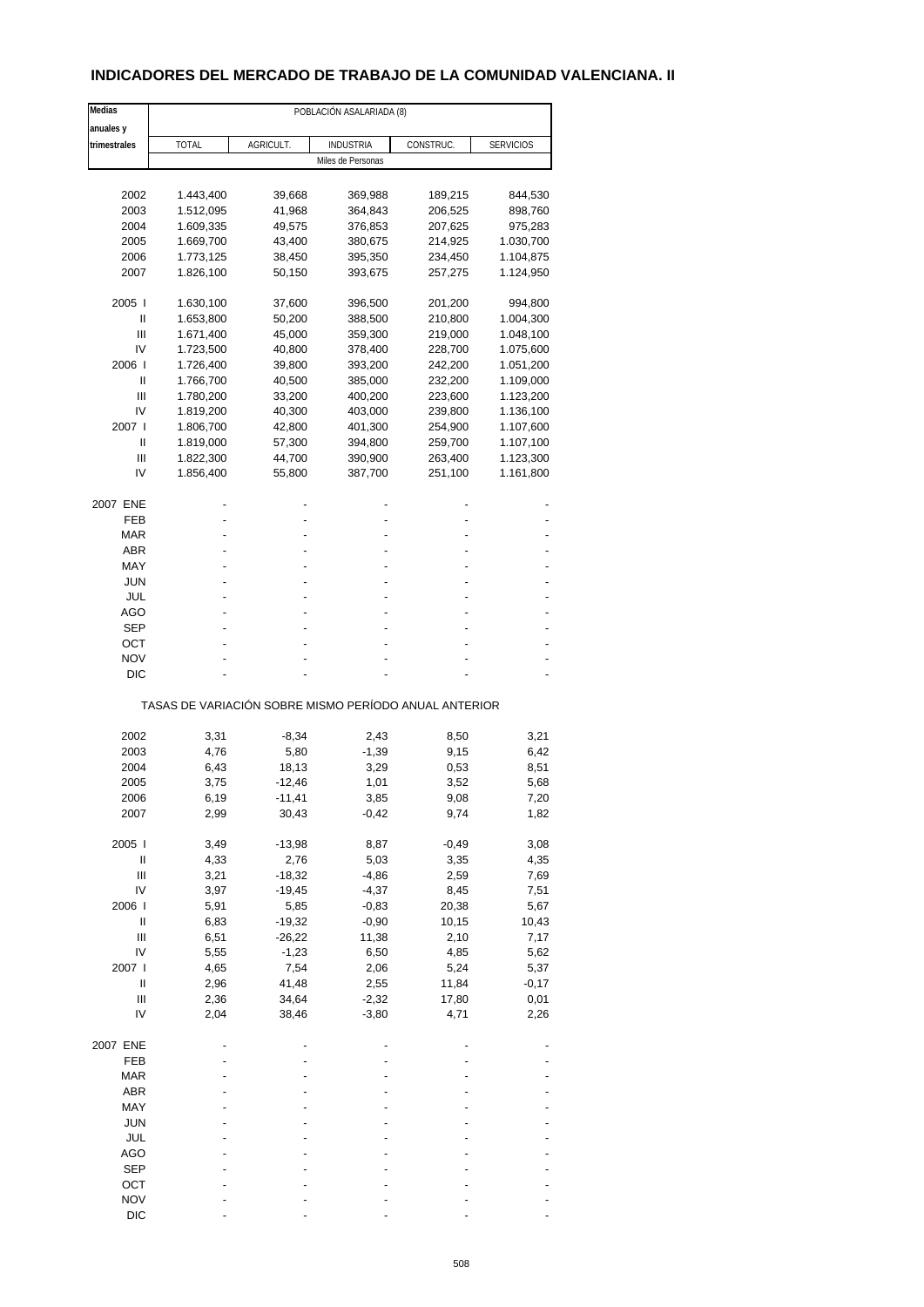# INDICADORES DEL MERCADO DE TRABAJO DE LA COMUNIDAD VALENCIANA. II

| Medias anuales y trimestrales | POBLACIÓN ASALARIADA (8) | | | | |
|---|---|---|---|---|---|
| | TOTAL | AGRICULT. | INDUSTRIA | CONSTRUC. | SERVICIOS |
| | Miles de Personas | | | | |
| 2002 | 1.443,400 | 39,668 | 369,988 | 189,215 | 844,530 |
| 2003 | 1.512,095 | 41,968 | 364,843 | 206,525 | 898,760 |
| 2004 | 1.609,335 | 49,575 | 376,853 | 207,625 | 975,283 |
| 2005 | 1.669,700 | 43,400 | 380,675 | 214,925 | 1.030,700 |
| 2006 | 1.773,125 | 38,450 | 395,350 | 234,450 | 1.104,875 |
| 2007 | 1.826,100 | 50,150 | 393,675 | 257,275 | 1.124,950 |
| 2005 I | 1.630,100 | 37,600 | 396,500 | 201,200 | 994,800 |
| II | 1.653,800 | 50,200 | 388,500 | 210,800 | 1.004,300 |
| III | 1.671,400 | 45,000 | 359,300 | 219,000 | 1.048,100 |
| IV | 1.723,500 | 40,800 | 378,400 | 228,700 | 1.075,600 |
| 2006 I | 1.726,400 | 39,800 | 393,200 | 242,200 | 1.051,200 |
| II | 1.766,700 | 40,500 | 385,000 | 232,200 | 1.109,000 |
| III | 1.780,200 | 33,200 | 400,200 | 223,600 | 1.123,200 |
| IV | 1.819,200 | 40,300 | 403,000 | 239,800 | 1.136,100 |
| 2007 I | 1.806,700 | 42,800 | 401,300 | 254,900 | 1.107,600 |
| II | 1.819,000 | 57,300 | 394,800 | 259,700 | 1.107,100 |
| III | 1.822,300 | 44,700 | 390,900 | 263,400 | 1.123,300 |
| IV | 1.856,400 | 55,800 | 387,700 | 251,100 | 1.161,800 |
| 2007 ENE | - | - | - | - | - |
| FEB | - | - | - | - | - |
| MAR | - | - | - | - | - |
| ABR | - | - | - | - | - |
| MAY | - | - | - | - | - |
| JUN | - | - | - | - | - |
| JUL | - | - | - | - | - |
| AGO | - | - | - | - | - |
| SEP | - | - | - | - | - |
| OCT | - | - | - | - | - |
| NOV | - | - | - | - | - |
| DIC | - | - | - | - | - |
| | TASAS DE VARIACIÓN SOBRE MISMO PERÍODO ANUAL ANTERIOR | | | | |
| 2002 | 3,31 | -8,34 | 2,43 | 8,50 | 3,21 |
| 2003 | 4,76 | 5,80 | -1,39 | 9,15 | 6,42 |
| 2004 | 6,43 | 18,13 | 3,29 | 0,53 | 8,51 |
| 2005 | 3,75 | -12,46 | 1,01 | 3,52 | 5,68 |
| 2006 | 6,19 | -11,41 | 3,85 | 9,08 | 7,20 |
| 2007 | 2,99 | 30,43 | -0,42 | 9,74 | 1,82 |
| 2005 I | 3,49 | -13,98 | 8,87 | -0,49 | 3,08 |
| II | 4,33 | 2,76 | 5,03 | 3,35 | 4,35 |
| III | 3,21 | -18,32 | -4,86 | 2,59 | 7,69 |
| IV | 3,97 | -19,45 | -4,37 | 8,45 | 7,51 |
| 2006 I | 5,91 | 5,85 | -0,83 | 20,38 | 5,67 |
| II | 6,83 | -19,32 | -0,90 | 10,15 | 10,43 |
| III | 6,51 | -26,22 | 11,38 | 2,10 | 7,17 |
| IV | 5,55 | -1,23 | 6,50 | 4,85 | 5,62 |
| 2007 I | 4,65 | 7,54 | 2,06 | 5,24 | 5,37 |
| II | 2,96 | 41,48 | 2,55 | 11,84 | -0,17 |
| III | 2,36 | 34,64 | -2,32 | 17,80 | 0,01 |
| IV | 2,04 | 38,46 | -3,80 | 4,71 | 2,26 |
| 2007 ENE | - | - | - | - | - |
| FEB | - | - | - | - | - |
| MAR | - | - | - | - | - |
| ABR | - | - | - | - | - |
| MAY | - | - | - | - | - |
| JUN | - | - | - | - | - |
| JUL | - | - | - | - | - |
| AGO | - | - | - | - | - |
| SEP | - | - | - | - | - |
| OCT | - | - | - | - | - |
| NOV | - | - | - | - | - |
| DIC | - | - | - | - | - |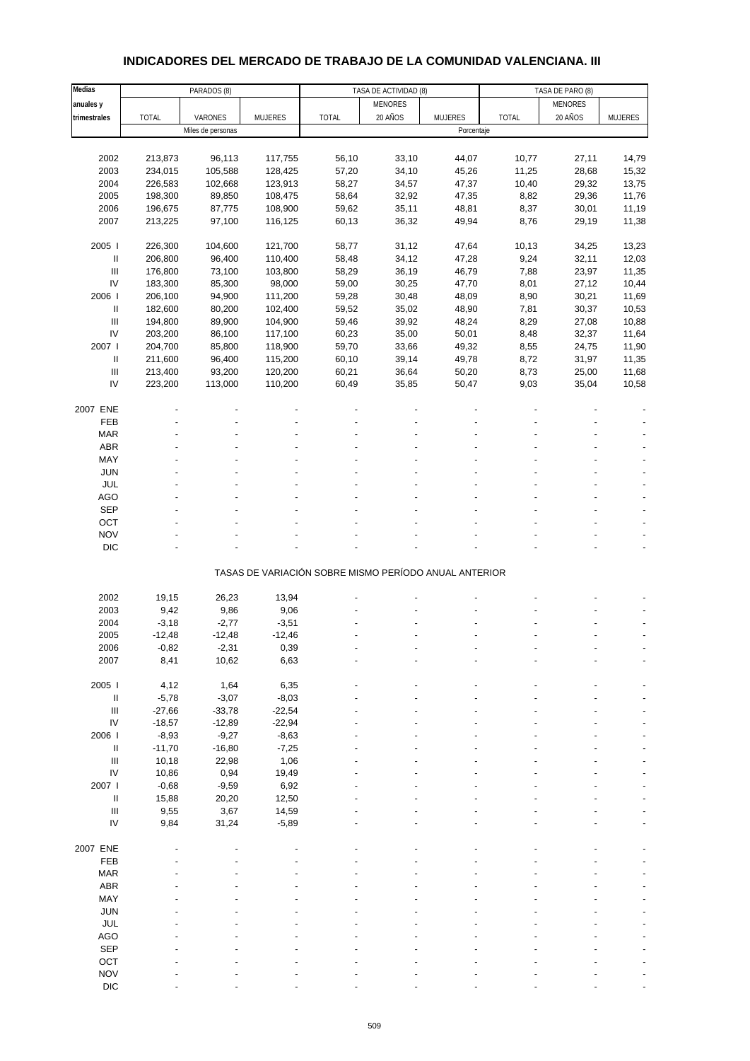# INDICADORES DEL MERCADO DE TRABAJO DE LA COMUNIDAD VALENCIANA. III

| Medias anuales y trimestrales | PARADOS (8) | | | TASA DE ACTIVIDAD (8) | | | TASA DE PARO (8) | | |
|---|---|---|---|---|---|---|---|---|---|
| | TOTAL | VARONES | MUJERES | TOTAL | MENORES 20 AÑOS | MUJERES | TOTAL | MENORES 20 AÑOS | MUJERES |
| | Miles de personas | | | Porcentaje | | | | | |
| 2002 | 213,873 | 96,113 | 117,755 | 56,10 | 33,10 | 44,07 | 10,77 | 27,11 | 14,79 |
| 2003 | 234,015 | 105,588 | 128,425 | 57,20 | 34,10 | 45,26 | 11,25 | 28,68 | 15,32 |
| 2004 | 226,583 | 102,668 | 123,913 | 58,27 | 34,57 | 47,37 | 10,40 | 29,32 | 13,75 |
| 2005 | 198,300 | 89,850 | 108,475 | 58,64 | 32,92 | 47,35 | 8,82 | 29,36 | 11,76 |
| 2006 | 196,675 | 87,775 | 108,900 | 59,62 | 35,11 | 48,81 | 8,37 | 30,01 | 11,19 |
| 2007 | 213,225 | 97,100 | 116,125 | 60,13 | 36,32 | 49,94 | 8,76 | 29,19 | 11,38 |
| 2005 I | 226,300 | 104,600 | 121,700 | 58,77 | 31,12 | 47,64 | 10,13 | 34,25 | 13,23 |
| II | 206,800 | 96,400 | 110,400 | 58,48 | 34,12 | 47,28 | 9,24 | 32,11 | 12,03 |
| III | 176,800 | 73,100 | 103,800 | 58,29 | 36,19 | 46,79 | 7,88 | 23,97 | 11,35 |
| IV | 183,300 | 85,300 | 98,000 | 59,00 | 30,25 | 47,70 | 8,01 | 27,12 | 10,44 |
| 2006 I | 206,100 | 94,900 | 111,200 | 59,28 | 30,48 | 48,09 | 8,90 | 30,21 | 11,69 |
| II | 182,600 | 80,200 | 102,400 | 59,52 | 35,02 | 48,90 | 7,81 | 30,37 | 10,53 |
| III | 194,800 | 89,900 | 104,900 | 59,46 | 39,92 | 48,24 | 8,29 | 27,08 | 10,88 |
| IV | 203,200 | 86,100 | 117,100 | 60,23 | 35,00 | 50,01 | 8,48 | 32,37 | 11,64 |
| 2007 I | 204,700 | 85,800 | 118,900 | 59,70 | 33,66 | 49,32 | 8,55 | 24,75 | 11,90 |
| II | 211,600 | 96,400 | 115,200 | 60,10 | 39,14 | 49,78 | 8,72 | 31,97 | 11,35 |
| III | 213,400 | 93,200 | 120,200 | 60,21 | 36,64 | 50,20 | 8,73 | 25,00 | 11,68 |
| IV | 223,200 | 113,000 | 110,200 | 60,49 | 35,85 | 50,47 | 9,03 | 35,04 | 10,58 |
| 2007 ENE | - | - | - | - | - | - | - | - | - |
| FEB | - | - | - | - | - | - | - | - | - |
| MAR | - | - | - | - | - | - | - | - | - |
| ABR | - | - | - | - | - | - | - | - | - |
| MAY | - | - | - | - | - | - | - | - | - |
| JUN | - | - | - | - | - | - | - | - | - |
| JUL | - | - | - | - | - | - | - | - | - |
| AGO | - | - | - | - | - | - | - | - | - |
| SEP | - | - | - | - | - | - | - | - | - |
| OCT | - | - | - | - | - | - | - | - | - |
| NOV | - | - | - | - | - | - | - | - | - |
| DIC | - | - | - | - | - | - | - | - | - |
| TASAS DE VARIACIÓN SOBRE MISMO PERÍODO ANUAL ANTERIOR | | | | | | | | | |
| 2002 | 19,15 | 26,23 | 13,94 | - | - | - | - | - | - |
| 2003 | 9,42 | 9,86 | 9,06 | - | - | - | - | - | - |
| 2004 | -3,18 | -2,77 | -3,51 | - | - | - | - | - | - |
| 2005 | -12,48 | -12,48 | -12,46 | - | - | - | - | - | - |
| 2006 | -0,82 | -2,31 | 0,39 | - | - | - | - | - | - |
| 2007 | 8,41 | 10,62 | 6,63 | - | - | - | - | - | - |
| 2005 I | 4,12 | 1,64 | 6,35 | - | - | - | - | - | - |
| II | -5,78 | -3,07 | -8,03 | - | - | - | - | - | - |
| III | -27,66 | -33,78 | -22,54 | - | - | - | - | - | - |
| IV | -18,57 | -12,89 | -22,94 | - | - | - | - | - | - |
| 2006 I | -8,93 | -9,27 | -8,63 | - | - | - | - | - | - |
| II | -11,70 | -16,80 | -7,25 | - | - | - | - | - | - |
| III | 10,18 | 22,98 | 1,06 | - | - | - | - | - | - |
| IV | 10,86 | 0,94 | 19,49 | - | - | - | - | - | - |
| 2007 I | -0,68 | -9,59 | 6,92 | - | - | - | - | - | - |
| II | 15,88 | 20,20 | 12,50 | - | - | - | - | - | - |
| III | 9,55 | 3,67 | 14,59 | - | - | - | - | - | - |
| IV | 9,84 | 31,24 | -5,89 | - | - | - | - | - | - |
| 2007 ENE | - | - | - | - | - | - | - | - | - |
| FEB | - | - | - | - | - | - | - | - | - |
| MAR | - | - | - | - | - | - | - | - | - |
| ABR | - | - | - | - | - | - | - | - | - |
| MAY | - | - | - | - | - | - | - | - | - |
| JUN | - | - | - | - | - | - | - | - | - |
| JUL | - | - | - | - | - | - | - | - | - |
| AGO | - | - | - | - | - | - | - | - | - |
| SEP | - | - | - | - | - | - | - | - | - |
| OCT | - | - | - | - | - | - | - | - | - |
| NOV | - | - | - | - | - | - | - | - | - |
| DIC | - | - | - | - | - | - | - | - | - |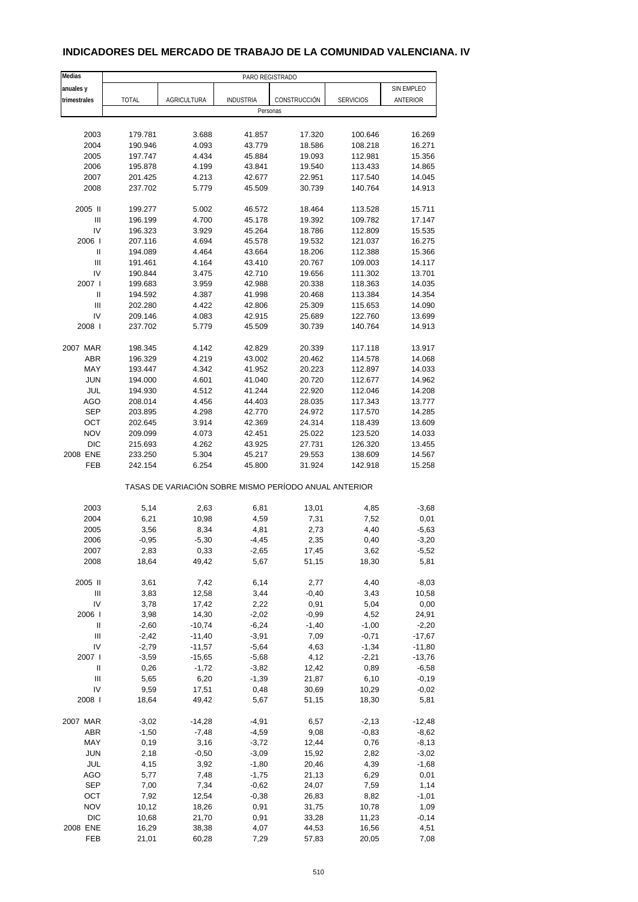# INDICADORES DEL MERCADO DE TRABAJO DE LA COMUNIDAD VALENCIANA. IV

| Medias anuales y trimestrales | PARO REGISTRADO | | | | | |
|---|---|---|---|---|---|---|
| | TOTAL | AGRICULTURA | INDUSTRIA | CONSTRUCCIÓN | SERVICIOS | SIN EMPLEO ANTERIOR |
| | Personas | | | | | |
| 2003 | 179.781 | 3.688 | 41.857 | 17.320 | 100.646 | 16.269 |
| 2004 | 190.946 | 4.093 | 43.779 | 18.586 | 108.218 | 16.271 |
| 2005 | 197.747 | 4.434 | 45.884 | 19.093 | 112.981 | 15.356 |
| 2006 | 195.878 | 4.199 | 43.841 | 19.540 | 113.433 | 14.865 |
| 2007 | 201.425 | 4.213 | 42.677 | 22.951 | 117.540 | 14.045 |
| 2008 | 237.702 | 5.779 | 45.509 | 30.739 | 140.764 | 14.913 |
| 2005 II | 199.277 | 5.002 | 46.572 | 18.464 | 113.528 | 15.711 |
| III | 196.199 | 4.700 | 45.178 | 19.392 | 109.782 | 17.147 |
| IV | 196.323 | 3.929 | 45.264 | 18.786 | 112.809 | 15.535 |
| 2006 I | 207.116 | 4.694 | 45.578 | 19.532 | 121.037 | 16.275 |
| II | 194.089 | 4.464 | 43.664 | 18.206 | 112.388 | 15.366 |
| III | 191.461 | 4.164 | 43.410 | 20.767 | 109.003 | 14.117 |
| IV | 190.844 | 3.475 | 42.710 | 19.656 | 111.302 | 13.701 |
| 2007 I | 199.683 | 3.959 | 42.988 | 20.338 | 118.363 | 14.035 |
| II | 194.592 | 4.387 | 41.998 | 20.468 | 113.384 | 14.354 |
| III | 202.280 | 4.422 | 42.806 | 25.309 | 115.653 | 14.090 |
| IV | 209.146 | 4.083 | 42.915 | 25.689 | 122.760 | 13.699 |
| 2008 I | 237.702 | 5.779 | 45.509 | 30.739 | 140.764 | 14.913 |
| 2007 MAR | 198.345 | 4.142 | 42.829 | 20.339 | 117.118 | 13.917 |
| ABR | 196.329 | 4.219 | 43.002 | 20.462 | 114.578 | 14.068 |
| MAY | 193.447 | 4.342 | 41.952 | 20.223 | 112.897 | 14.033 |
| JUN | 194.000 | 4.601 | 41.040 | 20.720 | 112.677 | 14.962 |
| JUL | 194.930 | 4.512 | 41.244 | 22.920 | 112.046 | 14.208 |
| AGO | 208.014 | 4.456 | 44.403 | 28.035 | 117.343 | 13.777 |
| SEP | 203.895 | 4.298 | 42.770 | 24.972 | 117.570 | 14.285 |
| OCT | 202.645 | 3.914 | 42.369 | 24.314 | 118.439 | 13.609 |
| NOV | 209.099 | 4.073 | 42.451 | 25.022 | 123.520 | 14.033 |
| DIC | 215.693 | 4.262 | 43.925 | 27.731 | 126.320 | 13.455 |
| 2008 ENE | 233.250 | 5.304 | 45.217 | 29.553 | 138.609 | 14.567 |
| FEB | 242.154 | 6.254 | 45.800 | 31.924 | 142.918 | 15.258 |
| | TASAS DE VARIACIÓN SOBRE MISMO PERÍODO ANUAL ANTERIOR | | | | | |
| 2003 | 5,14 | 2,63 | 6,81 | 13,01 | 4,85 | -3,68 |
| 2004 | 6,21 | 10,98 | 4,59 | 7,31 | 7,52 | 0,01 |
| 2005 | 3,56 | 8,34 | 4,81 | 2,73 | 4,40 | -5,63 |
| 2006 | -0,95 | -5,30 | -4,45 | 2,35 | 0,40 | -3,20 |
| 2007 | 2,83 | 0,33 | -2,65 | 17,45 | 3,62 | -5,52 |
| 2008 | 18,64 | 49,42 | 5,67 | 51,15 | 18,30 | 5,81 |
| 2005 II | 3,61 | 7,42 | 6,14 | 2,77 | 4,40 | -8,03 |
| III | 3,83 | 12,58 | 3,44 | -0,40 | 3,43 | 10,58 |
| IV | 3,78 | 17,42 | 2,22 | 0,91 | 5,04 | 0,00 |
| 2006 I | 3,98 | 14,30 | -2,02 | -0,99 | 4,52 | 24,91 |
| II | -2,60 | -10,74 | -6,24 | -1,40 | -1,00 | -2,20 |
| III | -2,42 | -11,40 | -3,91 | 7,09 | -0,71 | -17,67 |
| IV | -2,79 | -11,57 | -5,64 | 4,63 | -1,34 | -11,80 |
| 2007 I | -3,59 | -15,65 | -5,68 | 4,12 | -2,21 | -13,76 |
| II | 0,26 | -1,72 | -3,82 | 12,42 | 0,89 | -6,58 |
| III | 5,65 | 6,20 | -1,39 | 21,87 | 6,10 | -0,19 |
| IV | 9,59 | 17,51 | 0,48 | 30,69 | 10,29 | -0,02 |
| 2008 I | 18,64 | 49,42 | 5,67 | 51,15 | 18,30 | 5,81 |
| 2007 MAR | -3,02 | -14,28 | -4,91 | 6,57 | -2,13 | -12,48 |
| ABR | -1,50 | -7,48 | -4,59 | 9,08 | -0,83 | -8,62 |
| MAY | 0,19 | 3,16 | -3,72 | 12,44 | 0,76 | -8,13 |
| JUN | 2,18 | -0,50 | -3,09 | 15,92 | 2,82 | -3,02 |
| JUL | 4,15 | 3,92 | -1,80 | 20,46 | 4,39 | -1,68 |
| AGO | 5,77 | 7,48 | -1,75 | 21,13 | 6,29 | 0,01 |
| SEP | 7,00 | 7,34 | -0,62 | 24,07 | 7,59 | 1,14 |
| OCT | 7,92 | 12,54 | -0,38 | 26,83 | 8,82 | -1,01 |
| NOV | 10,12 | 18,26 | 0,91 | 31,75 | 10,78 | 1,09 |
| DIC | 10,68 | 21,70 | 0,91 | 33,28 | 11,23 | -0,14 |
| 2008 ENE | 16,29 | 38,38 | 4,07 | 44,53 | 16,56 | 4,51 |
| FEB | 21,01 | 60,28 | 7,29 | 57,83 | 20,05 | 7,08 |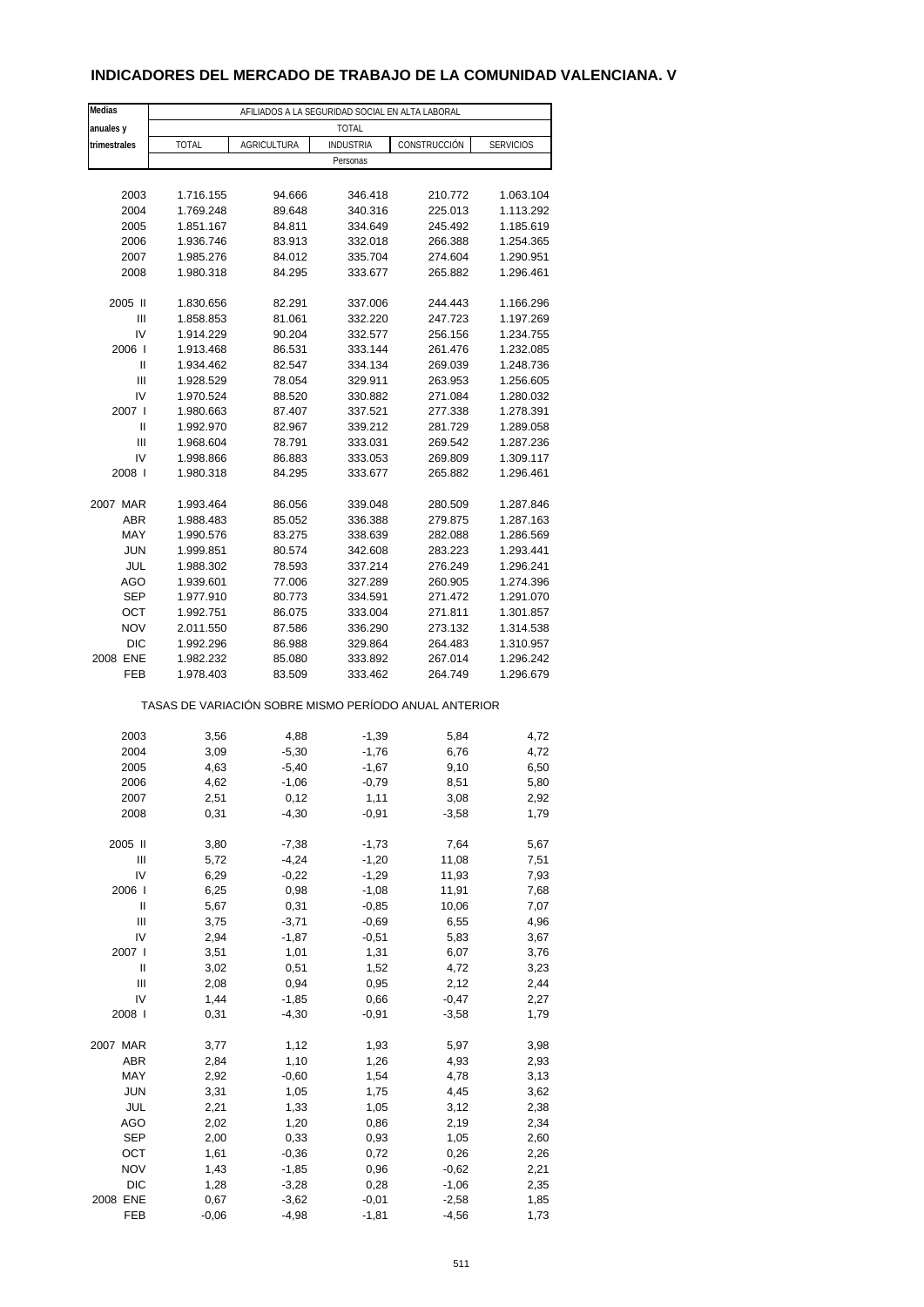# INDICADORES DEL MERCADO DE TRABAJO DE LA COMUNIDAD VALENCIANA. V

| Medias anuales y trimestrales | AFILIADOS A LA SEGURIDAD SOCIAL EN ALTA LABORAL | | | | |
|---|---|---|---|---|---|
| | TOTAL | | | | |
| | TOTAL | AGRICULTURA | INDUSTRIA | CONSTRUCCIÓN | SERVICIOS |
| | Personas | | | | |
| 2003 | 1.716.155 | 94.666 | 346.418 | 210.772 | 1.063.104 |
| 2004 | 1.769.248 | 89.648 | 340.316 | 225.013 | 1.113.292 |
| 2005 | 1.851.167 | 84.811 | 334.649 | 245.492 | 1.185.619 |
| 2006 | 1.936.746 | 83.913 | 332.018 | 266.388 | 1.254.365 |
| 2007 | 1.985.276 | 84.012 | 335.704 | 274.604 | 1.290.951 |
| 2008 | 1.980.318 | 84.295 | 333.677 | 265.882 | 1.296.461 |
| 2005 II | 1.830.656 | 82.291 | 337.006 | 244.443 | 1.166.296 |
| III | 1.858.853 | 81.061 | 332.220 | 247.723 | 1.197.269 |
| IV | 1.914.229 | 90.204 | 332.577 | 256.156 | 1.234.755 |
| 2006 I | 1.913.468 | 86.531 | 333.144 | 261.476 | 1.232.085 |
| II | 1.934.462 | 82.547 | 334.134 | 269.039 | 1.248.736 |
| III | 1.928.529 | 78.054 | 329.911 | 263.953 | 1.256.605 |
| IV | 1.970.524 | 88.520 | 330.882 | 271.084 | 1.280.032 |
| 2007 I | 1.980.663 | 87.407 | 337.521 | 277.338 | 1.278.391 |
| II | 1.992.970 | 82.967 | 339.212 | 281.729 | 1.289.058 |
| III | 1.968.604 | 78.791 | 333.031 | 269.542 | 1.287.236 |
| IV | 1.998.866 | 86.883 | 333.053 | 269.809 | 1.309.117 |
| 2008 I | 1.980.318 | 84.295 | 333.677 | 265.882 | 1.296.461 |
| 2007 MAR | 1.993.464 | 86.056 | 339.048 | 280.509 | 1.287.846 |
| ABR | 1.988.483 | 85.052 | 336.388 | 279.875 | 1.287.163 |
| MAY | 1.990.576 | 83.275 | 338.639 | 282.088 | 1.286.569 |
| JUN | 1.999.851 | 80.574 | 342.608 | 283.223 | 1.293.441 |
| JUL | 1.988.302 | 78.593 | 337.214 | 276.249 | 1.296.241 |
| AGO | 1.939.601 | 77.006 | 327.289 | 260.905 | 1.274.396 |
| SEP | 1.977.910 | 80.773 | 334.591 | 271.472 | 1.291.070 |
| OCT | 1.992.751 | 86.075 | 333.004 | 271.811 | 1.301.857 |
| NOV | 2.011.550 | 87.586 | 336.290 | 273.132 | 1.314.538 |
| DIC | 1.992.296 | 86.988 | 329.864 | 264.483 | 1.310.957 |
| 2008 ENE | 1.982.232 | 85.080 | 333.892 | 267.014 | 1.296.242 |
| FEB | 1.978.403 | 83.509 | 333.462 | 264.749 | 1.296.679 |
| | TASAS DE VARIACIÓN SOBRE MISMO PERÍODO ANUAL ANTERIOR | | | | |
| 2003 | 3,56 | 4,88 | -1,39 | 5,84 | 4,72 |
| 2004 | 3,09 | -5,30 | -1,76 | 6,76 | 4,72 |
| 2005 | 4,63 | -5,40 | -1,67 | 9,10 | 6,50 |
| 2006 | 4,62 | -1,06 | -0,79 | 8,51 | 5,80 |
| 2007 | 2,51 | 0,12 | 1,11 | 3,08 | 2,92 |
| 2008 | 0,31 | -4,30 | -0,91 | -3,58 | 1,79 |
| 2005 II | 3,80 | -7,38 | -1,73 | 7,64 | 5,67 |
| III | 5,72 | -4,24 | -1,20 | 11,08 | 7,51 |
| IV | 6,29 | -0,22 | -1,29 | 11,93 | 7,93 |
| 2006 I | 6,25 | 0,98 | -1,08 | 11,91 | 7,68 |
| II | 5,67 | 0,31 | -0,85 | 10,06 | 7,07 |
| III | 3,75 | -3,71 | -0,69 | 6,55 | 4,96 |
| IV | 2,94 | -1,87 | -0,51 | 5,83 | 3,67 |
| 2007 I | 3,51 | 1,01 | 1,31 | 6,07 | 3,76 |
| II | 3,02 | 0,51 | 1,52 | 4,72 | 3,23 |
| III | 2,08 | 0,94 | 0,95 | 2,12 | 2,44 |
| IV | 1,44 | -1,85 | 0,66 | -0,47 | 2,27 |
| 2008 I | 0,31 | -4,30 | -0,91 | -3,58 | 1,79 |
| 2007 MAR | 3,77 | 1,12 | 1,93 | 5,97 | 3,98 |
| ABR | 2,84 | 1,10 | 1,26 | 4,93 | 2,93 |
| MAY | 2,92 | -0,60 | 1,54 | 4,78 | 3,13 |
| JUN | 3,31 | 1,05 | 1,75 | 4,45 | 3,62 |
| JUL | 2,21 | 1,33 | 1,05 | 3,12 | 2,38 |
| AGO | 2,02 | 1,20 | 0,86 | 2,19 | 2,34 |
| SEP | 2,00 | 0,33 | 0,93 | 1,05 | 2,60 |
| OCT | 1,61 | -0,36 | 0,72 | 0,26 | 2,26 |
| NOV | 1,43 | -1,85 | 0,96 | -0,62 | 2,21 |
| DIC | 1,28 | -3,28 | 0,28 | -1,06 | 2,35 |
| 2008 ENE | 0,67 | -3,62 | -0,01 | -2,58 | 1,85 |
| FEB | -0,06 | -4,98 | -1,81 | -4,56 | 1,73 |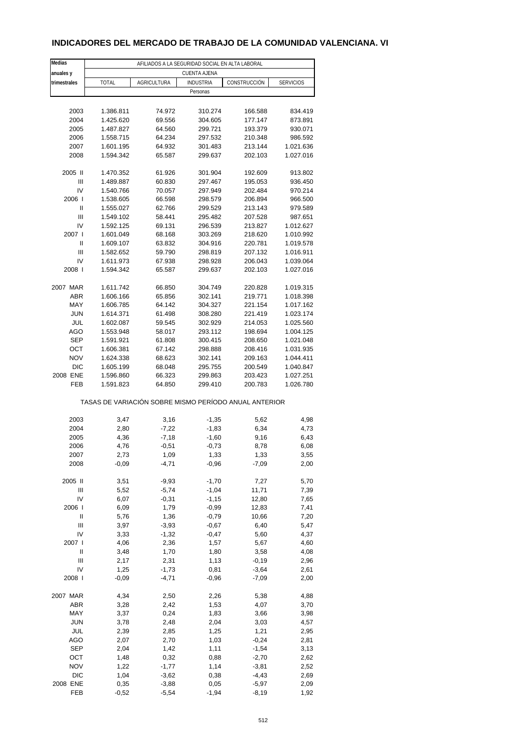# INDICADORES DEL MERCADO DE TRABAJO DE LA COMUNIDAD VALENCIANA. VI

| Medias anuales y trimestrales | AFILIADOS A LA SEGURIDAD SOCIAL EN ALTA LABORAL | | | | |
|---|---|---|---|---|---|
| | CUENTA AJENA | | | | |
| | TOTAL | AGRICULTURA | INDUSTRIA | CONSTRUCCIÓN | SERVICIOS |
| | Personas | | | | |
| 2003 | 1.386.811 | 74.972 | 310.274 | 166.588 | 834.419 |
| 2004 | 1.425.620 | 69.556 | 304.605 | 177.147 | 873.891 |
| 2005 | 1.487.827 | 64.560 | 299.721 | 193.379 | 930.071 |
| 2006 | 1.558.715 | 64.234 | 297.532 | 210.348 | 986.592 |
| 2007 | 1.601.195 | 64.932 | 301.483 | 213.144 | 1.021.636 |
| 2008 | 1.594.342 | 65.587 | 299.637 | 202.103 | 1.027.016 |
| 2005 II | 1.470.352 | 61.926 | 301.904 | 192.609 | 913.802 |
| III | 1.489.887 | 60.830 | 297.467 | 195.053 | 936.450 |
| IV | 1.540.766 | 70.057 | 297.949 | 202.484 | 970.214 |
| 2006 I | 1.538.605 | 66.598 | 298.579 | 206.894 | 966.500 |
| II | 1.555.027 | 62.766 | 299.529 | 213.143 | 979.589 |
| III | 1.549.102 | 58.441 | 295.482 | 207.528 | 987.651 |
| IV | 1.592.125 | 69.131 | 296.539 | 213.827 | 1.012.627 |
| 2007 I | 1.601.049 | 68.168 | 303.269 | 218.620 | 1.010.992 |
| II | 1.609.107 | 63.832 | 304.916 | 220.781 | 1.019.578 |
| III | 1.582.652 | 59.790 | 298.819 | 207.132 | 1.016.911 |
| IV | 1.611.973 | 67.938 | 298.928 | 206.043 | 1.039.064 |
| 2008 I | 1.594.342 | 65.587 | 299.637 | 202.103 | 1.027.016 |
| 2007 MAR | 1.611.742 | 66.850 | 304.749 | 220.828 | 1.019.315 |
| ABR | 1.606.166 | 65.856 | 302.141 | 219.771 | 1.018.398 |
| MAY | 1.606.785 | 64.142 | 304.327 | 221.154 | 1.017.162 |
| JUN | 1.614.371 | 61.498 | 308.280 | 221.419 | 1.023.174 |
| JUL | 1.602.087 | 59.545 | 302.929 | 214.053 | 1.025.560 |
| AGO | 1.553.948 | 58.017 | 293.112 | 198.694 | 1.004.125 |
| SEP | 1.591.921 | 61.808 | 300.415 | 208.650 | 1.021.048 |
| OCT | 1.606.381 | 67.142 | 298.888 | 208.416 | 1.031.935 |
| NOV | 1.624.338 | 68.623 | 302.141 | 209.163 | 1.044.411 |
| DIC | 1.605.199 | 68.048 | 295.755 | 200.549 | 1.040.847 |
| 2008 ENE | 1.596.860 | 66.323 | 299.863 | 203.423 | 1.027.251 |
| FEB | 1.591.823 | 64.850 | 299.410 | 200.783 | 1.026.780 |
| | TASAS DE VARIACIÓN SOBRE MISMO PERÍODO ANUAL ANTERIOR | | | | |
| 2003 | 3,47 | 3,16 | -1,35 | 5,62 | 4,98 |
| 2004 | 2,80 | -7,22 | -1,83 | 6,34 | 4,73 |
| 2005 | 4,36 | -7,18 | -1,60 | 9,16 | 6,43 |
| 2006 | 4,76 | -0,51 | -0,73 | 8,78 | 6,08 |
| 2007 | 2,73 | 1,09 | 1,33 | 1,33 | 3,55 |
| 2008 | -0,09 | -4,71 | -0,96 | -7,09 | 2,00 |
| 2005 II | 3,51 | -9,93 | -1,70 | 7,27 | 5,70 |
| III | 5,52 | -5,74 | -1,04 | 11,71 | 7,39 |
| IV | 6,07 | -0,31 | -1,15 | 12,80 | 7,65 |
| 2006 I | 6,09 | 1,79 | -0,99 | 12,83 | 7,41 |
| II | 5,76 | 1,36 | -0,79 | 10,66 | 7,20 |
| III | 3,97 | -3,93 | -0,67 | 6,40 | 5,47 |
| IV | 3,33 | -1,32 | -0,47 | 5,60 | 4,37 |
| 2007 I | 4,06 | 2,36 | 1,57 | 5,67 | 4,60 |
| II | 3,48 | 1,70 | 1,80 | 3,58 | 4,08 |
| III | 2,17 | 2,31 | 1,13 | -0,19 | 2,96 |
| IV | 1,25 | -1,73 | 0,81 | -3,64 | 2,61 |
| 2008 I | -0,09 | -4,71 | -0,96 | -7,09 | 2,00 |
| 2007 MAR | 4,34 | 2,50 | 2,26 | 5,38 | 4,88 |
| ABR | 3,28 | 2,42 | 1,53 | 4,07 | 3,70 |
| MAY | 3,37 | 0,24 | 1,83 | 3,66 | 3,98 |
| JUN | 3,78 | 2,48 | 2,04 | 3,03 | 4,57 |
| JUL | 2,39 | 2,85 | 1,25 | 1,21 | 2,95 |
| AGO | 2,07 | 2,70 | 1,03 | -0,24 | 2,81 |
| SEP | 2,04 | 1,42 | 1,11 | -1,54 | 3,13 |
| OCT | 1,48 | 0,32 | 0,88 | -2,70 | 2,62 |
| NOV | 1,22 | -1,77 | 1,14 | -3,81 | 2,52 |
| DIC | 1,04 | -3,62 | 0,38 | -4,43 | 2,69 |
| 2008 ENE | 0,35 | -3,88 | 0,05 | -5,97 | 2,09 |
| FEB | -0,52 | -5,54 | -1,94 | -8,19 | 1,92 |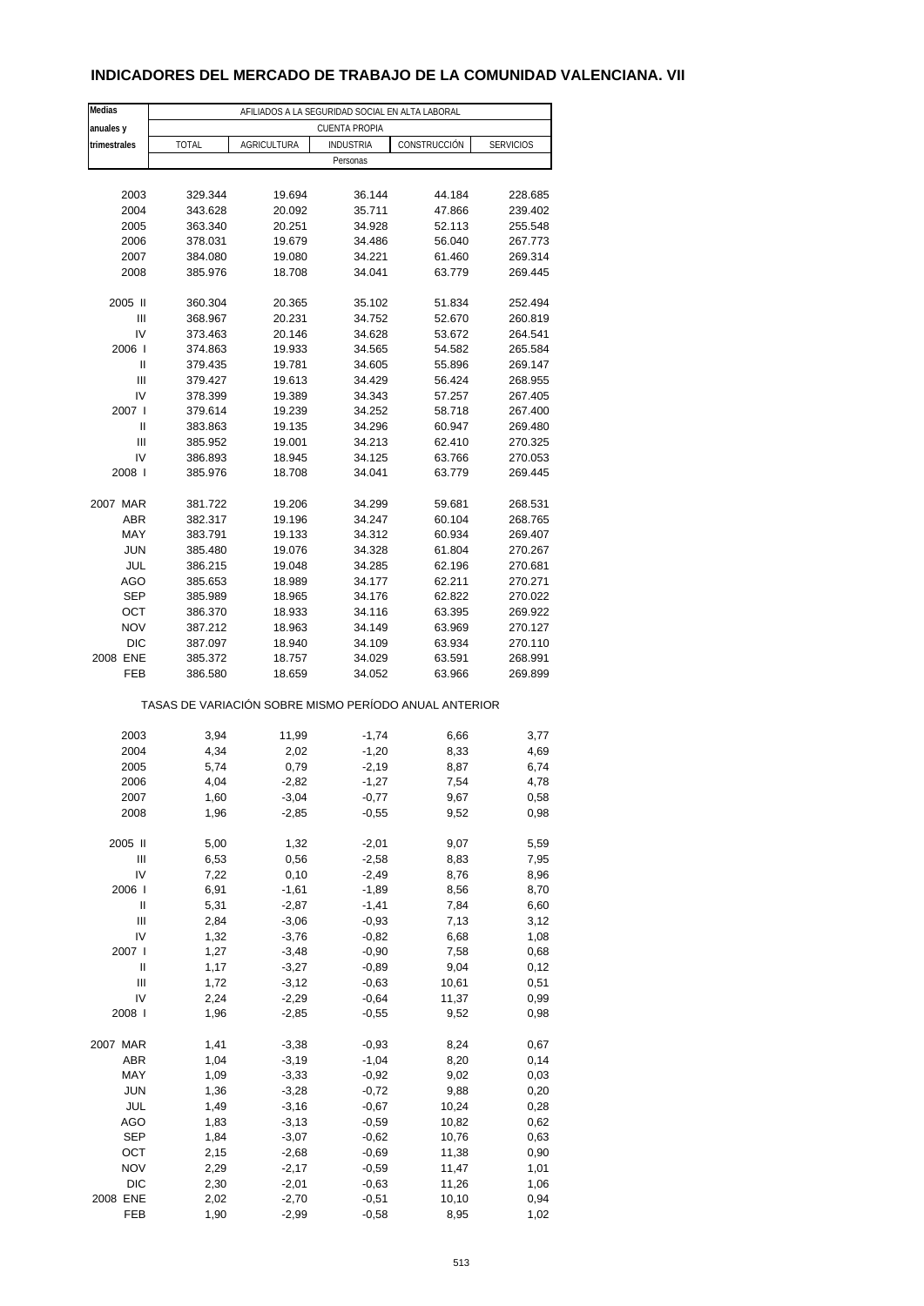# INDICADORES DEL MERCADO DE TRABAJO DE LA COMUNIDAD VALENCIANA. VII

| Medias anuales y trimestrales | AFILIADOS A LA SEGURIDAD SOCIAL EN ALTA LABORAL | | | | |
|---|---|---|---|---|---|
| | CUENTA PROPIA | | | | |
| | TOTAL | AGRICULTURA | INDUSTRIA | CONSTRUCCIÓN | SERVICIOS |
| | Personas | | | | |
| 2003 | 329.344 | 19.694 | 36.144 | 44.184 | 228.685 |
| 2004 | 343.628 | 20.092 | 35.711 | 47.866 | 239.402 |
| 2005 | 363.340 | 20.251 | 34.928 | 52.113 | 255.548 |
| 2006 | 378.031 | 19.679 | 34.486 | 56.040 | 267.773 |
| 2007 | 384.080 | 19.080 | 34.221 | 61.460 | 269.314 |
| 2008 | 385.976 | 18.708 | 34.041 | 63.779 | 269.445 |
| 2005 II | 360.304 | 20.365 | 35.102 | 51.834 | 252.494 |
| III | 368.967 | 20.231 | 34.752 | 52.670 | 260.819 |
| IV | 373.463 | 20.146 | 34.628 | 53.672 | 264.541 |
| 2006 I | 374.863 | 19.933 | 34.565 | 54.582 | 265.584 |
| II | 379.435 | 19.781 | 34.605 | 55.896 | 269.147 |
| III | 379.427 | 19.613 | 34.429 | 56.424 | 268.955 |
| IV | 378.399 | 19.389 | 34.343 | 57.257 | 267.405 |
| 2007 I | 379.614 | 19.239 | 34.252 | 58.718 | 267.400 |
| II | 383.863 | 19.135 | 34.296 | 60.947 | 269.480 |
| III | 385.952 | 19.001 | 34.213 | 62.410 | 270.325 |
| IV | 386.893 | 18.945 | 34.125 | 63.766 | 270.053 |
| 2008 I | 385.976 | 18.708 | 34.041 | 63.779 | 269.445 |
| 2007 MAR | 381.722 | 19.206 | 34.299 | 59.681 | 268.531 |
| ABR | 382.317 | 19.196 | 34.247 | 60.104 | 268.765 |
| MAY | 383.791 | 19.133 | 34.312 | 60.934 | 269.407 |
| JUN | 385.480 | 19.076 | 34.328 | 61.804 | 270.267 |
| JUL | 386.215 | 19.048 | 34.285 | 62.196 | 270.681 |
| AGO | 385.653 | 18.989 | 34.177 | 62.211 | 270.271 |
| SEP | 385.989 | 18.965 | 34.176 | 62.822 | 270.022 |
| OCT | 386.370 | 18.933 | 34.116 | 63.395 | 269.922 |
| NOV | 387.212 | 18.963 | 34.149 | 63.969 | 270.127 |
| DIC | 387.097 | 18.940 | 34.109 | 63.934 | 270.110 |
| 2008 ENE | 385.372 | 18.757 | 34.029 | 63.591 | 268.991 |
| FEB | 386.580 | 18.659 | 34.052 | 63.966 | 269.899 |
| | TASAS DE VARIACIÓN SOBRE MISMO PERÍODO ANUAL ANTERIOR | | | | |
| 2003 | 3,94 | 11,99 | -1,74 | 6,66 | 3,77 |
| 2004 | 4,34 | 2,02 | -1,20 | 8,33 | 4,69 |
| 2005 | 5,74 | 0,79 | -2,19 | 8,87 | 6,74 |
| 2006 | 4,04 | -2,82 | -1,27 | 7,54 | 4,78 |
| 2007 | 1,60 | -3,04 | -0,77 | 9,67 | 0,58 |
| 2008 | 1,96 | -2,85 | -0,55 | 9,52 | 0,98 |
| 2005 II | 5,00 | 1,32 | -2,01 | 9,07 | 5,59 |
| III | 6,53 | 0,56 | -2,58 | 8,83 | 7,95 |
| IV | 7,22 | 0,10 | -2,49 | 8,76 | 8,96 |
| 2006 I | 6,91 | -1,61 | -1,89 | 8,56 | 8,70 |
| II | 5,31 | -2,87 | -1,41 | 7,84 | 6,60 |
| III | 2,84 | -3,06 | -0,93 | 7,13 | 3,12 |
| IV | 1,32 | -3,76 | -0,82 | 6,68 | 1,08 |
| 2007 I | 1,27 | -3,48 | -0,90 | 7,58 | 0,68 |
| II | 1,17 | -3,27 | -0,89 | 9,04 | 0,12 |
| III | 1,72 | -3,12 | -0,63 | 10,61 | 0,51 |
| IV | 2,24 | -2,29 | -0,64 | 11,37 | 0,99 |
| 2008 I | 1,96 | -2,85 | -0,55 | 9,52 | 0,98 |
| 2007 MAR | 1,41 | -3,38 | -0,93 | 8,24 | 0,67 |
| ABR | 1,04 | -3,19 | -1,04 | 8,20 | 0,14 |
| MAY | 1,09 | -3,33 | -0,92 | 9,02 | 0,03 |
| JUN | 1,36 | -3,28 | -0,72 | 9,88 | 0,20 |
| JUL | 1,49 | -3,16 | -0,67 | 10,24 | 0,28 |
| AGO | 1,83 | -3,13 | -0,59 | 10,82 | 0,62 |
| SEP | 1,84 | -3,07 | -0,62 | 10,76 | 0,63 |
| OCT | 2,15 | -2,68 | -0,69 | 11,38 | 0,90 |
| NOV | 2,29 | -2,17 | -0,59 | 11,47 | 1,01 |
| DIC | 2,30 | -2,01 | -0,63 | 11,26 | 1,06 |
| 2008 ENE | 2,02 | -2,70 | -0,51 | 10,10 | 0,94 |
| FEB | 1,90 | -2,99 | -0,58 | 8,95 | 1,02 |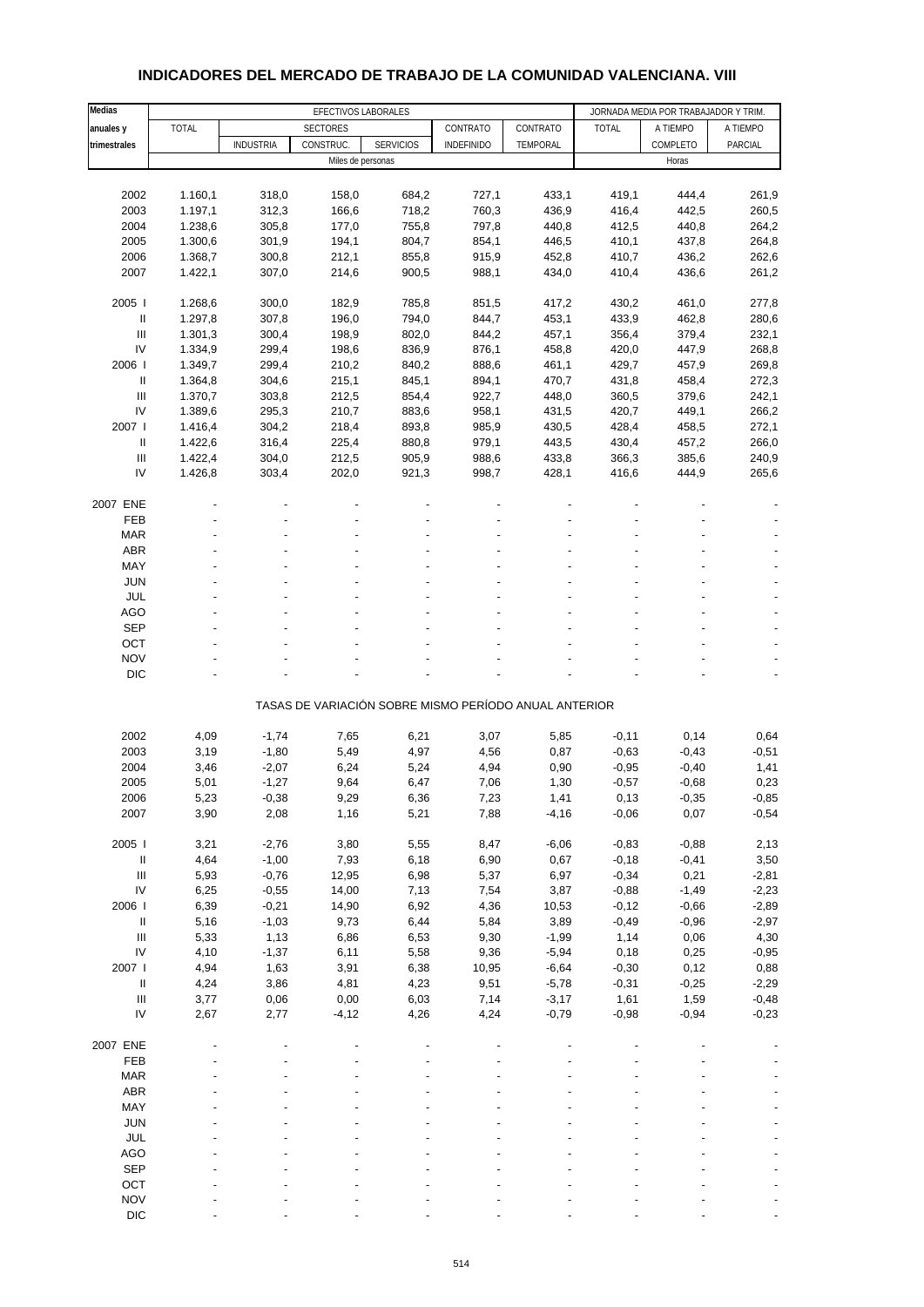# INDICADORES DEL MERCADO DE TRABAJO DE LA COMUNIDAD VALENCIANA. VIII

| Medias anuales y trimestrales | EFECTIVOS LABORALES | | | | | | JORNADA MEDIA POR TRABAJADOR Y TRIM. | | |
|---|---|---|---|---|---|---|---|---|---|
| | TOTAL | SECTORES | | | CONTRATO | CONTRATO | TOTAL | A TIEMPO | A TIEMPO |
| | | INDUSTRIA | CONSTRUC. | SERVICIOS | INDEFINIDO | TEMPORAL | | COMPLETO | PARCIAL |
| | Miles de personas | | | | | | Horas | | |
| 2002 | 1.160,1 | 318,0 | 158,0 | 684,2 | 727,1 | 433,1 | 419,1 | 444,4 | 261,9 |
| 2003 | 1.197,1 | 312,3 | 166,6 | 718,2 | 760,3 | 436,9 | 416,4 | 442,5 | 260,5 |
| 2004 | 1.238,6 | 305,8 | 177,0 | 755,8 | 797,8 | 440,8 | 412,5 | 440,8 | 264,2 |
| 2005 | 1.300,6 | 301,9 | 194,1 | 804,7 | 854,1 | 446,5 | 410,1 | 437,8 | 264,8 |
| 2006 | 1.368,7 | 300,8 | 212,1 | 855,8 | 915,9 | 452,8 | 410,7 | 436,2 | 262,6 |
| 2007 | 1.422,1 | 307,0 | 214,6 | 900,5 | 988,1 | 434,0 | 410,4 | 436,6 | 261,2 |
| 2005 I | 1.268,6 | 300,0 | 182,9 | 785,8 | 851,5 | 417,2 | 430,2 | 461,0 | 277,8 |
| II | 1.297,8 | 307,8 | 196,0 | 794,0 | 844,7 | 453,1 | 433,9 | 462,8 | 280,6 |
| III | 1.301,3 | 300,4 | 198,9 | 802,0 | 844,2 | 457,1 | 356,4 | 379,4 | 232,1 |
| IV | 1.334,9 | 299,4 | 198,6 | 836,9 | 876,1 | 458,8 | 420,0 | 447,9 | 268,8 |
| 2006 I | 1.349,7 | 299,4 | 210,2 | 840,2 | 888,6 | 461,1 | 429,7 | 457,9 | 269,8 |
| II | 1.364,8 | 304,6 | 215,1 | 845,1 | 894,1 | 470,7 | 431,8 | 458,4 | 272,3 |
| III | 1.370,7 | 303,8 | 212,5 | 854,4 | 922,7 | 448,0 | 360,5 | 379,6 | 242,1 |
| IV | 1.389,6 | 295,3 | 210,7 | 883,6 | 958,1 | 431,5 | 420,7 | 449,1 | 266,2 |
| 2007 I | 1.416,4 | 304,2 | 218,4 | 893,8 | 985,9 | 430,5 | 428,4 | 458,5 | 272,1 |
| II | 1.422,6 | 316,4 | 225,4 | 880,8 | 979,1 | 443,5 | 430,4 | 457,2 | 266,0 |
| III | 1.422,4 | 304,0 | 212,5 | 905,9 | 988,6 | 433,8 | 366,3 | 385,6 | 240,9 |
| IV | 1.426,8 | 303,4 | 202,0 | 921,3 | 998,7 | 428,1 | 416,6 | 444,9 | 265,6 |
| 2007 ENE | - | - | - | - | - | - | - | - | - |
| FEB | - | - | - | - | - | - | - | - | - |
| MAR | - | - | - | - | - | - | - | - | - |
| ABR | - | - | - | - | - | - | - | - | - |
| MAY | - | - | - | - | - | - | - | - | - |
| JUN | - | - | - | - | - | - | - | - | - |
| JUL | - | - | - | - | - | - | - | - | - |
| AGO | - | - | - | - | - | - | - | - | - |
| SEP | - | - | - | - | - | - | - | - | - |
| OCT | - | - | - | - | - | - | - | - | - |
| NOV | - | - | - | - | - | - | - | - | - |
| DIC | - | - | - | - | - | - | - | - | - |
| | TASAS DE VARIACIÓN SOBRE MISMO PERÍODO ANUAL ANTERIOR | | | | | | | | |
| 2002 | 4,09 | -1,74 | 7,65 | 6,21 | 3,07 | 5,85 | -0,11 | 0,14 | 0,64 |
| 2003 | 3,19 | -1,80 | 5,49 | 4,97 | 4,56 | 0,87 | -0,63 | -0,43 | -0,51 |
| 2004 | 3,46 | -2,07 | 6,24 | 5,24 | 4,94 | 0,90 | -0,95 | -0,40 | 1,41 |
| 2005 | 5,01 | -1,27 | 9,64 | 6,47 | 7,06 | 1,30 | -0,57 | -0,68 | 0,23 |
| 2006 | 5,23 | -0,38 | 9,29 | 6,36 | 7,23 | 1,41 | 0,13 | -0,35 | -0,85 |
| 2007 | 3,90 | 2,08 | 1,16 | 5,21 | 7,88 | -4,16 | -0,06 | 0,07 | -0,54 |
| 2005 I | 3,21 | -2,76 | 3,80 | 5,55 | 8,47 | -6,06 | -0,83 | -0,88 | 2,13 |
| II | 4,64 | -1,00 | 7,93 | 6,18 | 6,90 | 0,67 | -0,18 | -0,41 | 3,50 |
| III | 5,93 | -0,76 | 12,95 | 6,98 | 5,37 | 6,97 | -0,34 | 0,21 | -2,81 |
| IV | 6,25 | -0,55 | 14,00 | 7,13 | 7,54 | 3,87 | -0,88 | -1,49 | -2,23 |
| 2006 I | 6,39 | -0,21 | 14,90 | 6,92 | 4,36 | 10,53 | -0,12 | -0,66 | -2,89 |
| II | 5,16 | -1,03 | 9,73 | 6,44 | 5,84 | 3,89 | -0,49 | -0,96 | -2,97 |
| III | 5,33 | 1,13 | 6,86 | 6,53 | 9,30 | -1,99 | 1,14 | 0,06 | 4,30 |
| IV | 4,10 | -1,37 | 6,11 | 5,58 | 9,36 | -5,94 | 0,18 | 0,25 | -0,95 |
| 2007 I | 4,94 | 1,63 | 3,91 | 6,38 | 10,95 | -6,64 | -0,30 | 0,12 | 0,88 |
| II | 4,24 | 3,86 | 4,81 | 4,23 | 9,51 | -5,78 | -0,31 | -0,25 | -2,29 |
| III | 3,77 | 0,06 | 0,00 | 6,03 | 7,14 | -3,17 | 1,61 | 1,59 | -0,48 |
| IV | 2,67 | 2,77 | -4,12 | 4,26 | 4,24 | -0,79 | -0,98 | -0,94 | -0,23 |
| 2007 ENE | - | - | - | - | - | - | - | - | - |
| FEB | - | - | - | - | - | - | - | - | - |
| MAR | - | - | - | - | - | - | - | - | - |
| ABR | - | - | - | - | - | - | - | - | - |
| MAY | - | - | - | - | - | - | - | - | - |
| JUN | - | - | - | - | - | - | - | - | - |
| JUL | - | - | - | - | - | - | - | - | - |
| AGO | - | - | - | - | - | - | - | - | - |
| SEP | - | - | - | - | - | - | - | - | - |
| OCT | - | - | - | - | - | - | - | - | - |
| NOV | - | - | - | - | - | - | - | - | - |
| DIC | - | - | - | - | - | - | - | - | - |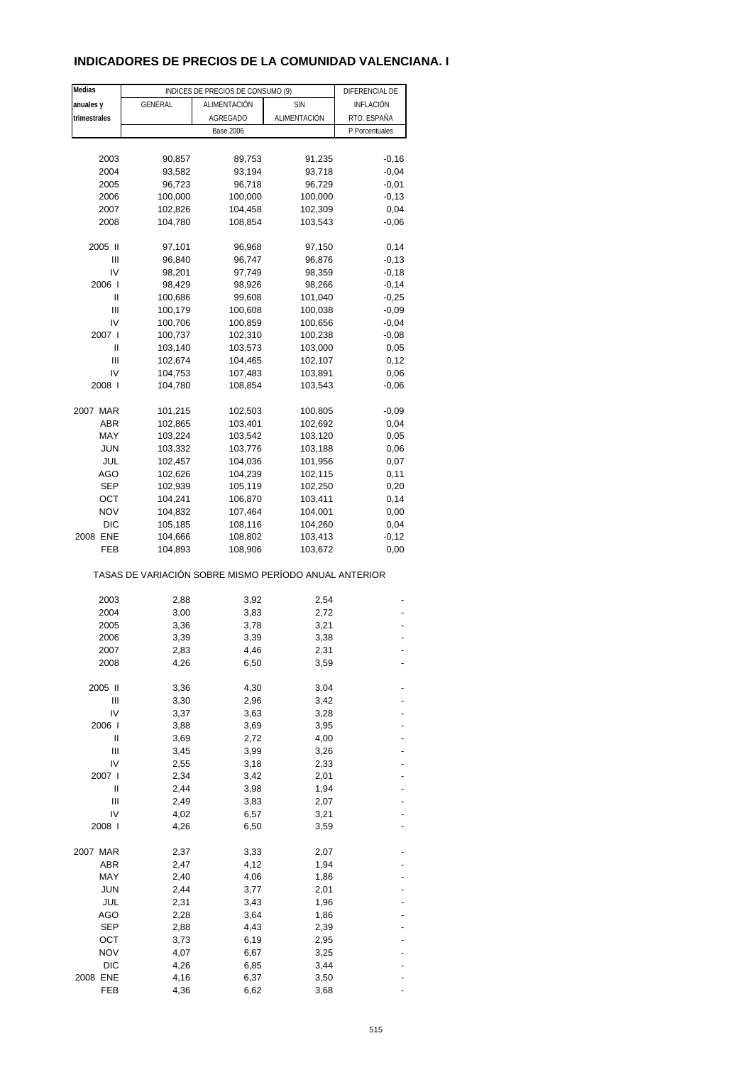# INDICADORES DE PRECIOS DE LA COMUNIDAD VALENCIANA. I

| Medias anuales y trimestrales | INDICES DE PRECIOS DE CONSUMO (9) | | | DIFERENCIAL DE INFLACIÓN RTO. ESPAÑA |
|---|---|---|---|---|
| | GENERAL | ALIMENTACIÓN AGREGADO | SIN ALIMENTACIÓN | |
| | Base 2006 | | | P.Porcentuales |
| 2003 | 90,857 | 89,753 | 91,235 | -0,16 |
| 2004 | 93,582 | 93,194 | 93,718 | -0,04 |
| 2005 | 96,723 | 96,718 | 96,729 | -0,01 |
| 2006 | 100,000 | 100,000 | 100,000 | -0,13 |
| 2007 | 102,826 | 104,458 | 102,309 | 0,04 |
| 2008 | 104,780 | 108,854 | 103,543 | -0,06 |
| 2005 II | 97,101 | 96,968 | 97,150 | 0,14 |
| III | 96,840 | 96,747 | 96,876 | -0,13 |
| IV | 98,201 | 97,749 | 98,359 | -0,18 |
| 2006 I | 98,429 | 98,926 | 98,266 | -0,14 |
| II | 100,686 | 99,608 | 101,040 | -0,25 |
| III | 100,179 | 100,608 | 100,038 | -0,09 |
| IV | 100,706 | 100,859 | 100,656 | -0,04 |
| 2007 I | 100,737 | 102,310 | 100,238 | -0,08 |
| II | 103,140 | 103,573 | 103,000 | 0,05 |
| III | 102,674 | 104,465 | 102,107 | 0,12 |
| IV | 104,753 | 107,483 | 103,891 | 0,06 |
| 2008 I | 104,780 | 108,854 | 103,543 | -0,06 |
| 2007 MAR | 101,215 | 102,503 | 100,805 | -0,09 |
| ABR | 102,865 | 103,401 | 102,692 | 0,04 |
| MAY | 103,224 | 103,542 | 103,120 | 0,05 |
| JUN | 103,332 | 103,776 | 103,188 | 0,06 |
| JUL | 102,457 | 104,036 | 101,956 | 0,07 |
| AGO | 102,626 | 104,239 | 102,115 | 0,11 |
| SEP | 102,939 | 105,119 | 102,250 | 0,20 |
| OCT | 104,241 | 106,870 | 103,411 | 0,14 |
| NOV | 104,832 | 107,464 | 104,001 | 0,00 |
| DIC | 105,185 | 108,116 | 104,260 | 0,04 |
| 2008 ENE | 104,666 | 108,802 | 103,413 | -0,12 |
| FEB | 104,893 | 108,906 | 103,672 | 0,00 |
| TASAS DE VARIACIÓN SOBRE MISMO PERÍODO ANUAL ANTERIOR | | | | |
| 2003 | 2,88 | 3,92 | 2,54 | - |
| 2004 | 3,00 | 3,83 | 2,72 | - |
| 2005 | 3,36 | 3,78 | 3,21 | - |
| 2006 | 3,39 | 3,39 | 3,38 | - |
| 2007 | 2,83 | 4,46 | 2,31 | - |
| 2008 | 4,26 | 6,50 | 3,59 | - |
| 2005 II | 3,36 | 4,30 | 3,04 | - |
| III | 3,30 | 2,96 | 3,42 | - |
| IV | 3,37 | 3,63 | 3,28 | - |
| 2006 I | 3,88 | 3,69 | 3,95 | - |
| II | 3,69 | 2,72 | 4,00 | - |
| III | 3,45 | 3,99 | 3,26 | - |
| IV | 2,55 | 3,18 | 2,33 | - |
| 2007 I | 2,34 | 3,42 | 2,01 | - |
| II | 2,44 | 3,98 | 1,94 | - |
| III | 2,49 | 3,83 | 2,07 | - |
| IV | 4,02 | 6,57 | 3,21 | - |
| 2008 I | 4,26 | 6,50 | 3,59 | - |
| 2007 MAR | 2,37 | 3,33 | 2,07 | - |
| ABR | 2,47 | 4,12 | 1,94 | - |
| MAY | 2,40 | 4,06 | 1,86 | - |
| JUN | 2,44 | 3,77 | 2,01 | - |
| JUL | 2,31 | 3,43 | 1,96 | - |
| AGO | 2,28 | 3,64 | 1,86 | - |
| SEP | 2,88 | 4,43 | 2,39 | - |
| OCT | 3,73 | 6,19 | 2,95 | - |
| NOV | 4,07 | 6,67 | 3,25 | - |
| DIC | 4,26 | 6,85 | 3,44 | - |
| 2008 ENE | 4,16 | 6,37 | 3,50 | - |
| FEB | 4,36 | 6,62 | 3,68 | - |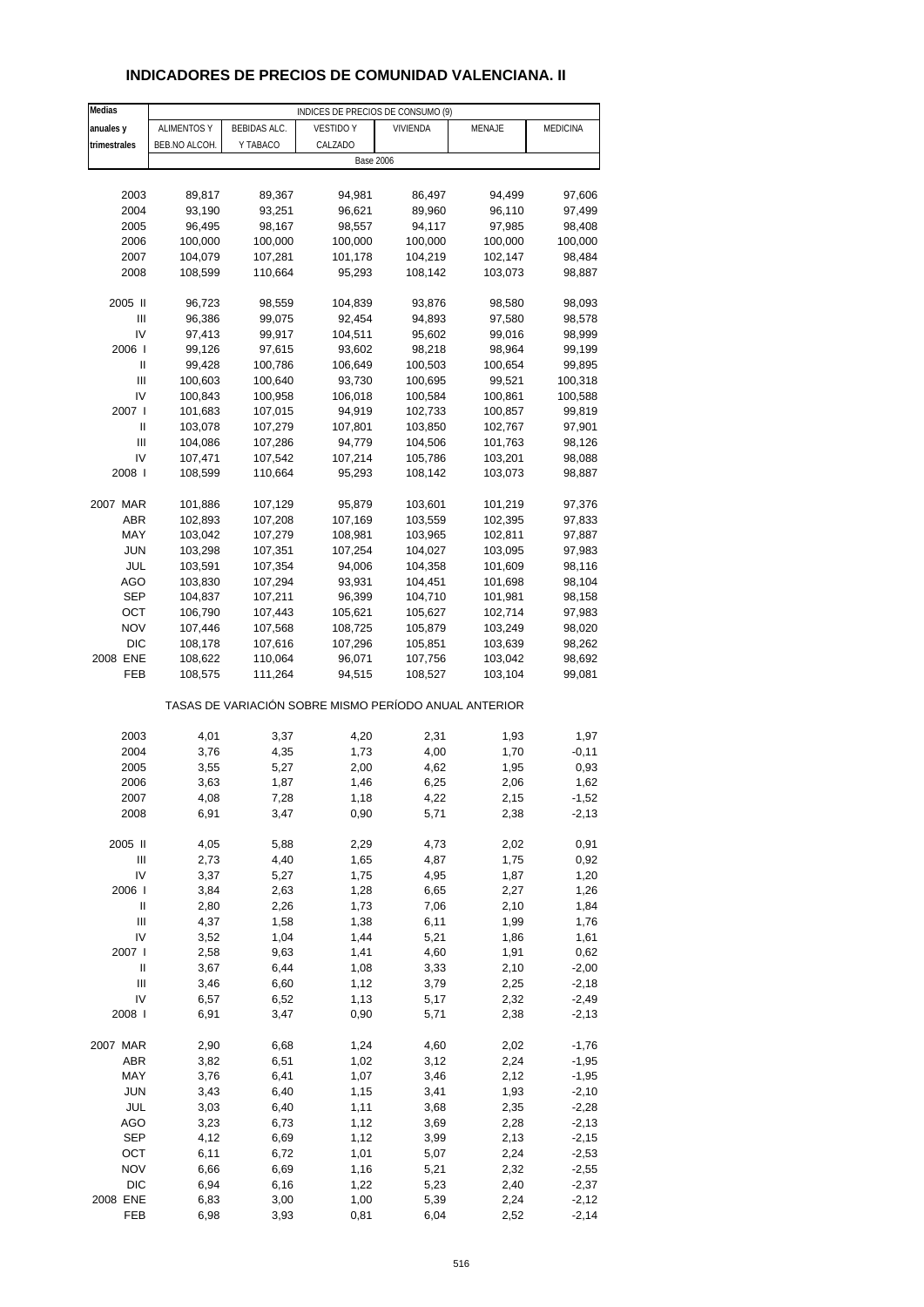## INDICADORES DE PRECIOS DE COMUNIDAD VALENCIANA. II

| Medias anuales y trimestrales | INDICES DE PRECIOS DE CONSUMO (9) | | | | | |
|---|---|---|---|---|---|---|
| | ALIMENTOS Y BEB.NO ALCOH. | BEBIDAS ALC. Y TABACO | VESTIDO Y CALZADO | VIVIENDA | MENAJE | MEDICINA |
| | Base 2006 | | | | | |
| 2003 | 89,817 | 89,367 | 94,981 | 86,497 | 94,499 | 97,606 |
| 2004 | 93,190 | 93,251 | 96,621 | 89,960 | 96,110 | 97,499 |
| 2005 | 96,495 | 98,167 | 98,557 | 94,117 | 97,985 | 98,408 |
| 2006 | 100,000 | 100,000 | 100,000 | 100,000 | 100,000 | 100,000 |
| 2007 | 104,079 | 107,281 | 101,178 | 104,219 | 102,147 | 98,484 |
| 2008 | 108,599 | 110,664 | 95,293 | 108,142 | 103,073 | 98,887 |
| 2005 II | 96,723 | 98,559 | 104,839 | 93,876 | 98,580 | 98,093 |
| III | 96,386 | 99,075 | 92,454 | 94,893 | 97,580 | 98,578 |
| IV | 97,413 | 99,917 | 104,511 | 95,602 | 99,016 | 98,999 |
| 2006 I | 99,126 | 97,615 | 93,602 | 98,218 | 98,964 | 99,199 |
| II | 99,428 | 100,786 | 106,649 | 100,503 | 100,654 | 99,895 |
| III | 100,603 | 100,640 | 93,730 | 100,695 | 99,521 | 100,318 |
| IV | 100,843 | 100,958 | 106,018 | 100,584 | 100,861 | 100,588 |
| 2007 I | 101,683 | 107,015 | 94,919 | 102,733 | 100,857 | 99,819 |
| II | 103,078 | 107,279 | 107,801 | 103,850 | 102,767 | 97,901 |
| III | 104,086 | 107,286 | 94,779 | 104,506 | 101,763 | 98,126 |
| IV | 107,471 | 107,542 | 107,214 | 105,786 | 103,201 | 98,088 |
| 2008 I | 108,599 | 110,664 | 95,293 | 108,142 | 103,073 | 98,887 |
| 2007 MAR | 101,886 | 107,129 | 95,879 | 103,601 | 101,219 | 97,376 |
| ABR | 102,893 | 107,208 | 107,169 | 103,559 | 102,395 | 97,833 |
| MAY | 103,042 | 107,279 | 108,981 | 103,965 | 102,811 | 97,887 |
| JUN | 103,298 | 107,351 | 107,254 | 104,027 | 103,095 | 97,983 |
| JUL | 103,591 | 107,354 | 94,006 | 104,358 | 101,609 | 98,116 |
| AGO | 103,830 | 107,294 | 93,931 | 104,451 | 101,698 | 98,104 |
| SEP | 104,837 | 107,211 | 96,399 | 104,710 | 101,981 | 98,158 |
| OCT | 106,790 | 107,443 | 105,621 | 105,627 | 102,714 | 97,983 |
| NOV | 107,446 | 107,568 | 108,725 | 105,879 | 103,249 | 98,020 |
| DIC | 108,178 | 107,616 | 107,296 | 105,851 | 103,639 | 98,262 |
| 2008 ENE | 108,622 | 110,064 | 96,071 | 107,756 | 103,042 | 98,692 |
| FEB | 108,575 | 111,264 | 94,515 | 108,527 | 103,104 | 99,081 |
| | TASAS DE VARIACIÓN SOBRE MISMO PERÍODO ANUAL ANTERIOR | | | | | |
| 2003 | 4,01 | 3,37 | 4,20 | 2,31 | 1,93 | 1,97 |
| 2004 | 3,76 | 4,35 | 1,73 | 4,00 | 1,70 | -0,11 |
| 2005 | 3,55 | 5,27 | 2,00 | 4,62 | 1,95 | 0,93 |
| 2006 | 3,63 | 1,87 | 1,46 | 6,25 | 2,06 | 1,62 |
| 2007 | 4,08 | 7,28 | 1,18 | 4,22 | 2,15 | -1,52 |
| 2008 | 6,91 | 3,47 | 0,90 | 5,71 | 2,38 | -2,13 |
| 2005 II | 4,05 | 5,88 | 2,29 | 4,73 | 2,02 | 0,91 |
| III | 2,73 | 4,40 | 1,65 | 4,87 | 1,75 | 0,92 |
| IV | 3,37 | 5,27 | 1,75 | 4,95 | 1,87 | 1,20 |
| 2006 I | 3,84 | 2,63 | 1,28 | 6,65 | 2,27 | 1,26 |
| II | 2,80 | 2,26 | 1,73 | 7,06 | 2,10 | 1,84 |
| III | 4,37 | 1,58 | 1,38 | 6,11 | 1,99 | 1,76 |
| IV | 3,52 | 1,04 | 1,44 | 5,21 | 1,86 | 1,61 |
| 2007 I | 2,58 | 9,63 | 1,41 | 4,60 | 1,91 | 0,62 |
| II | 3,67 | 6,44 | 1,08 | 3,33 | 2,10 | -2,00 |
| III | 3,46 | 6,60 | 1,12 | 3,79 | 2,25 | -2,18 |
| IV | 6,57 | 6,52 | 1,13 | 5,17 | 2,32 | -2,49 |
| 2008 I | 6,91 | 3,47 | 0,90 | 5,71 | 2,38 | -2,13 |
| 2007 MAR | 2,90 | 6,68 | 1,24 | 4,60 | 2,02 | -1,76 |
| ABR | 3,82 | 6,51 | 1,02 | 3,12 | 2,24 | -1,95 |
| MAY | 3,76 | 6,41 | 1,07 | 3,46 | 2,12 | -1,95 |
| JUN | 3,43 | 6,40 | 1,15 | 3,41 | 1,93 | -2,10 |
| JUL | 3,03 | 6,40 | 1,11 | 3,68 | 2,35 | -2,28 |
| AGO | 3,23 | 6,73 | 1,12 | 3,69 | 2,28 | -2,13 |
| SEP | 4,12 | 6,69 | 1,12 | 3,99 | 2,13 | -2,15 |
| OCT | 6,11 | 6,72 | 1,01 | 5,07 | 2,24 | -2,53 |
| NOV | 6,66 | 6,69 | 1,16 | 5,21 | 2,32 | -2,55 |
| DIC | 6,94 | 6,16 | 1,22 | 5,23 | 2,40 | -2,37 |
| 2008 ENE | 6,83 | 3,00 | 1,00 | 5,39 | 2,24 | -2,12 |
| FEB | 6,98 | 3,93 | 0,81 | 6,04 | 2,52 | -2,14 |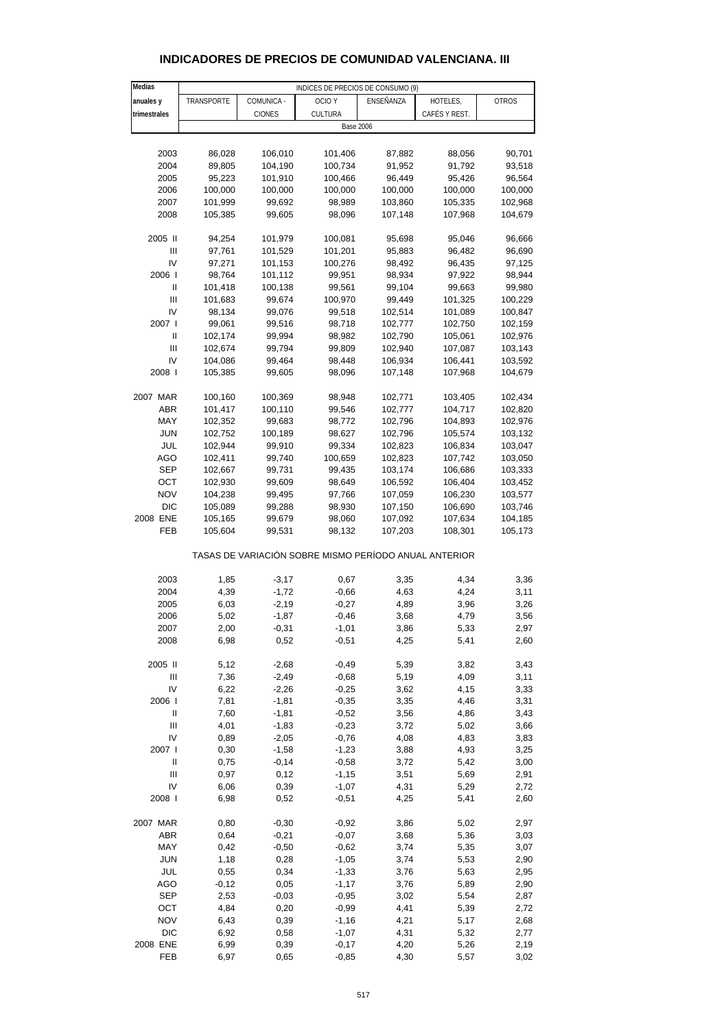## INDICADORES DE PRECIOS DE COMUNIDAD VALENCIANA. III

| Medias anuales y trimestrales | INDICES DE PRECIOS DE CONSUMO (9) | | | | | |
|---|---|---|---|---|---|---|
| | TRANSPORTE | COMUNICA - CIONES | OCIO Y CULTURA | ENSEÑANZA | HOTELES, CAFÉS Y REST. | OTROS |
| | Base 2006 | | | | | |
| 2003 | 86,028 | 106,010 | 101,406 | 87,882 | 88,056 | 90,701 |
| 2004 | 89,805 | 104,190 | 100,734 | 91,952 | 91,792 | 93,518 |
| 2005 | 95,223 | 101,910 | 100,466 | 96,449 | 95,426 | 96,564 |
| 2006 | 100,000 | 100,000 | 100,000 | 100,000 | 100,000 | 100,000 |
| 2007 | 101,999 | 99,692 | 98,989 | 103,860 | 105,335 | 102,968 |
| 2008 | 105,385 | 99,605 | 98,096 | 107,148 | 107,968 | 104,679 |
| 2005 II | 94,254 | 101,979 | 100,081 | 95,698 | 95,046 | 96,666 |
| III | 97,761 | 101,529 | 101,201 | 95,883 | 96,482 | 96,690 |
| IV | 97,271 | 101,153 | 100,276 | 98,492 | 96,435 | 97,125 |
| 2006 I | 98,764 | 101,112 | 99,951 | 98,934 | 97,922 | 98,944 |
| II | 101,418 | 100,138 | 99,561 | 99,104 | 99,663 | 99,980 |
| III | 101,683 | 99,674 | 100,970 | 99,449 | 101,325 | 100,229 |
| IV | 98,134 | 99,076 | 99,518 | 102,514 | 101,089 | 100,847 |
| 2007 I | 99,061 | 99,516 | 98,718 | 102,777 | 102,750 | 102,159 |
| II | 102,174 | 99,994 | 98,982 | 102,790 | 105,061 | 102,976 |
| III | 102,674 | 99,794 | 99,809 | 102,940 | 107,087 | 103,143 |
| IV | 104,086 | 99,464 | 98,448 | 106,934 | 106,441 | 103,592 |
| 2008 I | 105,385 | 99,605 | 98,096 | 107,148 | 107,968 | 104,679 |
| 2007 MAR | 100,160 | 100,369 | 98,948 | 102,771 | 103,405 | 102,434 |
| ABR | 101,417 | 100,110 | 99,546 | 102,777 | 104,717 | 102,820 |
| MAY | 102,352 | 99,683 | 98,772 | 102,796 | 104,893 | 102,976 |
| JUN | 102,752 | 100,189 | 98,627 | 102,796 | 105,574 | 103,132 |
| JUL | 102,944 | 99,910 | 99,334 | 102,823 | 106,834 | 103,047 |
| AGO | 102,411 | 99,740 | 100,659 | 102,823 | 107,742 | 103,050 |
| SEP | 102,667 | 99,731 | 99,435 | 103,174 | 106,686 | 103,333 |
| OCT | 102,930 | 99,609 | 98,649 | 106,592 | 106,404 | 103,452 |
| NOV | 104,238 | 99,495 | 97,766 | 107,059 | 106,230 | 103,577 |
| DIC | 105,089 | 99,288 | 98,930 | 107,150 | 106,690 | 103,746 |
| 2008 ENE | 105,165 | 99,679 | 98,060 | 107,092 | 107,634 | 104,185 |
| FEB | 105,604 | 99,531 | 98,132 | 107,203 | 108,301 | 105,173 |
| | TASAS DE VARIACIÓN SOBRE MISMO PERÍODO ANUAL ANTERIOR | | | | | |
| 2003 | 1,85 | -3,17 | 0,67 | 3,35 | 4,34 | 3,36 |
| 2004 | 4,39 | -1,72 | -0,66 | 4,63 | 4,24 | 3,11 |
| 2005 | 6,03 | -2,19 | -0,27 | 4,89 | 3,96 | 3,26 |
| 2006 | 5,02 | -1,87 | -0,46 | 3,68 | 4,79 | 3,56 |
| 2007 | 2,00 | -0,31 | -1,01 | 3,86 | 5,33 | 2,97 |
| 2008 | 6,98 | 0,52 | -0,51 | 4,25 | 5,41 | 2,60 |
| 2005 II | 5,12 | -2,68 | -0,49 | 5,39 | 3,82 | 3,43 |
| III | 7,36 | -2,49 | -0,68 | 5,19 | 4,09 | 3,11 |
| IV | 6,22 | -2,26 | -0,25 | 3,62 | 4,15 | 3,33 |
| 2006 I | 7,81 | -1,81 | -0,35 | 3,35 | 4,46 | 3,31 |
| II | 7,60 | -1,81 | -0,52 | 3,56 | 4,86 | 3,43 |
| III | 4,01 | -1,83 | -0,23 | 3,72 | 5,02 | 3,66 |
| IV | 0,89 | -2,05 | -0,76 | 4,08 | 4,83 | 3,83 |
| 2007 I | 0,30 | -1,58 | -1,23 | 3,88 | 4,93 | 3,25 |
| II | 0,75 | -0,14 | -0,58 | 3,72 | 5,42 | 3,00 |
| III | 0,97 | 0,12 | -1,15 | 3,51 | 5,69 | 2,91 |
| IV | 6,06 | 0,39 | -1,07 | 4,31 | 5,29 | 2,72 |
| 2008 I | 6,98 | 0,52 | -0,51 | 4,25 | 5,41 | 2,60 |
| 2007 MAR | 0,80 | -0,30 | -0,92 | 3,86 | 5,02 | 2,97 |
| ABR | 0,64 | -0,21 | -0,07 | 3,68 | 5,36 | 3,03 |
| MAY | 0,42 | -0,50 | -0,62 | 3,74 | 5,35 | 3,07 |
| JUN | 1,18 | 0,28 | -1,05 | 3,74 | 5,53 | 2,90 |
| JUL | 0,55 | 0,34 | -1,33 | 3,76 | 5,63 | 2,95 |
| AGO | -0,12 | 0,05 | -1,17 | 3,76 | 5,89 | 2,90 |
| SEP | 2,53 | -0,03 | -0,95 | 3,02 | 5,54 | 2,87 |
| OCT | 4,84 | 0,20 | -0,99 | 4,41 | 5,39 | 2,72 |
| NOV | 6,43 | 0,39 | -1,16 | 4,21 | 5,17 | 2,68 |
| DIC | 6,92 | 0,58 | -1,07 | 4,31 | 5,32 | 2,77 |
| 2008 ENE | 6,99 | 0,39 | -0,17 | 4,20 | 5,26 | 2,19 |
| FEB | 6,97 | 0,65 | -0,85 | 4,30 | 5,57 | 3,02 |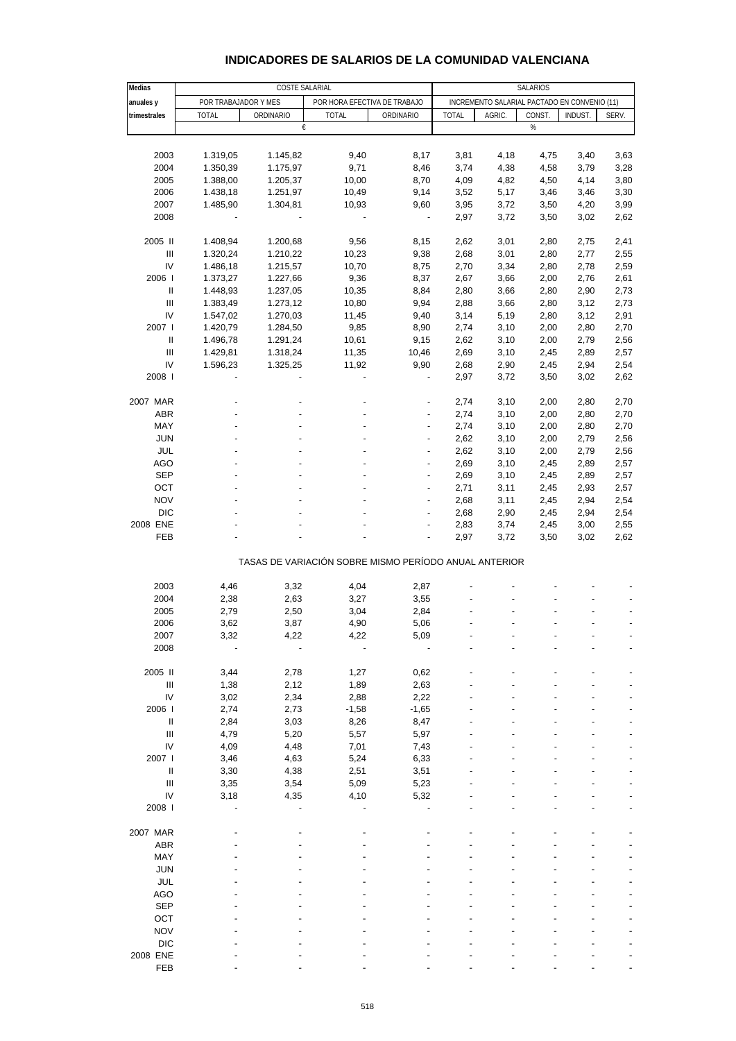# INDICADORES DE SALARIOS DE LA COMUNIDAD VALENCIANA

| Medias anuales y trimestrales | COSTE SALARIAL | | | | SALARIOS | | | | |
|---|---|---|---|---|---|---|---|---|---|
| | POR TRABAJADOR Y MES | | POR HORA EFECTIVA DE TRABAJO | | INCREMENTO SALARIAL PACTADO EN CONVENIO (11) | | | | |
| | TOTAL | ORDINARIO | TOTAL | ORDINARIO | TOTAL | AGRIC. | CONST. | INDUST. | SERV. |
| | € | | | | % | | | | |
| 2003 | 1.319,05 | 1.145,82 | 9,40 | 8,17 | 3,81 | 4,18 | 4,75 | 3,40 | 3,63 |
| 2004 | 1.350,39 | 1.175,97 | 9,71 | 8,46 | 3,74 | 4,38 | 4,58 | 3,79 | 3,28 |
| 2005 | 1.388,00 | 1.205,37 | 10,00 | 8,70 | 4,09 | 4,82 | 4,50 | 4,14 | 3,80 |
| 2006 | 1.438,18 | 1.251,97 | 10,49 | 9,14 | 3,52 | 5,17 | 3,46 | 3,46 | 3,30 |
| 2007 | 1.485,90 | 1.304,81 | 10,93 | 9,60 | 3,95 | 3,72 | 3,50 | 4,20 | 3,99 |
| 2008 | - | - | - | - | 2,97 | 3,72 | 3,50 | 3,02 | 2,62 |
| 2005 II | 1.408,94 | 1.200,68 | 9,56 | 8,15 | 2,62 | 3,01 | 2,80 | 2,75 | 2,41 |
| III | 1.320,24 | 1.210,22 | 10,23 | 9,38 | 2,68 | 3,01 | 2,80 | 2,77 | 2,55 |
| IV | 1.486,18 | 1.215,57 | 10,70 | 8,75 | 2,70 | 3,34 | 2,80 | 2,78 | 2,59 |
| 2006 I | 1.373,27 | 1.227,66 | 9,36 | 8,37 | 2,67 | 3,66 | 2,00 | 2,76 | 2,61 |
| II | 1.448,93 | 1.237,05 | 10,35 | 8,84 | 2,80 | 3,66 | 2,80 | 2,90 | 2,73 |
| III | 1.383,49 | 1.273,12 | 10,80 | 9,94 | 2,88 | 3,66 | 2,80 | 3,12 | 2,73 |
| IV | 1.547,02 | 1.270,03 | 11,45 | 9,40 | 3,14 | 5,19 | 2,80 | 3,12 | 2,91 |
| 2007 I | 1.420,79 | 1.284,50 | 9,85 | 8,90 | 2,74 | 3,10 | 2,00 | 2,80 | 2,70 |
| II | 1.496,78 | 1.291,24 | 10,61 | 9,15 | 2,62 | 3,10 | 2,00 | 2,79 | 2,56 |
| III | 1.429,81 | 1.318,24 | 11,35 | 10,46 | 2,69 | 3,10 | 2,45 | 2,89 | 2,57 |
| IV | 1.596,23 | 1.325,25 | 11,92 | 9,90 | 2,68 | 2,90 | 2,45 | 2,94 | 2,54 |
| 2008 I | - | - | - | - | 2,97 | 3,72 | 3,50 | 3,02 | 2,62 |
| 2007 MAR | - | - | - | - | 2,74 | 3,10 | 2,00 | 2,80 | 2,70 |
| ABR | - | - | - | - | 2,74 | 3,10 | 2,00 | 2,80 | 2,70 |
| MAY | - | - | - | - | 2,74 | 3,10 | 2,00 | 2,80 | 2,70 |
| JUN | - | - | - | - | 2,62 | 3,10 | 2,00 | 2,79 | 2,56 |
| JUL | - | - | - | - | 2,62 | 3,10 | 2,00 | 2,79 | 2,56 |
| AGO | - | - | - | - | 2,69 | 3,10 | 2,45 | 2,89 | 2,57 |
| SEP | - | - | - | - | 2,69 | 3,10 | 2,45 | 2,89 | 2,57 |
| OCT | - | - | - | - | 2,71 | 3,11 | 2,45 | 2,93 | 2,57 |
| NOV | - | - | - | - | 2,68 | 3,11 | 2,45 | 2,94 | 2,54 |
| DIC | - | - | - | - | 2,68 | 2,90 | 2,45 | 2,94 | 2,54 |
| 2008 ENE | - | - | - | - | 2,83 | 3,74 | 2,45 | 3,00 | 2,55 |
| FEB | - | - | - | - | 2,97 | 3,72 | 3,50 | 3,02 | 2,62 |
| TASAS DE VARIACIÓN SOBRE MISMO PERÍODO ANUAL ANTERIOR | | | | | | | | | |
| 2003 | 4,46 | 3,32 | 4,04 | 2,87 | - | - | - | - | - |
| 2004 | 2,38 | 2,63 | 3,27 | 3,55 | - | - | - | - | - |
| 2005 | 2,79 | 2,50 | 3,04 | 2,84 | - | - | - | - | - |
| 2006 | 3,62 | 3,87 | 4,90 | 5,06 | - | - | - | - | - |
| 2007 | 3,32 | 4,22 | 4,22 | 5,09 | - | - | - | - | - |
| 2008 | - | - | - | - | - | - | - | - | - |
| 2005 II | 3,44 | 2,78 | 1,27 | 0,62 | - | - | - | - | - |
| III | 1,38 | 2,12 | 1,89 | 2,63 | - | - | - | - | - |
| IV | 3,02 | 2,34 | 2,88 | 2,22 | - | - | - | - | - |
| 2006 I | 2,74 | 2,73 | -1,58 | -1,65 | - | - | - | - | - |
| II | 2,84 | 3,03 | 8,26 | 8,47 | - | - | - | - | - |
| III | 4,79 | 5,20 | 5,57 | 5,97 | - | - | - | - | - |
| IV | 4,09 | 4,48 | 7,01 | 7,43 | - | - | - | - | - |
| 2007 I | 3,46 | 4,63 | 5,24 | 6,33 | - | - | - | - | - |
| II | 3,30 | 4,38 | 2,51 | 3,51 | - | - | - | - | - |
| III | 3,35 | 3,54 | 5,09 | 5,23 | - | - | - | - | - |
| IV | 3,18 | 4,35 | 4,10 | 5,32 | - | - | - | - | - |
| 2008 I | - | - | - | - | - | - | - | - | - |
| 2007 MAR | - | - | - | - | - | - | - | - | - |
| ABR | - | - | - | - | - | - | - | - | - |
| MAY | - | - | - | - | - | - | - | - | - |
| JUN | - | - | - | - | - | - | - | - | - |
| JUL | - | - | - | - | - | - | - | - | - |
| AGO | - | - | - | - | - | - | - | - | - |
| SEP | - | - | - | - | - | - | - | - | - |
| OCT | - | - | - | - | - | - | - | - | - |
| NOV | - | - | - | - | - | - | - | - | - |
| DIC | - | - | - | - | - | - | - | - | - |
| 2008 ENE | - | - | - | - | - | - | - | - | - |
| FEB | - | - | - | - | - | - | - | - | - |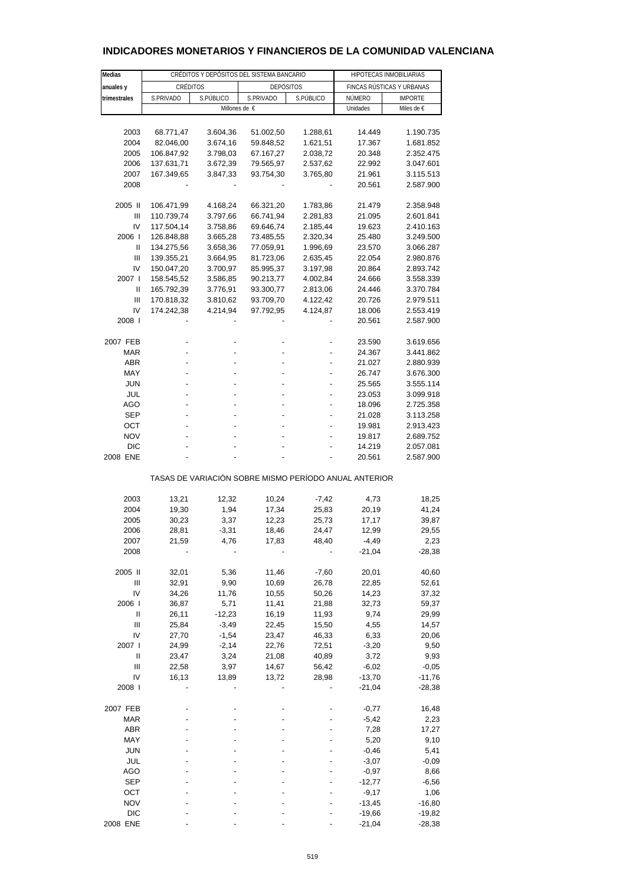# INDICADORES MONETARIOS Y FINANCIEROS DE LA COMUNIDAD VALENCIANA

| Medias anuales y trimestrales | CRÉDITOS Y DEPÓSITOS DEL SISTEMA BANCARIO | | | | HIPOTECAS INMOBILIARIAS | |
|---|---|---|---|---|---|---|
| | CRÉDITOS | | DEPÓSITOS | | FINCAS RÚSTICAS Y URBANAS | |
| | S.PRIVADO | S.PÚBLICO | S.PRIVADO | S.PÚBLICO | NÚMERO | IMPORTE |
| | Millones de € | | | | Unidades | Miles de € |
| 2003 | 68.771,47 | 3.604,36 | 51.002,50 | 1.288,61 | 14.449 | 1.190.735 |
| 2004 | 82.046,00 | 3.674,16 | 59.848,52 | 1.621,51 | 17.367 | 1.681.852 |
| 2005 | 106.847,92 | 3.798,03 | 67.167,27 | 2.038,72 | 20.348 | 2.352.475 |
| 2006 | 137.631,71 | 3.672,39 | 79.565,97 | 2.537,62 | 22.992 | 3.047.601 |
| 2007 | 167.349,65 | 3.847,33 | 93.754,30 | 3.765,80 | 21.961 | 3.115.513 |
| 2008 | - | - | - | - | 20.561 | 2.587.900 |
| 2005 II | 106.471,99 | 4.168,24 | 66.321,20 | 1.783,86 | 21.479 | 2.358.948 |
| III | 110.739,74 | 3.797,66 | 66.741,94 | 2.281,83 | 21.095 | 2.601.841 |
| IV | 117.504,14 | 3.758,86 | 69.646,74 | 2.185,44 | 19.623 | 2.410.163 |
| 2006 I | 126.848,88 | 3.665,28 | 73.485,55 | 2.320,34 | 25.480 | 3.249.500 |
| II | 134.275,56 | 3.658,36 | 77.059,91 | 1.996,69 | 23.570 | 3.066.287 |
| III | 139.355,21 | 3.664,95 | 81.723,06 | 2.635,45 | 22.054 | 2.980.876 |
| IV | 150.047,20 | 3.700,97 | 85.995,37 | 3.197,98 | 20.864 | 2.893.742 |
| 2007 I | 158.545,52 | 3.586,85 | 90.213,77 | 4.002,84 | 24.666 | 3.558.339 |
| II | 165.792,39 | 3.776,91 | 93.300,77 | 2.813,06 | 24.446 | 3.370.784 |
| III | 170.818,32 | 3.810,62 | 93.709,70 | 4.122,42 | 20.726 | 2.979.511 |
| IV | 174.242,38 | 4.214,94 | 97.792,95 | 4.124,87 | 18.006 | 2.553.419 |
| 2008 I | - | - | - | - | 20.561 | 2.587.900 |
| 2007 FEB | - | - | - | - | 23.590 | 3.619.656 |
| MAR | - | - | - | - | 24.367 | 3.441.862 |
| ABR | - | - | - | - | 21.027 | 2.880.939 |
| MAY | - | - | - | - | 26.747 | 3.676.300 |
| JUN | - | - | - | - | 25.565 | 3.555.114 |
| JUL | - | - | - | - | 23.053 | 3.099.918 |
| AGO | - | - | - | - | 18.096 | 2.725.358 |
| SEP | - | - | - | - | 21.028 | 3.113.258 |
| OCT | - | - | - | - | 19.981 | 2.913.423 |
| NOV | - | - | - | - | 19.817 | 2.689.752 |
| DIC | - | - | - | - | 14.219 | 2.057.081 |
| 2008 ENE | - | - | - | - | 20.561 | 2.587.900 |
| TASAS DE VARIACIÓN SOBRE MISMO PERÍODO ANUAL ANTERIOR | | | | | | |
| 2003 | 13,21 | 12,32 | 10,24 | -7,42 | 4,73 | 18,25 |
| 2004 | 19,30 | 1,94 | 17,34 | 25,83 | 20,19 | 41,24 |
| 2005 | 30,23 | 3,37 | 12,23 | 25,73 | 17,17 | 39,87 |
| 2006 | 28,81 | -3,31 | 18,46 | 24,47 | 12,99 | 29,55 |
| 2007 | 21,59 | 4,76 | 17,83 | 48,40 | -4,49 | 2,23 |
| 2008 | - | - | - | - | -21,04 | -28,38 |
| 2005 II | 32,01 | 5,36 | 11,46 | -7,60 | 20,01 | 40,60 |
| III | 32,91 | 9,90 | 10,69 | 26,78 | 22,85 | 52,61 |
| IV | 34,26 | 11,76 | 10,55 | 50,26 | 14,23 | 37,32 |
| 2006 I | 36,87 | 5,71 | 11,41 | 21,88 | 32,73 | 59,37 |
| II | 26,11 | -12,23 | 16,19 | 11,93 | 9,74 | 29,99 |
| III | 25,84 | -3,49 | 22,45 | 15,50 | 4,55 | 14,57 |
| IV | 27,70 | -1,54 | 23,47 | 46,33 | 6,33 | 20,06 |
| 2007 I | 24,99 | -2,14 | 22,76 | 72,51 | -3,20 | 9,50 |
| II | 23,47 | 3,24 | 21,08 | 40,89 | 3,72 | 9,93 |
| III | 22,58 | 3,97 | 14,67 | 56,42 | -6,02 | -0,05 |
| IV | 16,13 | 13,89 | 13,72 | 28,98 | -13,70 | -11,76 |
| 2008 I | - | - | - | - | -21,04 | -28,38 |
| 2007 FEB | - | - | - | - | -0,77 | 16,48 |
| MAR | - | - | - | - | -5,42 | 2,23 |
| ABR | - | - | - | - | 7,28 | 17,27 |
| MAY | - | - | - | - | 5,20 | 9,10 |
| JUN | - | - | - | - | -0,46 | 5,41 |
| JUL | - | - | - | - | -3,07 | -0,09 |
| AGO | - | - | - | - | -0,97 | 8,66 |
| SEP | - | - | - | - | -12,77 | -6,56 |
| OCT | - | - | - | - | -9,17 | 1,06 |
| NOV | - | - | - | - | -13,45 | -16,80 |
| DIC | - | - | - | - | -19,66 | -19,82 |
| 2008 ENE | - | - | - | - | -21,04 | -28,38 |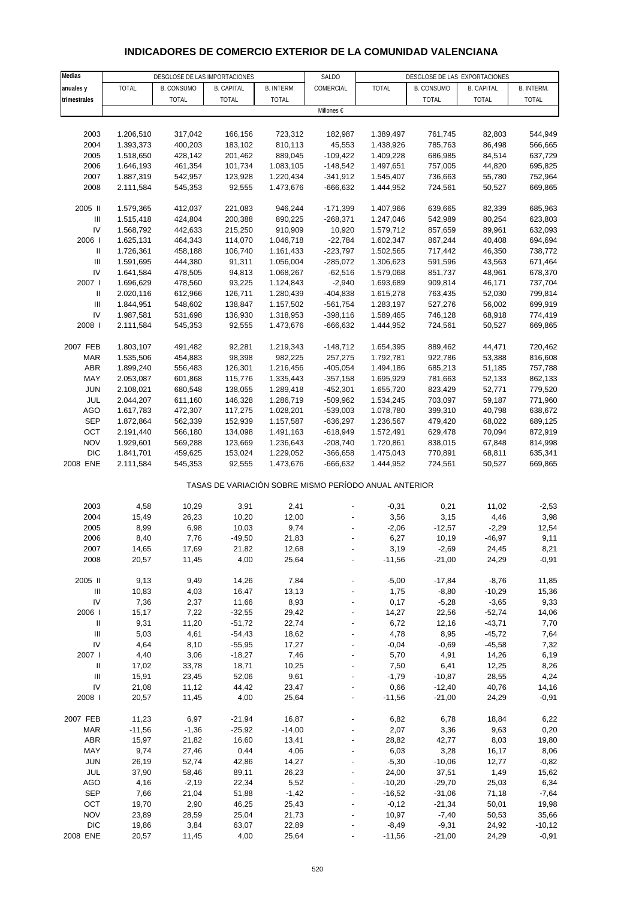# INDICADORES DE COMERCIO EXTERIOR DE LA COMUNIDAD VALENCIANA

| Medias anuales y trimestrales | DESGLOSE DE LAS IMPORTACIONES | | | | SALDO | DESGLOSE DE LAS EXPORTACIONES | | | |
|---|---|---|---|---|---|---|---|---|---|
| | TOTAL | B. CONSUMO TOTAL | B. CAPITAL TOTAL | B. INTERM. TOTAL | COMERCIAL | TOTAL | B. CONSUMO TOTAL | B. CAPITAL TOTAL | B. INTERM. TOTAL |
| | | | | | Millones € | | | | |
| 2003 | 1.206,510 | 317,042 | 166,156 | 723,312 | 182,987 | 1.389,497 | 761,745 | 82,803 | 544,949 |
| 2004 | 1.393,373 | 400,203 | 183,102 | 810,113 | 45,553 | 1.438,926 | 785,763 | 86,498 | 566,665 |
| 2005 | 1.518,650 | 428,142 | 201,462 | 889,045 | -109,422 | 1.409,228 | 686,985 | 84,514 | 637,729 |
| 2006 | 1.646,193 | 461,354 | 101,734 | 1.083,105 | -148,542 | 1.497,651 | 757,005 | 44,820 | 695,825 |
| 2007 | 1.887,319 | 542,957 | 123,928 | 1.220,434 | -341,912 | 1.545,407 | 736,663 | 55,780 | 752,964 |
| 2008 | 2.111,584 | 545,353 | 92,555 | 1.473,676 | -666,632 | 1.444,952 | 724,561 | 50,527 | 669,865 |
| 2005 II | 1.579,365 | 412,037 | 221,083 | 946,244 | -171,399 | 1.407,966 | 639,665 | 82,339 | 685,963 |
| III | 1.515,418 | 424,804 | 200,388 | 890,225 | -268,371 | 1.247,046 | 542,989 | 80,254 | 623,803 |
| IV | 1.568,792 | 442,633 | 215,250 | 910,909 | 10,920 | 1.579,712 | 857,659 | 89,961 | 632,093 |
| 2006 I | 1.625,131 | 464,343 | 114,070 | 1.046,718 | -22,784 | 1.602,347 | 867,244 | 40,408 | 694,694 |
| II | 1.726,361 | 458,188 | 106,740 | 1.161,433 | -223,797 | 1.502,565 | 717,442 | 46,350 | 738,772 |
| III | 1.591,695 | 444,380 | 91,311 | 1.056,004 | -285,072 | 1.306,623 | 591,596 | 43,563 | 671,464 |
| IV | 1.641,584 | 478,505 | 94,813 | 1.068,267 | -62,516 | 1.579,068 | 851,737 | 48,961 | 678,370 |
| 2007 I | 1.696,629 | 478,560 | 93,225 | 1.124,843 | -2,940 | 1.693,689 | 909,814 | 46,171 | 737,704 |
| II | 2.020,116 | 612,966 | 126,711 | 1.280,439 | -404,838 | 1.615,278 | 763,435 | 52,030 | 799,814 |
| III | 1.844,951 | 548,602 | 138,847 | 1.157,502 | -561,754 | 1.283,197 | 527,276 | 56,002 | 699,919 |
| IV | 1.987,581 | 531,698 | 136,930 | 1.318,953 | -398,116 | 1.589,465 | 746,128 | 68,918 | 774,419 |
| 2008 I | 2.111,584 | 545,353 | 92,555 | 1.473,676 | -666,632 | 1.444,952 | 724,561 | 50,527 | 669,865 |
| 2007 FEB | 1.803,107 | 491,482 | 92,281 | 1.219,343 | -148,712 | 1.654,395 | 889,462 | 44,471 | 720,462 |
| MAR | 1.535,506 | 454,883 | 98,398 | 982,225 | 257,275 | 1.792,781 | 922,786 | 53,388 | 816,608 |
| ABR | 1.899,240 | 556,483 | 126,301 | 1.216,456 | -405,054 | 1.494,186 | 685,213 | 51,185 | 757,788 |
| MAY | 2.053,087 | 601,868 | 115,776 | 1.335,443 | -357,158 | 1.695,929 | 781,663 | 52,133 | 862,133 |
| JUN | 2.108,021 | 680,548 | 138,055 | 1.289,418 | -452,301 | 1.655,720 | 823,429 | 52,771 | 779,520 |
| JUL | 2.044,207 | 611,160 | 146,328 | 1.286,719 | -509,962 | 1.534,245 | 703,097 | 59,187 | 771,960 |
| AGO | 1.617,783 | 472,307 | 117,275 | 1.028,201 | -539,003 | 1.078,780 | 399,310 | 40,798 | 638,672 |
| SEP | 1.872,864 | 562,339 | 152,939 | 1.157,587 | -636,297 | 1.236,567 | 479,420 | 68,022 | 689,125 |
| OCT | 2.191,440 | 566,180 | 134,098 | 1.491,163 | -618,949 | 1.572,491 | 629,478 | 70,094 | 872,919 |
| NOV | 1.929,601 | 569,288 | 123,669 | 1.236,643 | -208,740 | 1.720,861 | 838,015 | 67,848 | 814,998 |
| DIC | 1.841,701 | 459,625 | 153,024 | 1.229,052 | -366,658 | 1.475,043 | 770,891 | 68,811 | 635,341 |
| 2008 ENE | 2.111,584 | 545,353 | 92,555 | 1.473,676 | -666,632 | 1.444,952 | 724,561 | 50,527 | 669,865 |
| | | | | TASAS DE VARIACIÓN SOBRE MISMO PERÍODO ANUAL ANTERIOR | | | | | |
| 2003 | 4,58 | 10,29 | 3,91 | 2,41 | - | -0,31 | 0,21 | 11,02 | -2,53 |
| 2004 | 15,49 | 26,23 | 10,20 | 12,00 | - | 3,56 | 3,15 | 4,46 | 3,98 |
| 2005 | 8,99 | 6,98 | 10,03 | 9,74 | - | -2,06 | -12,57 | -2,29 | 12,54 |
| 2006 | 8,40 | 7,76 | -49,50 | 21,83 | - | 6,27 | 10,19 | -46,97 | 9,11 |
| 2007 | 14,65 | 17,69 | 21,82 | 12,68 | - | 3,19 | -2,69 | 24,45 | 8,21 |
| 2008 | 20,57 | 11,45 | 4,00 | 25,64 | - | -11,56 | -21,00 | 24,29 | -0,91 |
| 2005 II | 9,13 | 9,49 | 14,26 | 7,84 | - | -5,00 | -17,84 | -8,76 | 11,85 |
| III | 10,83 | 4,03 | 16,47 | 13,13 | - | 1,75 | -8,80 | -10,29 | 15,36 |
| IV | 7,36 | 2,37 | 11,66 | 8,93 | - | 0,17 | -5,28 | -3,65 | 9,33 |
| 2006 I | 15,17 | 7,22 | -32,55 | 29,42 | - | 14,27 | 22,56 | -52,74 | 14,06 |
| II | 9,31 | 11,20 | -51,72 | 22,74 | - | 6,72 | 12,16 | -43,71 | 7,70 |
| III | 5,03 | 4,61 | -54,43 | 18,62 | - | 4,78 | 8,95 | -45,72 | 7,64 |
| IV | 4,64 | 8,10 | -55,95 | 17,27 | - | -0,04 | -0,69 | -45,58 | 7,32 |
| 2007 I | 4,40 | 3,06 | -18,27 | 7,46 | - | 5,70 | 4,91 | 14,26 | 6,19 |
| II | 17,02 | 33,78 | 18,71 | 10,25 | - | 7,50 | 6,41 | 12,25 | 8,26 |
| III | 15,91 | 23,45 | 52,06 | 9,61 | - | -1,79 | -10,87 | 28,55 | 4,24 |
| IV | 21,08 | 11,12 | 44,42 | 23,47 | - | 0,66 | -12,40 | 40,76 | 14,16 |
| 2008 I | 20,57 | 11,45 | 4,00 | 25,64 | - | -11,56 | -21,00 | 24,29 | -0,91 |
| 2007 FEB | 11,23 | 6,97 | -21,94 | 16,87 | - | 6,82 | 6,78 | 18,84 | 6,22 |
| MAR | -11,56 | -1,36 | -25,92 | -14,00 | - | 2,07 | 3,36 | 9,63 | 0,20 |
| ABR | 15,97 | 21,82 | 16,60 | 13,41 | - | 28,82 | 42,77 | 8,03 | 19,80 |
| MAY | 9,74 | 27,46 | 0,44 | 4,06 | - | 6,03 | 3,28 | 16,17 | 8,06 |
| JUN | 26,19 | 52,74 | 42,86 | 14,27 | - | -5,30 | -10,06 | 12,77 | -0,82 |
| JUL | 37,90 | 58,46 | 89,11 | 26,23 | - | 24,00 | 37,51 | 1,49 | 15,62 |
| AGO | 4,16 | -2,19 | 22,34 | 5,52 | - | -10,20 | -29,70 | 25,03 | 6,34 |
| SEP | 7,66 | 21,04 | 51,88 | -1,42 | - | -16,52 | -31,06 | 71,18 | -7,64 |
| OCT | 19,70 | 2,90 | 46,25 | 25,43 | - | -0,12 | -21,34 | 50,01 | 19,98 |
| NOV | 23,89 | 28,59 | 25,04 | 21,73 | - | 10,97 | -7,40 | 50,53 | 35,66 |
| DIC | 19,86 | 3,84 | 63,07 | 22,89 | - | -8,49 | -9,31 | 24,92 | -10,12 |
| 2008 ENE | 20,57 | 11,45 | 4,00 | 25,64 | - | -11,56 | -21,00 | 24,29 | -0,91 |